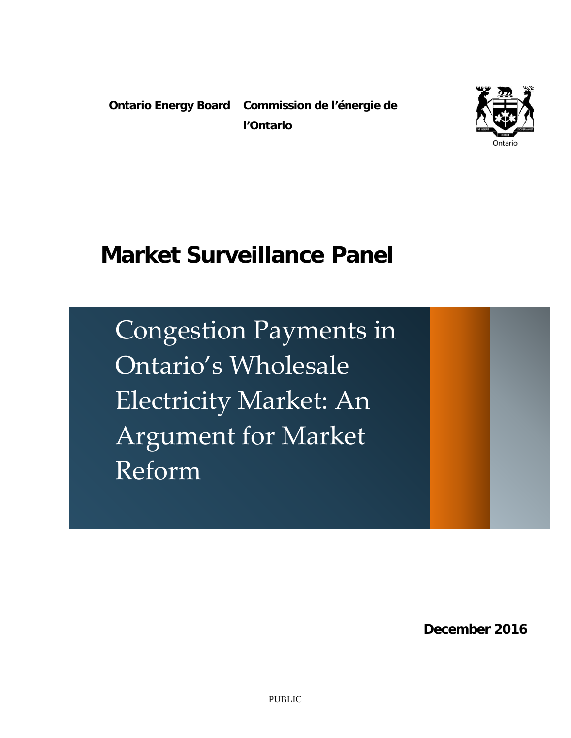**Ontario Energy Board** **Commission de l'énergie de l'Ontario**

Ontario

# Market Surveillance Panel

## Congestion Payments in Ontario's Wholesale Electricity Market: An Argument for Market Reform

**December 2016**

PUBLIC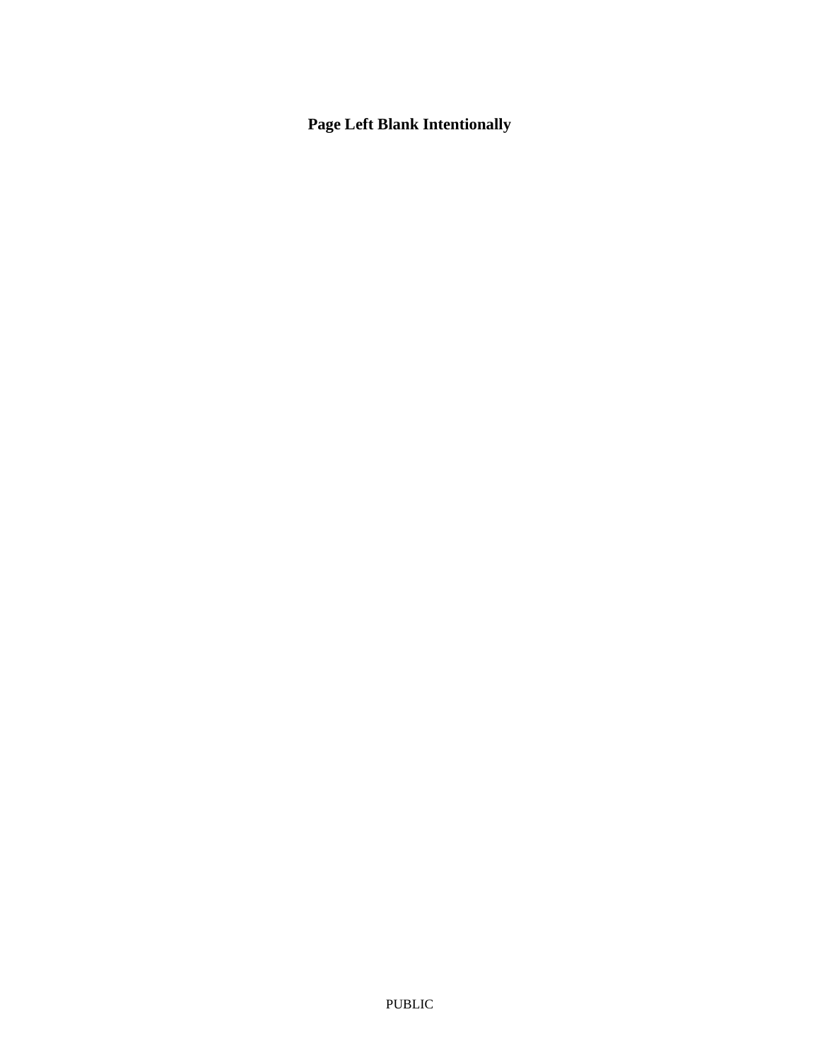**Page Left Blank Intentionally**

PUBLIC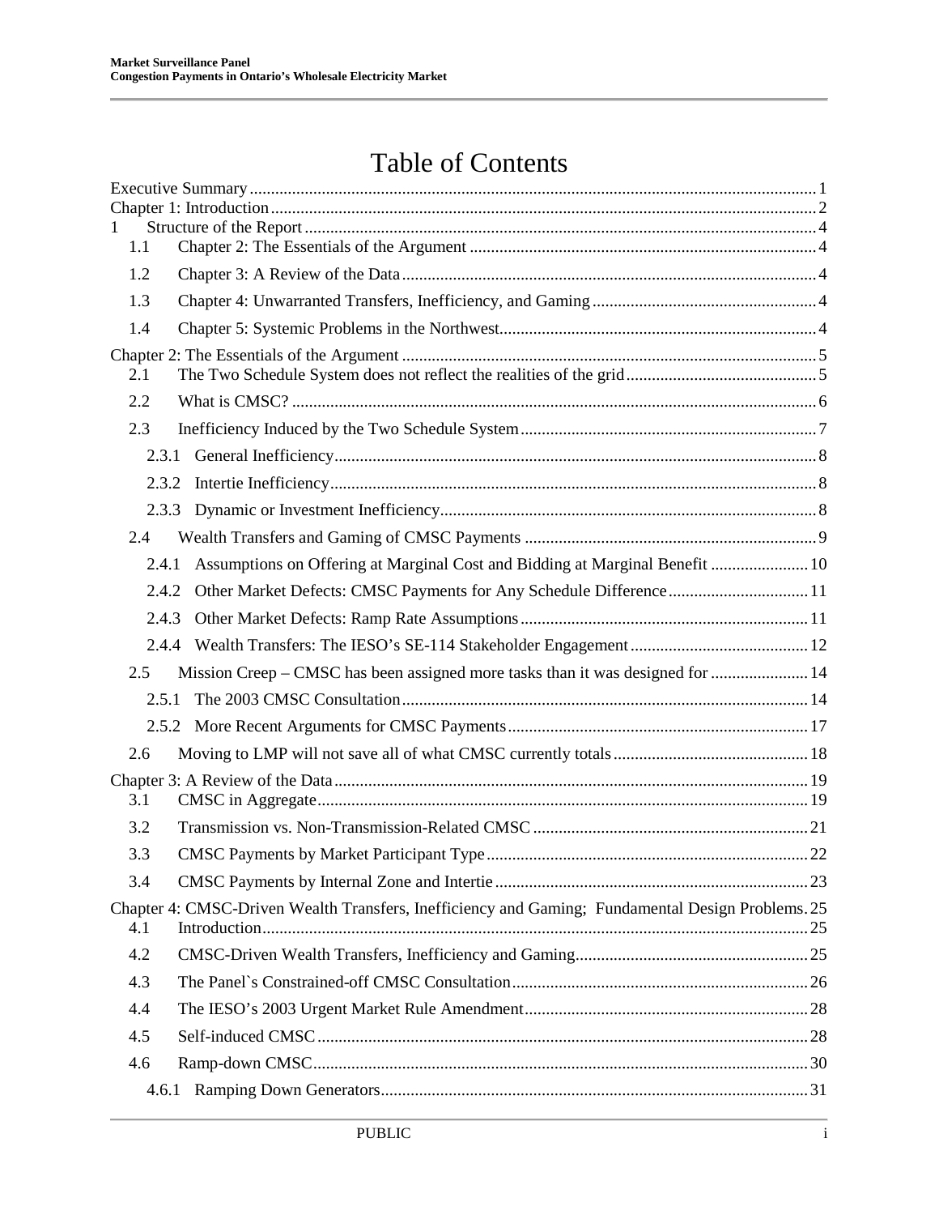# Table of Contents

Executive Summary ..... 1
Chapter 1: Introduction ..... 2
1 Structure of the Report ..... 4
1.1 Chapter 2: The Essentials of the Argument ..... 4
1.2 Chapter 3: A Review of the Data ..... 4
1.3 Chapter 4: Unwarranted Transfers, Inefficiency, and Gaming ..... 4
1.4 Chapter 5: Systemic Problems in the Northwest ..... 4
Chapter 2: The Essentials of the Argument ..... 5
2.1 The Two Schedule System does not reflect the realities of the grid ..... 5
2.2 What is CMSC? ..... 6
2.3 Inefficiency Induced by the Two Schedule System ..... 7
2.3.1 General Inefficiency ..... 8
2.3.2 Intertie Inefficiency ..... 8
2.3.3 Dynamic or Investment Inefficiency ..... 8
2.4 Wealth Transfers and Gaming of CMSC Payments ..... 9
2.4.1 Assumptions on Offering at Marginal Cost and Bidding at Marginal Benefit ..... 10
2.4.2 Other Market Defects: CMSC Payments for Any Schedule Difference ..... 11
2.4.3 Other Market Defects: Ramp Rate Assumptions ..... 11
2.4.4 Wealth Transfers: The IESO's SE-114 Stakeholder Engagement ..... 12
2.5 Mission Creep – CMSC has been assigned more tasks than it was designed for ..... 14
2.5.1 The 2003 CMSC Consultation ..... 14
2.5.2 More Recent Arguments for CMSC Payments ..... 17
2.6 Moving to LMP will not save all of what CMSC currently totals ..... 18
Chapter 3: A Review of the Data ..... 19
3.1 CMSC in Aggregate ..... 19
3.2 Transmission vs. Non-Transmission-Related CMSC ..... 21
3.3 CMSC Payments by Market Participant Type ..... 22
3.4 CMSC Payments by Internal Zone and Intertie ..... 23
Chapter 4: CMSC-Driven Wealth Transfers, Inefficiency and Gaming; Fundamental Design Problems ..... 25
4.1 Introduction ..... 25
4.2 CMSC-Driven Wealth Transfers, Inefficiency and Gaming ..... 25
4.3 The Panel`s Constrained-off CMSC Consultation ..... 26
4.4 The IESO's 2003 Urgent Market Rule Amendment ..... 28
4.5 Self-induced CMSC ..... 28
4.6 Ramp-down CMSC ..... 30
4.6.1 Ramping Down Generators ..... 31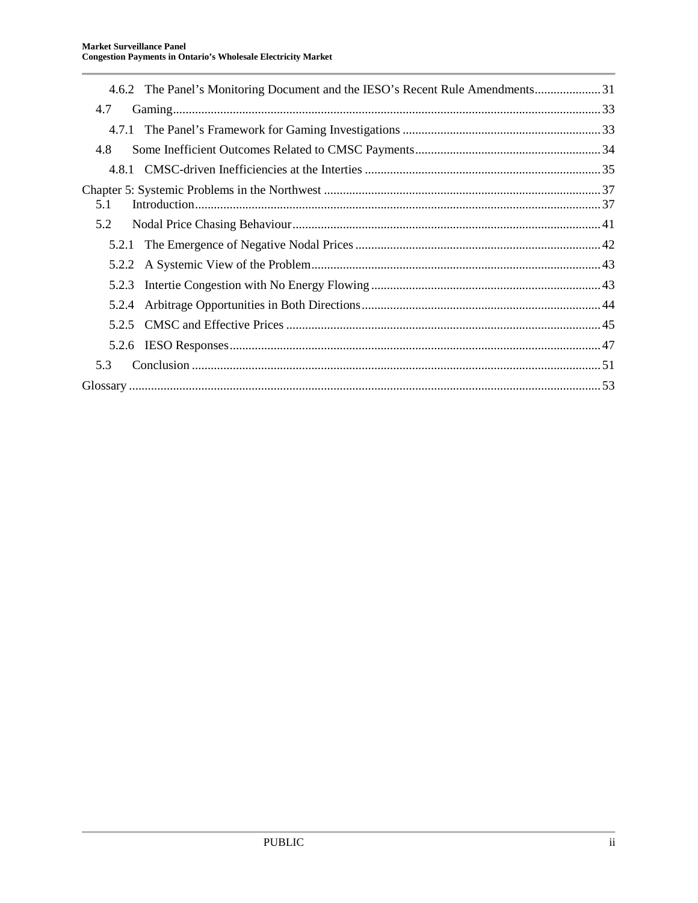4.6.2 The Panel's Monitoring Document and the IESO's Recent Rule Amendments ..... 31

4.7 Gaming ..... 33

4.7.1 The Panel's Framework for Gaming Investigations ..... 33

4.8 Some Inefficient Outcomes Related to CMSC Payments ..... 34

4.8.1 CMSC-driven Inefficiencies at the Interties ..... 35

Chapter 5: Systemic Problems in the Northwest ..... 37

5.1 Introduction ..... 37

5.2 Nodal Price Chasing Behaviour ..... 41

5.2.1 The Emergence of Negative Nodal Prices ..... 42

5.2.2 A Systemic View of the Problem ..... 43

5.2.3 Intertie Congestion with No Energy Flowing ..... 43

5.2.4 Arbitrage Opportunities in Both Directions ..... 44

5.2.5 CMSC and Effective Prices ..... 45

5.2.6 IESO Responses ..... 47

5.3 Conclusion ..... 51

Glossary ..... 53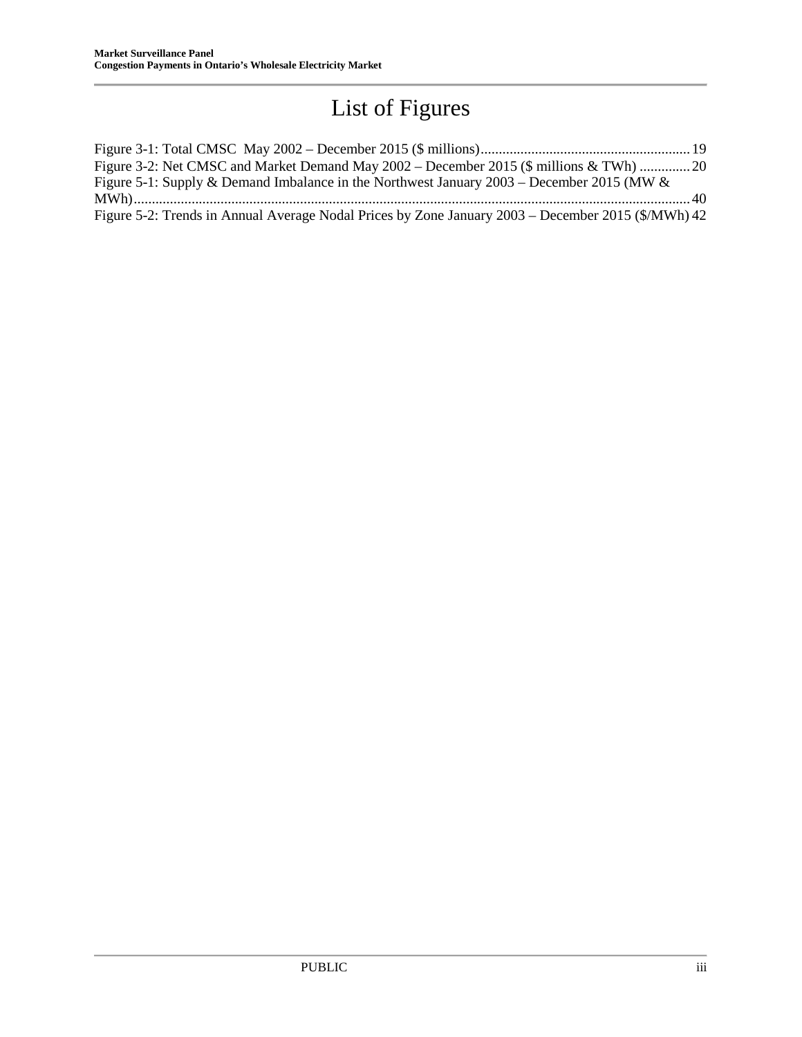# List of Figures

Figure 3-1: Total CMSC May 2002 – December 2015 ($ millions) .......... 19
Figure 3-2: Net CMSC and Market Demand May 2002 – December 2015 ($ millions & TWh) .......... 20
Figure 5-1: Supply & Demand Imbalance in the Northwest January 2003 – December 2015 (MW & MWh) .......... 40
Figure 5-2: Trends in Annual Average Nodal Prices by Zone January 2003 – December 2015 ($/MWh) 42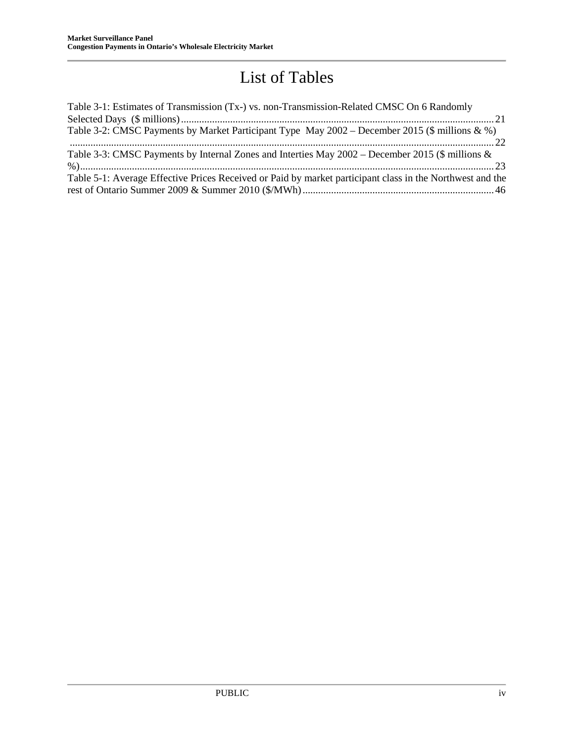# List of Tables

Table 3-1: Estimates of Transmission (Tx-) vs. non-Transmission-Related CMSC On 6 Randomly Selected Days ($ millions) .......... 21

Table 3-2: CMSC Payments by Market Participant Type May 2002 – December 2015 ($ millions & %) .......... 22

Table 3-3: CMSC Payments by Internal Zones and Interties May 2002 – December 2015 ($ millions & %) .......... 23

Table 5-1: Average Effective Prices Received or Paid by market participant class in the Northwest and the rest of Ontario Summer 2009 & Summer 2010 ($/MWh) .......... 46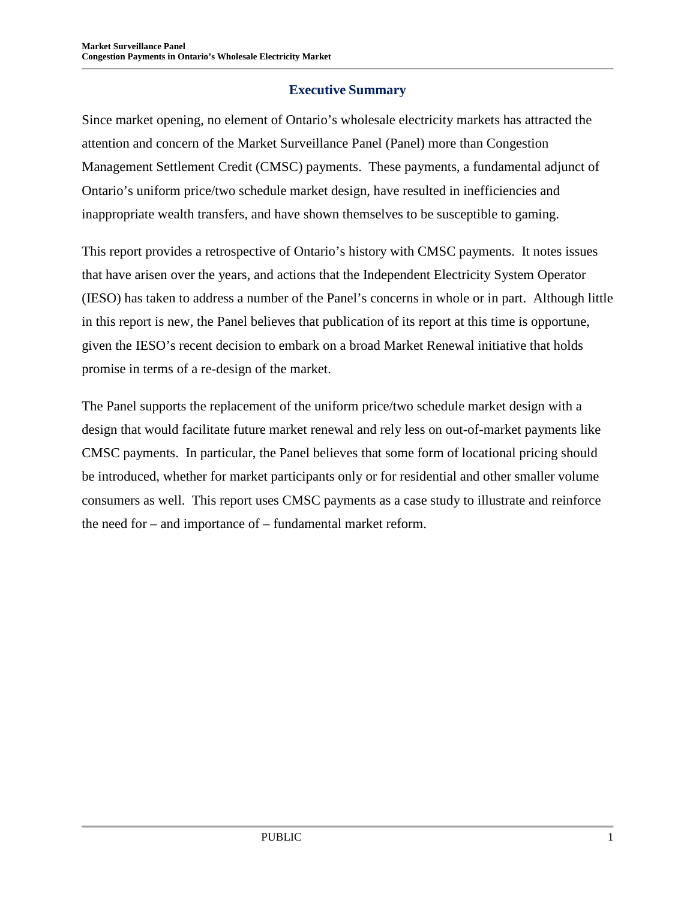## Executive Summary

Since market opening, no element of Ontario's wholesale electricity markets has attracted the attention and concern of the Market Surveillance Panel (Panel) more than Congestion Management Settlement Credit (CMSC) payments. These payments, a fundamental adjunct of Ontario's uniform price/two schedule market design, have resulted in inefficiencies and inappropriate wealth transfers, and have shown themselves to be susceptible to gaming.

This report provides a retrospective of Ontario's history with CMSC payments. It notes issues that have arisen over the years, and actions that the Independent Electricity System Operator (IESO) has taken to address a number of the Panel's concerns in whole or in part. Although little in this report is new, the Panel believes that publication of its report at this time is opportune, given the IESO's recent decision to embark on a broad Market Renewal initiative that holds promise in terms of a re-design of the market.

The Panel supports the replacement of the uniform price/two schedule market design with a design that would facilitate future market renewal and rely less on out-of-market payments like CMSC payments. In particular, the Panel believes that some form of locational pricing should be introduced, whether for market participants only or for residential and other smaller volume consumers as well. This report uses CMSC payments as a case study to illustrate and reinforce the need for – and importance of – fundamental market reform.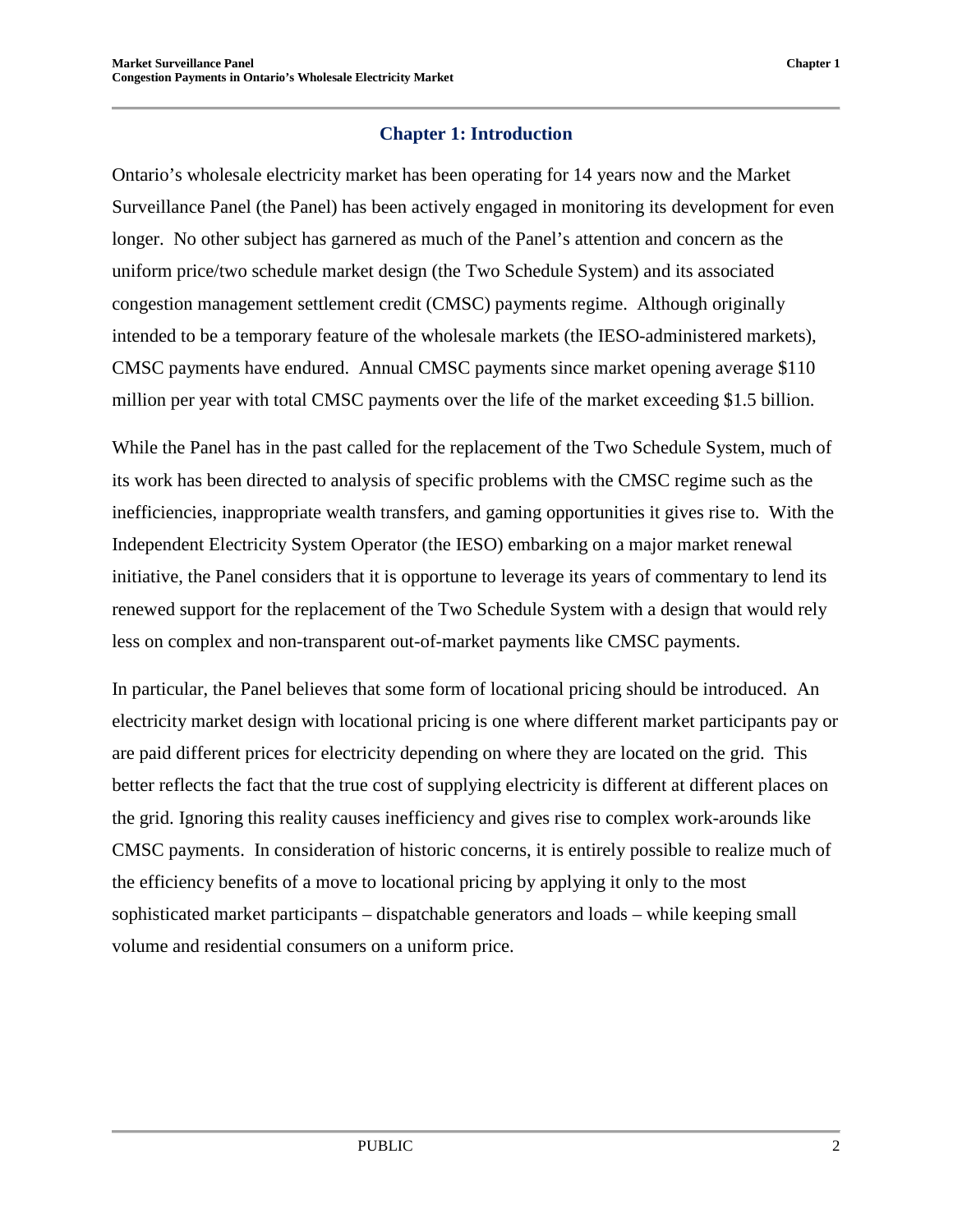# Chapter 1: Introduction

Ontario's wholesale electricity market has been operating for 14 years now and the Market Surveillance Panel (the Panel) has been actively engaged in monitoring its development for even longer. No other subject has garnered as much of the Panel's attention and concern as the uniform price/two schedule market design (the Two Schedule System) and its associated congestion management settlement credit (CMSC) payments regime. Although originally intended to be a temporary feature of the wholesale markets (the IESO-administered markets), CMSC payments have endured. Annual CMSC payments since market opening average $110 million per year with total CMSC payments over the life of the market exceeding $1.5 billion.

While the Panel has in the past called for the replacement of the Two Schedule System, much of its work has been directed to analysis of specific problems with the CMSC regime such as the inefficiencies, inappropriate wealth transfers, and gaming opportunities it gives rise to. With the Independent Electricity System Operator (the IESO) embarking on a major market renewal initiative, the Panel considers that it is opportune to leverage its years of commentary to lend its renewed support for the replacement of the Two Schedule System with a design that would rely less on complex and non-transparent out-of-market payments like CMSC payments.

In particular, the Panel believes that some form of locational pricing should be introduced. An electricity market design with locational pricing is one where different market participants pay or are paid different prices for electricity depending on where they are located on the grid. This better reflects the fact that the true cost of supplying electricity is different at different places on the grid. Ignoring this reality causes inefficiency and gives rise to complex work-arounds like CMSC payments. In consideration of historic concerns, it is entirely possible to realize much of the efficiency benefits of a move to locational pricing by applying it only to the most sophisticated market participants – dispatchable generators and loads – while keeping small volume and residential consumers on a uniform price.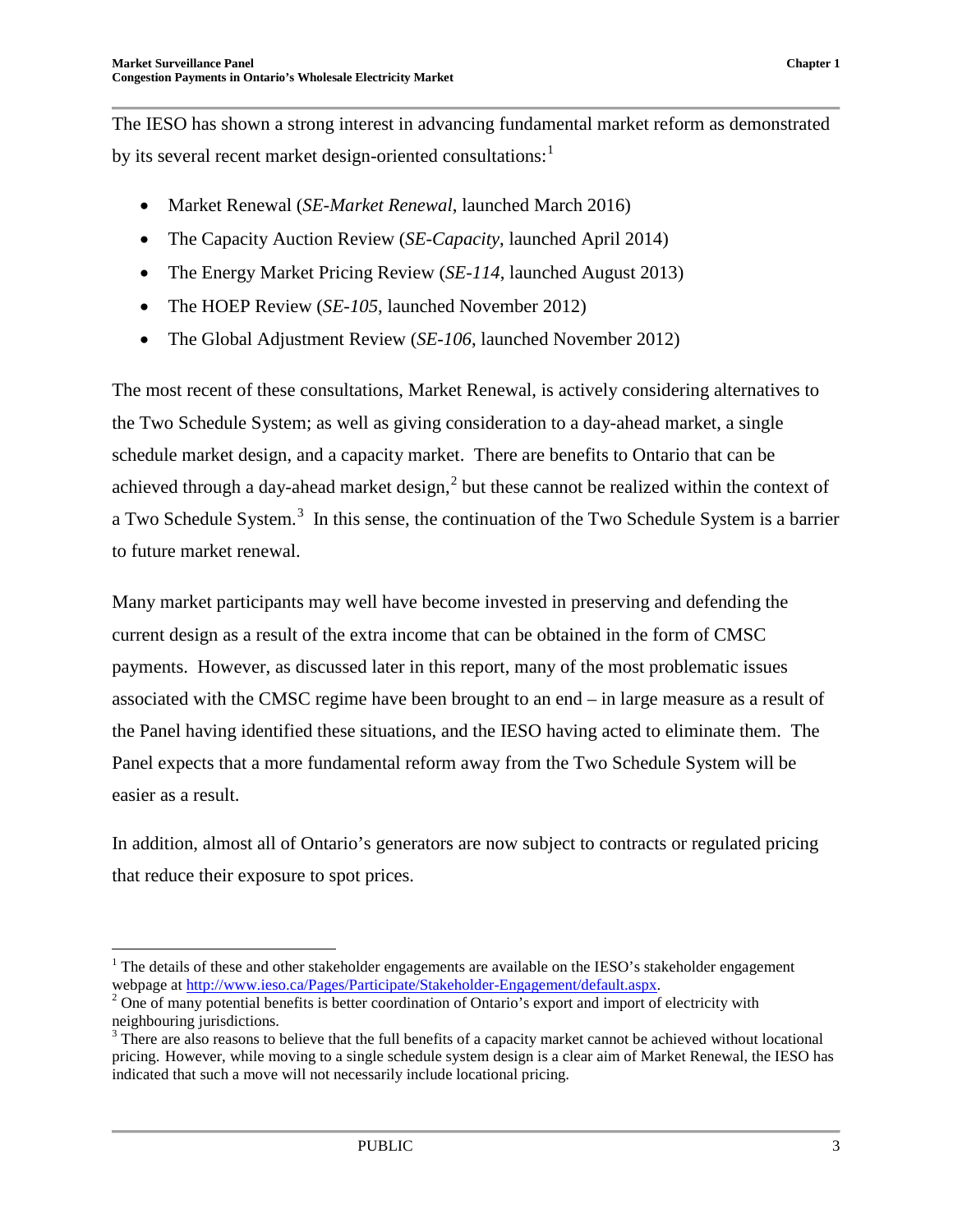The IESO has shown a strong interest in advancing fundamental market reform as demonstrated by its several recent market design-oriented consultations:[1]

- Market Renewal (*SE-Market Renewal*, launched March 2016)
- The Capacity Auction Review (*SE-Capacity*, launched April 2014)
- The Energy Market Pricing Review (*SE-114*, launched August 2013)
- The HOEP Review (*SE-105*, launched November 2012)
- The Global Adjustment Review (*SE-106*, launched November 2012)

The most recent of these consultations, Market Renewal, is actively considering alternatives to the Two Schedule System; as well as giving consideration to a day-ahead market, a single schedule market design, and a capacity market. There are benefits to Ontario that can be achieved through a day-ahead market design,[2] but these cannot be realized within the context of a Two Schedule System.[3] In this sense, the continuation of the Two Schedule System is a barrier to future market renewal.

Many market participants may well have become invested in preserving and defending the current design as a result of the extra income that can be obtained in the form of CMSC payments. However, as discussed later in this report, many of the most problematic issues associated with the CMSC regime have been brought to an end – in large measure as a result of the Panel having identified these situations, and the IESO having acted to eliminate them. The Panel expects that a more fundamental reform away from the Two Schedule System will be easier as a result.

In addition, almost all of Ontario's generators are now subject to contracts or regulated pricing that reduce their exposure to spot prices.

---

[1] The details of these and other stakeholder engagements are available on the IESO's stakeholder engagement webpage at http://www.ieso.ca/Pages/Participate/Stakeholder-Engagement/default.aspx.

[2] One of many potential benefits is better coordination of Ontario's export and import of electricity with neighbouring jurisdictions.

[3] There are also reasons to believe that the full benefits of a capacity market cannot be achieved without locational pricing. However, while moving to a single schedule system design is a clear aim of Market Renewal, the IESO has indicated that such a move will not necessarily include locational pricing.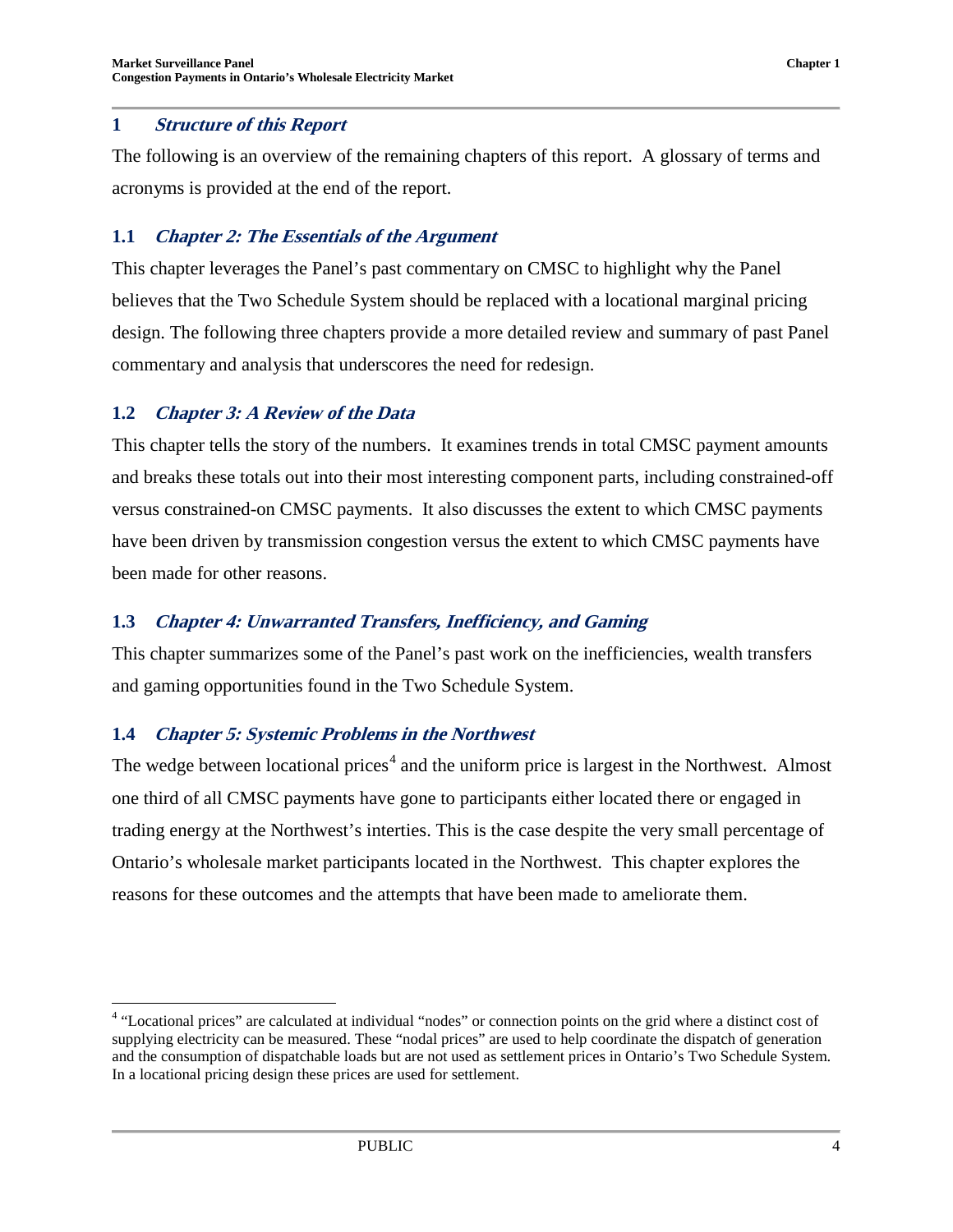# 1 *Structure of this Report*

The following is an overview of the remaining chapters of this report. A glossary of terms and acronyms is provided at the end of the report.

## 1.1 *Chapter 2: The Essentials of the Argument*

This chapter leverages the Panel's past commentary on CMSC to highlight why the Panel believes that the Two Schedule System should be replaced with a locational marginal pricing design. The following three chapters provide a more detailed review and summary of past Panel commentary and analysis that underscores the need for redesign.

## 1.2 *Chapter 3: A Review of the Data*

This chapter tells the story of the numbers. It examines trends in total CMSC payment amounts and breaks these totals out into their most interesting component parts, including constrained-off versus constrained-on CMSC payments. It also discusses the extent to which CMSC payments have been driven by transmission congestion versus the extent to which CMSC payments have been made for other reasons.

## 1.3 *Chapter 4: Unwarranted Transfers, Inefficiency, and Gaming*

This chapter summarizes some of the Panel's past work on the inefficiencies, wealth transfers and gaming opportunities found in the Two Schedule System.

## 1.4 *Chapter 5: Systemic Problems in the Northwest*

The wedge between locational prices[4] and the uniform price is largest in the Northwest. Almost one third of all CMSC payments have gone to participants either located there or engaged in trading energy at the Northwest's interties. This is the case despite the very small percentage of Ontario's wholesale market participants located in the Northwest. This chapter explores the reasons for these outcomes and the attempts that have been made to ameliorate them.

---

[4] "Locational prices" are calculated at individual "nodes" or connection points on the grid where a distinct cost of supplying electricity can be measured. These "nodal prices" are used to help coordinate the dispatch of generation and the consumption of dispatchable loads but are not used as settlement prices in Ontario's Two Schedule System. In a locational pricing design these prices are used for settlement.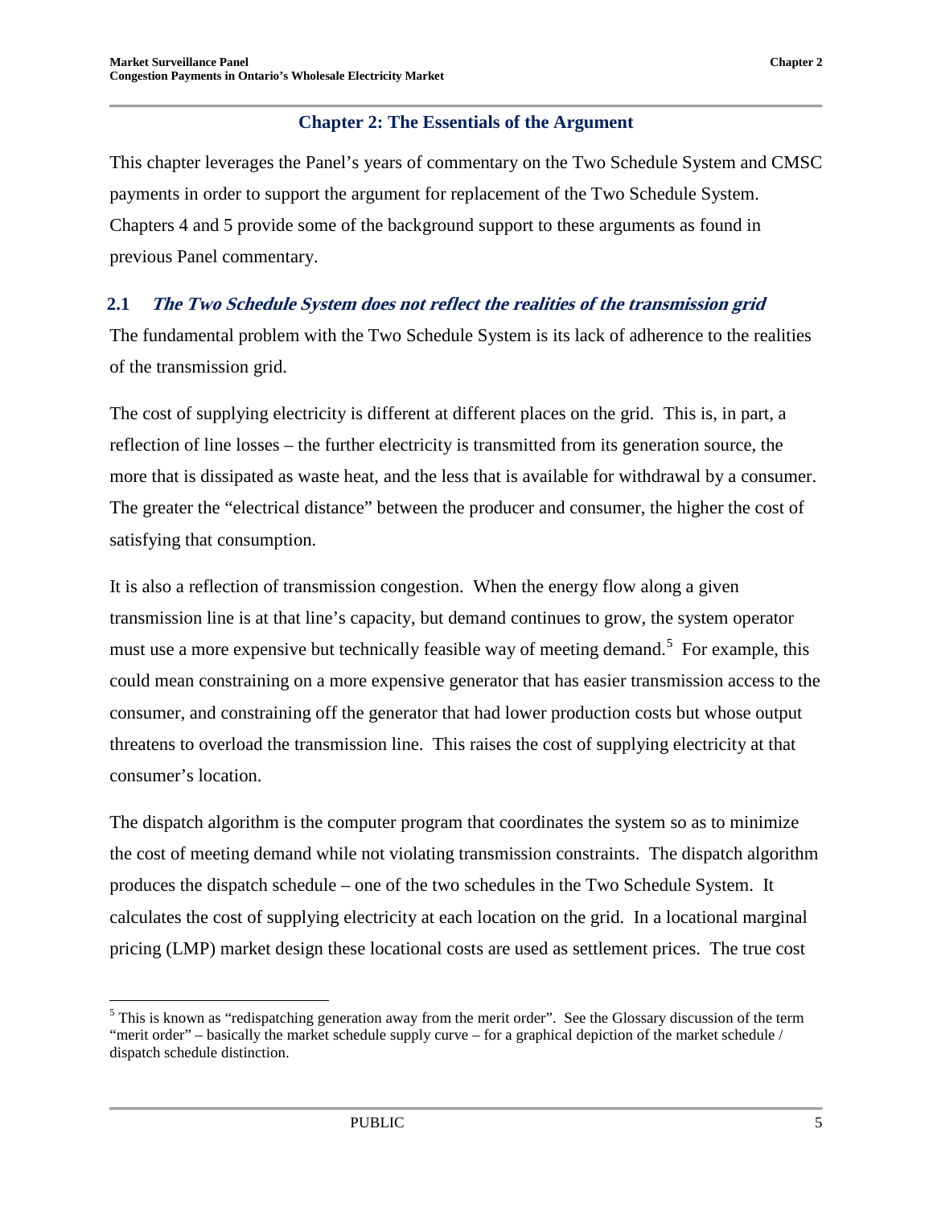# Chapter 2: The Essentials of the Argument

This chapter leverages the Panel's years of commentary on the Two Schedule System and CMSC payments in order to support the argument for replacement of the Two Schedule System. Chapters 4 and 5 provide some of the background support to these arguments as found in previous Panel commentary.

## 2.1 *The Two Schedule System does not reflect the realities of the transmission grid*

The fundamental problem with the Two Schedule System is its lack of adherence to the realities of the transmission grid.

The cost of supplying electricity is different at different places on the grid. This is, in part, a reflection of line losses – the further electricity is transmitted from its generation source, the more that is dissipated as waste heat, and the less that is available for withdrawal by a consumer. The greater the "electrical distance" between the producer and consumer, the higher the cost of satisfying that consumption.

It is also a reflection of transmission congestion. When the energy flow along a given transmission line is at that line's capacity, but demand continues to grow, the system operator must use a more expensive but technically feasible way of meeting demand.[5] For example, this could mean constraining on a more expensive generator that has easier transmission access to the consumer, and constraining off the generator that had lower production costs but whose output threatens to overload the transmission line. This raises the cost of supplying electricity at that consumer's location.

The dispatch algorithm is the computer program that coordinates the system so as to minimize the cost of meeting demand while not violating transmission constraints. The dispatch algorithm produces the dispatch schedule – one of the two schedules in the Two Schedule System. It calculates the cost of supplying electricity at each location on the grid. In a locational marginal pricing (LMP) market design these locational costs are used as settlement prices. The true cost

[5] This is known as "redispatching generation away from the merit order". See the Glossary discussion of the term "merit order" – basically the market schedule supply curve – for a graphical depiction of the market schedule / dispatch schedule distinction.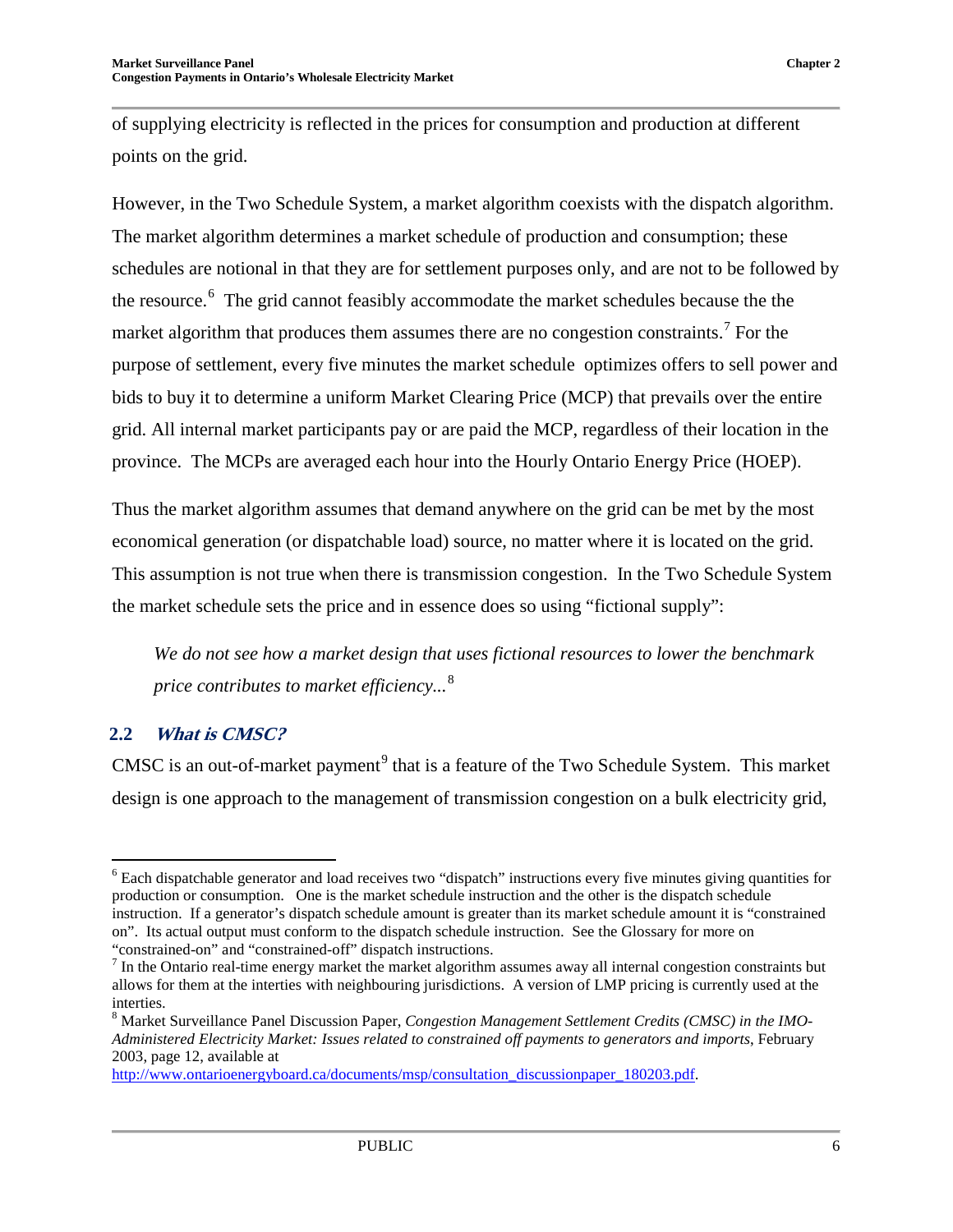of supplying electricity is reflected in the prices for consumption and production at different points on the grid.

However, in the Two Schedule System, a market algorithm coexists with the dispatch algorithm. The market algorithm determines a market schedule of production and consumption; these schedules are notional in that they are for settlement purposes only, and are not to be followed by the resource.[6] The grid cannot feasibly accommodate the market schedules because the the market algorithm that produces them assumes there are no congestion constraints.[7] For the purpose of settlement, every five minutes the market schedule optimizes offers to sell power and bids to buy it to determine a uniform Market Clearing Price (MCP) that prevails over the entire grid. All internal market participants pay or are paid the MCP, regardless of their location in the province. The MCPs are averaged each hour into the Hourly Ontario Energy Price (HOEP).

Thus the market algorithm assumes that demand anywhere on the grid can be met by the most economical generation (or dispatchable load) source, no matter where it is located on the grid. This assumption is not true when there is transmission congestion. In the Two Schedule System the market schedule sets the price and in essence does so using "fictional supply":

> *We do not see how a market design that uses fictional resources to lower the benchmark price contributes to market efficiency...*[8]

## 2.2 *What is CMSC?*

CMSC is an out-of-market payment[9] that is a feature of the Two Schedule System. This market design is one approach to the management of transmission congestion on a bulk electricity grid,

---

[6] Each dispatchable generator and load receives two "dispatch" instructions every five minutes giving quantities for production or consumption. One is the market schedule instruction and the other is the dispatch schedule instruction. If a generator's dispatch schedule amount is greater than its market schedule amount it is "constrained on". Its actual output must conform to the dispatch schedule instruction. See the Glossary for more on "constrained-on" and "constrained-off" dispatch instructions.

[7] In the Ontario real-time energy market the market algorithm assumes away all internal congestion constraints but allows for them at the interties with neighbouring jurisdictions. A version of LMP pricing is currently used at the interties.

[8] Market Surveillance Panel Discussion Paper, *Congestion Management Settlement Credits (CMSC) in the IMO-Administered Electricity Market: Issues related to constrained off payments to generators and imports*, February 2003, page 12, available at http://www.ontarioenergyboard.ca/documents/msp/consultation_discussionpaper_180203.pdf.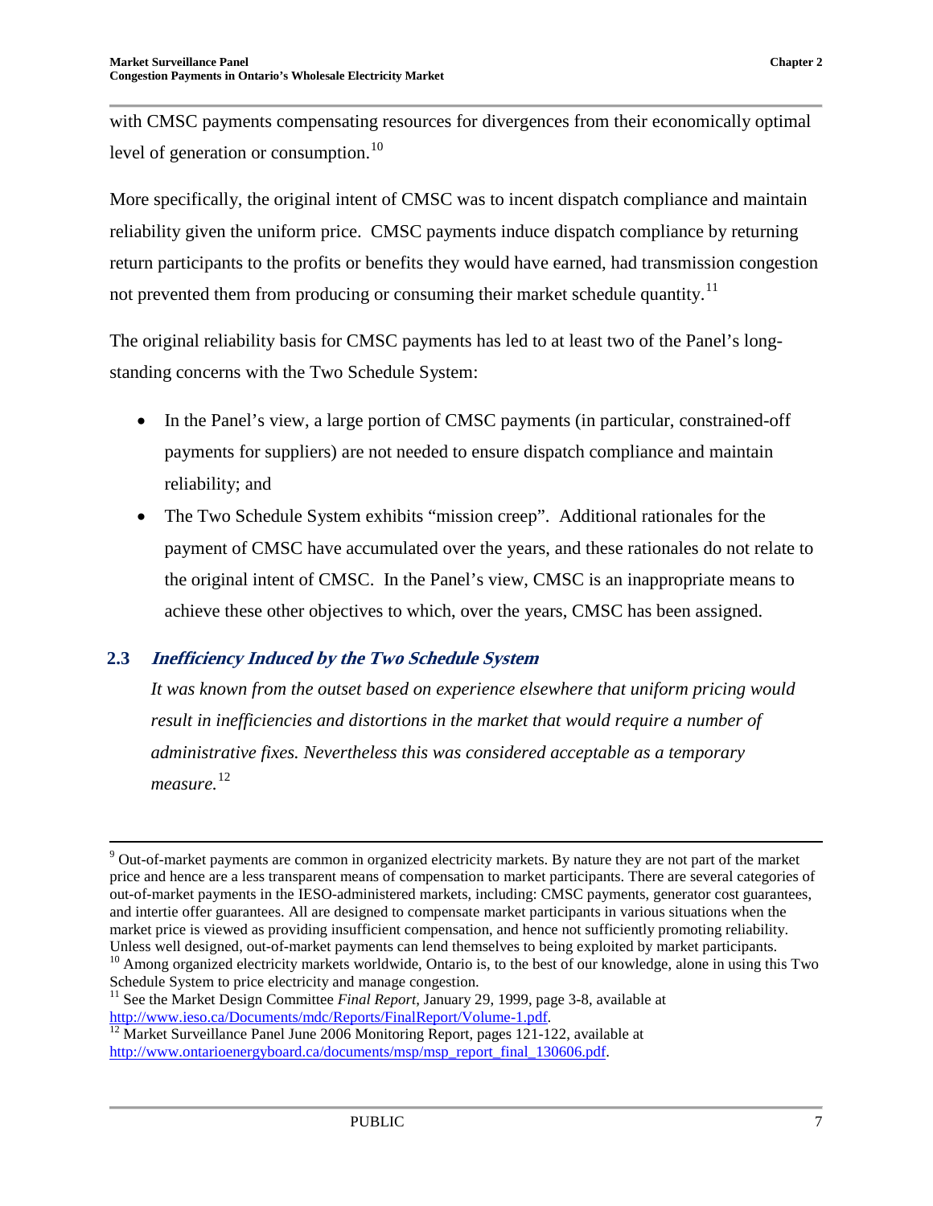with CMSC payments compensating resources for divergences from their economically optimal level of generation or consumption.[10]

More specifically, the original intent of CMSC was to incent dispatch compliance and maintain reliability given the uniform price. CMSC payments induce dispatch compliance by returning return participants to the profits or benefits they would have earned, had transmission congestion not prevented them from producing or consuming their market schedule quantity.[11]

The original reliability basis for CMSC payments has led to at least two of the Panel's long-standing concerns with the Two Schedule System:

- In the Panel's view, a large portion of CMSC payments (in particular, constrained-off payments for suppliers) are not needed to ensure dispatch compliance and maintain reliability; and
- The Two Schedule System exhibits "mission creep". Additional rationales for the payment of CMSC have accumulated over the years, and these rationales do not relate to the original intent of CMSC. In the Panel's view, CMSC is an inappropriate means to achieve these other objectives to which, over the years, CMSC has been assigned.

## 2.3 *Inefficiency Induced by the Two Schedule System*

*It was known from the outset based on experience elsewhere that uniform pricing would result in inefficiencies and distortions in the market that would require a number of administrative fixes. Nevertheless this was considered acceptable as a temporary measure.*[12]

---

[9] Out-of-market payments are common in organized electricity markets. By nature they are not part of the market price and hence are a less transparent means of compensation to market participants. There are several categories of out-of-market payments in the IESO-administered markets, including: CMSC payments, generator cost guarantees, and intertie offer guarantees. All are designed to compensate market participants in various situations when the market price is viewed as providing insufficient compensation, and hence not sufficiently promoting reliability. Unless well designed, out-of-market payments can lend themselves to being exploited by market participants.

[10] Among organized electricity markets worldwide, Ontario is, to the best of our knowledge, alone in using this Two Schedule System to price electricity and manage congestion.

[11] See the Market Design Committee *Final Report*, January 29, 1999, page 3-8, available at http://www.ieso.ca/Documents/mdc/Reports/FinalReport/Volume-1.pdf.

[12] Market Surveillance Panel June 2006 Monitoring Report, pages 121-122, available at http://www.ontarioenergyboard.ca/documents/msp/msp_report_final_130606.pdf.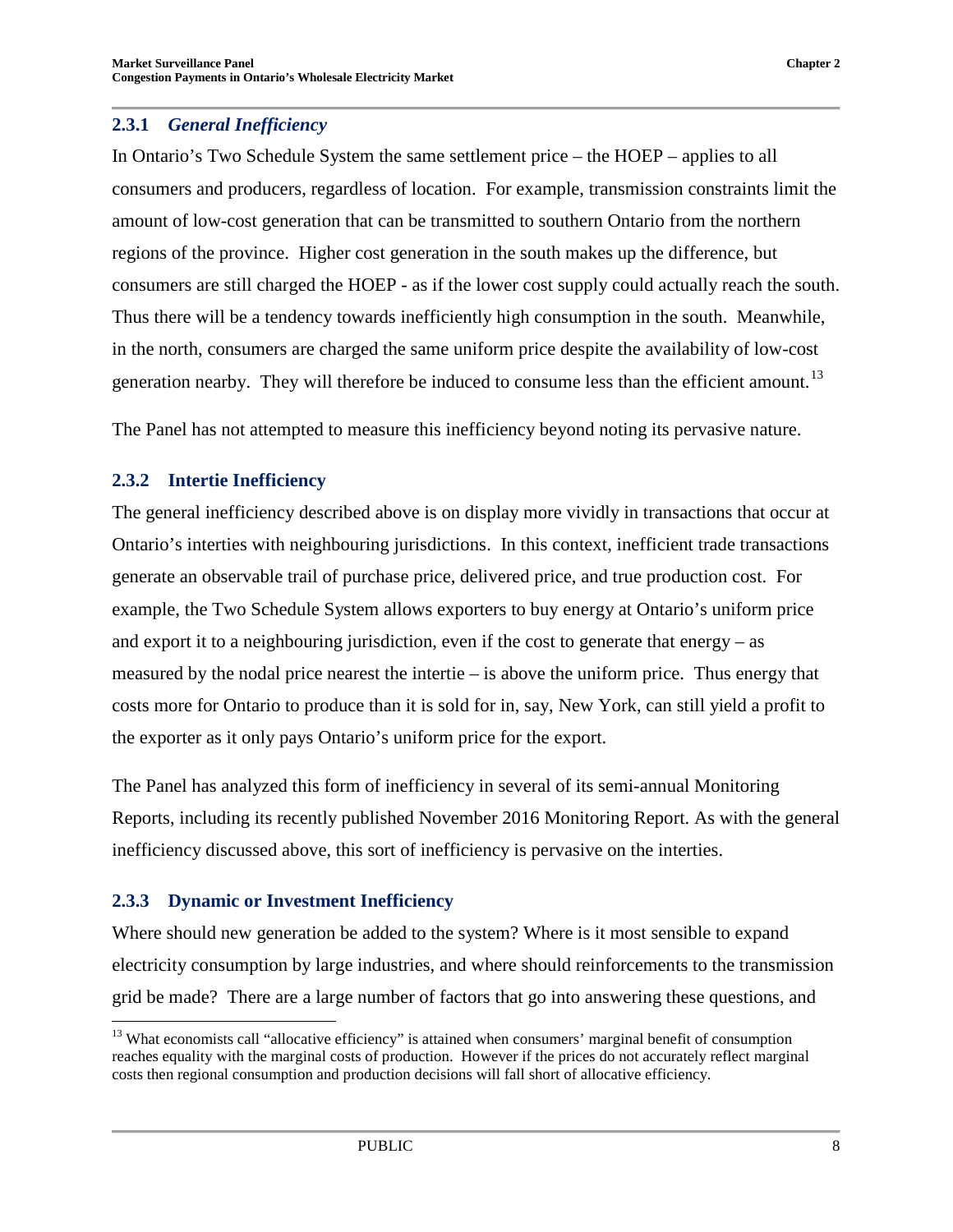### 2.3.1 *General Inefficiency*

In Ontario's Two Schedule System the same settlement price – the HOEP – applies to all consumers and producers, regardless of location. For example, transmission constraints limit the amount of low-cost generation that can be transmitted to southern Ontario from the northern regions of the province. Higher cost generation in the south makes up the difference, but consumers are still charged the HOEP - as if the lower cost supply could actually reach the south. Thus there will be a tendency towards inefficiently high consumption in the south. Meanwhile, in the north, consumers are charged the same uniform price despite the availability of low-cost generation nearby. They will therefore be induced to consume less than the efficient amount.[13]

The Panel has not attempted to measure this inefficiency beyond noting its pervasive nature.

### 2.3.2 Intertie Inefficiency

The general inefficiency described above is on display more vividly in transactions that occur at Ontario's interties with neighbouring jurisdictions. In this context, inefficient trade transactions generate an observable trail of purchase price, delivered price, and true production cost. For example, the Two Schedule System allows exporters to buy energy at Ontario's uniform price and export it to a neighbouring jurisdiction, even if the cost to generate that energy – as measured by the nodal price nearest the intertie – is above the uniform price. Thus energy that costs more for Ontario to produce than it is sold for in, say, New York, can still yield a profit to the exporter as it only pays Ontario's uniform price for the export.

The Panel has analyzed this form of inefficiency in several of its semi-annual Monitoring Reports, including its recently published November 2016 Monitoring Report. As with the general inefficiency discussed above, this sort of inefficiency is pervasive on the interties.

### 2.3.3 Dynamic or Investment Inefficiency

Where should new generation be added to the system? Where is it most sensible to expand electricity consumption by large industries, and where should reinforcements to the transmission grid be made? There are a large number of factors that go into answering these questions, and

[13] What economists call "allocative efficiency" is attained when consumers' marginal benefit of consumption reaches equality with the marginal costs of production. However if the prices do not accurately reflect marginal costs then regional consumption and production decisions will fall short of allocative efficiency.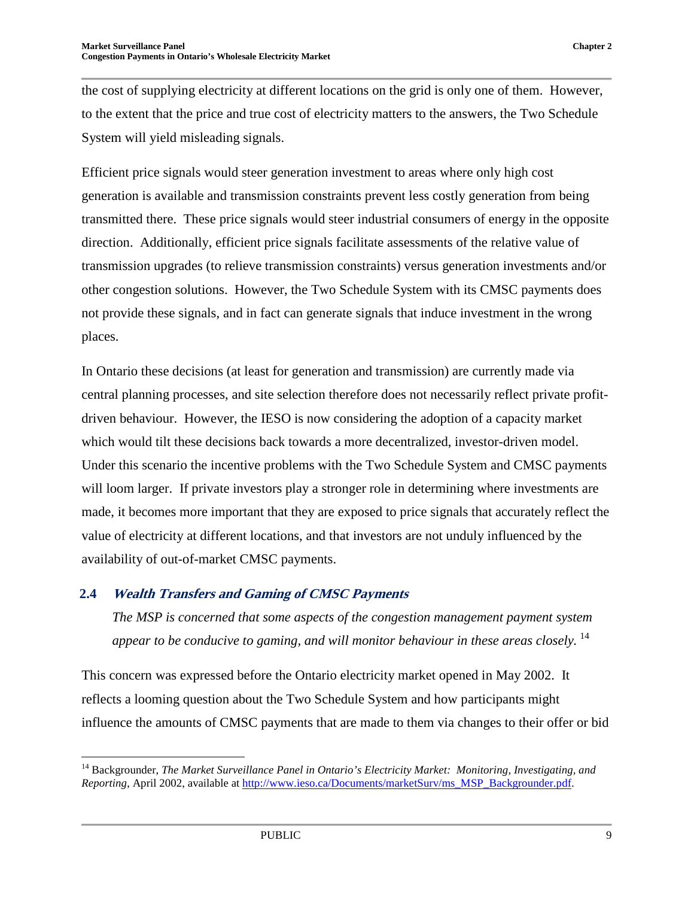the cost of supplying electricity at different locations on the grid is only one of them. However, to the extent that the price and true cost of electricity matters to the answers, the Two Schedule System will yield misleading signals.

Efficient price signals would steer generation investment to areas where only high cost generation is available and transmission constraints prevent less costly generation from being transmitted there. These price signals would steer industrial consumers of energy in the opposite direction. Additionally, efficient price signals facilitate assessments of the relative value of transmission upgrades (to relieve transmission constraints) versus generation investments and/or other congestion solutions. However, the Two Schedule System with its CMSC payments does not provide these signals, and in fact can generate signals that induce investment in the wrong places.

In Ontario these decisions (at least for generation and transmission) are currently made via central planning processes, and site selection therefore does not necessarily reflect private profit-driven behaviour. However, the IESO is now considering the adoption of a capacity market which would tilt these decisions back towards a more decentralized, investor-driven model. Under this scenario the incentive problems with the Two Schedule System and CMSC payments will loom larger. If private investors play a stronger role in determining where investments are made, it becomes more important that they are exposed to price signals that accurately reflect the value of electricity at different locations, and that investors are not unduly influenced by the availability of out-of-market CMSC payments.

## 2.4 *Wealth Transfers and Gaming of CMSC Payments*

*The MSP is concerned that some aspects of the congestion management payment system appear to be conducive to gaming, and will monitor behaviour in these areas closely.* [14]

This concern was expressed before the Ontario electricity market opened in May 2002. It reflects a looming question about the Two Schedule System and how participants might influence the amounts of CMSC payments that are made to them via changes to their offer or bid

---

[14] Backgrounder, *The Market Surveillance Panel in Ontario's Electricity Market: Monitoring, Investigating, and Reporting*, April 2002, available at http://www.ieso.ca/Documents/marketSurv/ms_MSP_Backgrounder.pdf.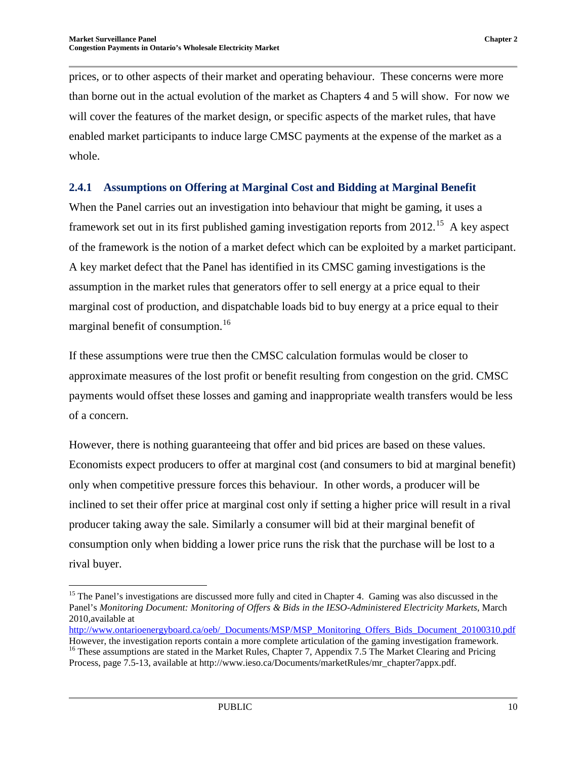prices, or to other aspects of their market and operating behaviour. These concerns were more than borne out in the actual evolution of the market as Chapters 4 and 5 will show. For now we will cover the features of the market design, or specific aspects of the market rules, that have enabled market participants to induce large CMSC payments at the expense of the market as a whole.

### 2.4.1 Assumptions on Offering at Marginal Cost and Bidding at Marginal Benefit

When the Panel carries out an investigation into behaviour that might be gaming, it uses a framework set out in its first published gaming investigation reports from 2012.[15] A key aspect of the framework is the notion of a market defect which can be exploited by a market participant. A key market defect that the Panel has identified in its CMSC gaming investigations is the assumption in the market rules that generators offer to sell energy at a price equal to their marginal cost of production, and dispatchable loads bid to buy energy at a price equal to their marginal benefit of consumption.[16]

If these assumptions were true then the CMSC calculation formulas would be closer to approximate measures of the lost profit or benefit resulting from congestion on the grid. CMSC payments would offset these losses and gaming and inappropriate wealth transfers would be less of a concern.

However, there is nothing guaranteeing that offer and bid prices are based on these values. Economists expect producers to offer at marginal cost (and consumers to bid at marginal benefit) only when competitive pressure forces this behaviour. In other words, a producer will be inclined to set their offer price at marginal cost only if setting a higher price will result in a rival producer taking away the sale. Similarly a consumer will bid at their marginal benefit of consumption only when bidding a lower price runs the risk that the purchase will be lost to a rival buyer.

---

[15] The Panel's investigations are discussed more fully and cited in Chapter 4. Gaming was also discussed in the Panel's *Monitoring Document: Monitoring of Offers & Bids in the IESO-Administered Electricity Markets*, March 2010,available at http://www.ontarioenergyboard.ca/oeb/_Documents/MSP/MSP_Monitoring_Offers_Bids_Document_20100310.pdf However, the investigation reports contain a more complete articulation of the gaming investigation framework.

[16] These assumptions are stated in the Market Rules, Chapter 7, Appendix 7.5 The Market Clearing and Pricing Process, page 7.5-13, available at http://www.ieso.ca/Documents/marketRules/mr_chapter7appx.pdf.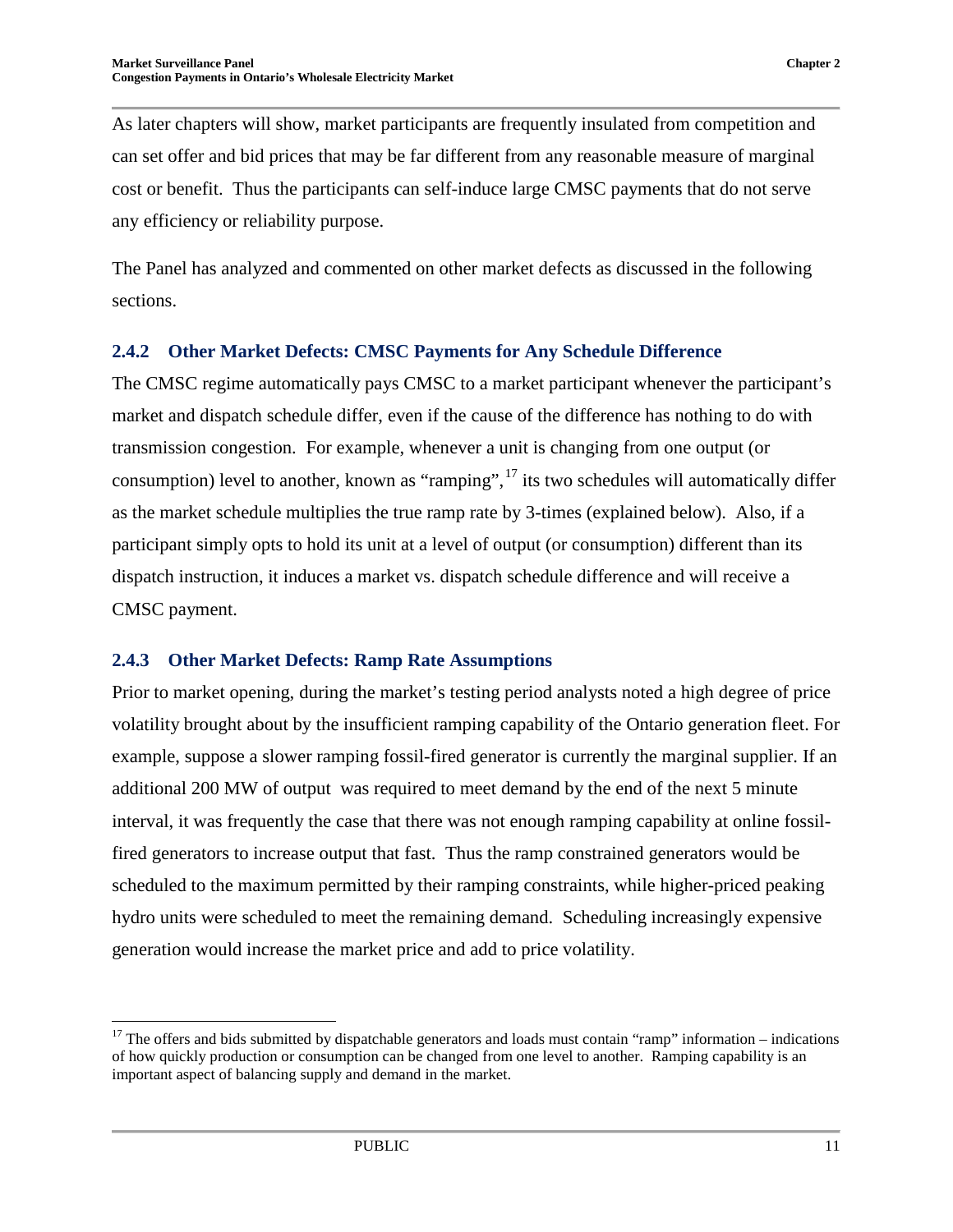As later chapters will show, market participants are frequently insulated from competition and can set offer and bid prices that may be far different from any reasonable measure of marginal cost or benefit. Thus the participants can self-induce large CMSC payments that do not serve any efficiency or reliability purpose.

The Panel has analyzed and commented on other market defects as discussed in the following sections.

### 2.4.2 Other Market Defects: CMSC Payments for Any Schedule Difference

The CMSC regime automatically pays CMSC to a market participant whenever the participant's market and dispatch schedule differ, even if the cause of the difference has nothing to do with transmission congestion. For example, whenever a unit is changing from one output (or consumption) level to another, known as "ramping",[17] its two schedules will automatically differ as the market schedule multiplies the true ramp rate by 3-times (explained below). Also, if a participant simply opts to hold its unit at a level of output (or consumption) different than its dispatch instruction, it induces a market vs. dispatch schedule difference and will receive a CMSC payment.

### 2.4.3 Other Market Defects: Ramp Rate Assumptions

Prior to market opening, during the market's testing period analysts noted a high degree of price volatility brought about by the insufficient ramping capability of the Ontario generation fleet. For example, suppose a slower ramping fossil-fired generator is currently the marginal supplier. If an additional 200 MW of output was required to meet demand by the end of the next 5 minute interval, it was frequently the case that there was not enough ramping capability at online fossil-fired generators to increase output that fast. Thus the ramp constrained generators would be scheduled to the maximum permitted by their ramping constraints, while higher-priced peaking hydro units were scheduled to meet the remaining demand. Scheduling increasingly expensive generation would increase the market price and add to price volatility.

---

[17] The offers and bids submitted by dispatchable generators and loads must contain "ramp" information – indications of how quickly production or consumption can be changed from one level to another. Ramping capability is an important aspect of balancing supply and demand in the market.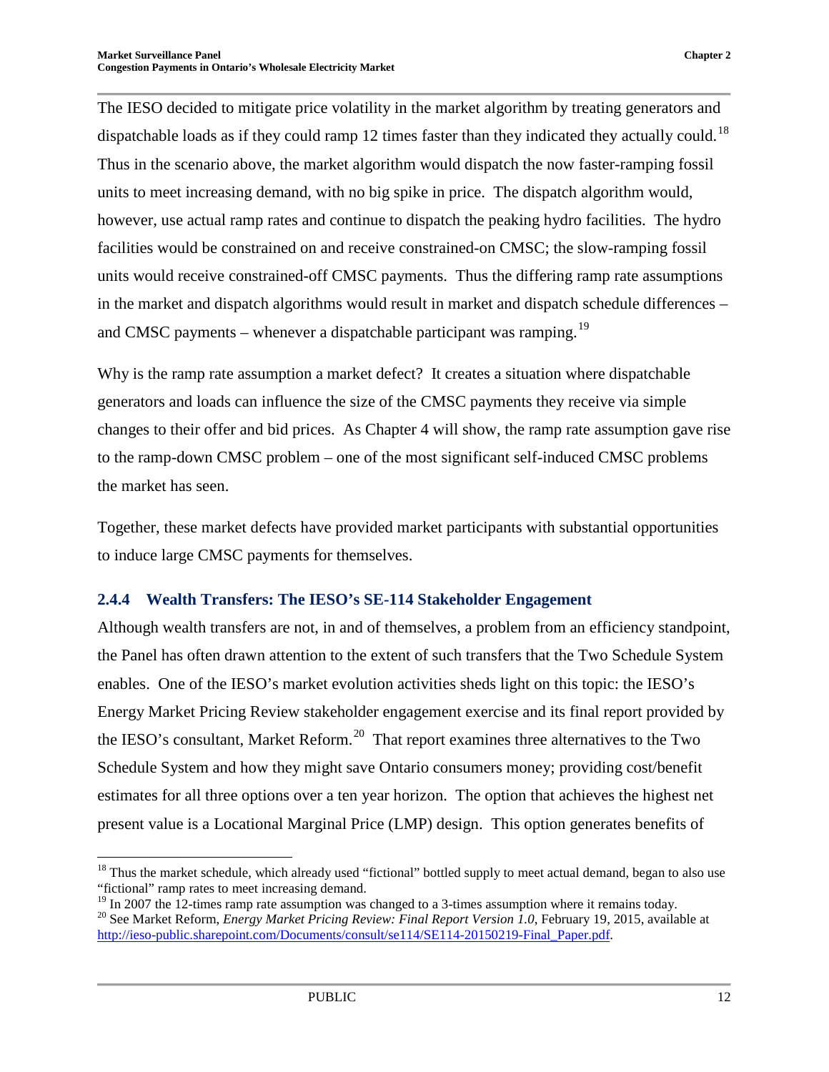The IESO decided to mitigate price volatility in the market algorithm by treating generators and dispatchable loads as if they could ramp 12 times faster than they indicated they actually could.[18] Thus in the scenario above, the market algorithm would dispatch the now faster-ramping fossil units to meet increasing demand, with no big spike in price. The dispatch algorithm would, however, use actual ramp rates and continue to dispatch the peaking hydro facilities. The hydro facilities would be constrained on and receive constrained-on CMSC; the slow-ramping fossil units would receive constrained-off CMSC payments. Thus the differing ramp rate assumptions in the market and dispatch algorithms would result in market and dispatch schedule differences – and CMSC payments – whenever a dispatchable participant was ramping.[19]

Why is the ramp rate assumption a market defect? It creates a situation where dispatchable generators and loads can influence the size of the CMSC payments they receive via simple changes to their offer and bid prices. As Chapter 4 will show, the ramp rate assumption gave rise to the ramp-down CMSC problem – one of the most significant self-induced CMSC problems the market has seen.

Together, these market defects have provided market participants with substantial opportunities to induce large CMSC payments for themselves.

### 2.4.4 Wealth Transfers: The IESO's SE-114 Stakeholder Engagement

Although wealth transfers are not, in and of themselves, a problem from an efficiency standpoint, the Panel has often drawn attention to the extent of such transfers that the Two Schedule System enables. One of the IESO's market evolution activities sheds light on this topic: the IESO's Energy Market Pricing Review stakeholder engagement exercise and its final report provided by the IESO's consultant, Market Reform.[20] That report examines three alternatives to the Two Schedule System and how they might save Ontario consumers money; providing cost/benefit estimates for all three options over a ten year horizon. The option that achieves the highest net present value is a Locational Marginal Price (LMP) design. This option generates benefits of

---

[18] Thus the market schedule, which already used "fictional" bottled supply to meet actual demand, began to also use "fictional" ramp rates to meet increasing demand.

[19] In 2007 the 12-times ramp rate assumption was changed to a 3-times assumption where it remains today.

[20] See Market Reform, *Energy Market Pricing Review: Final Report Version 1.0*, February 19, 2015, available at http://ieso-public.sharepoint.com/Documents/consult/se114/SE114-20150219-Final_Paper.pdf.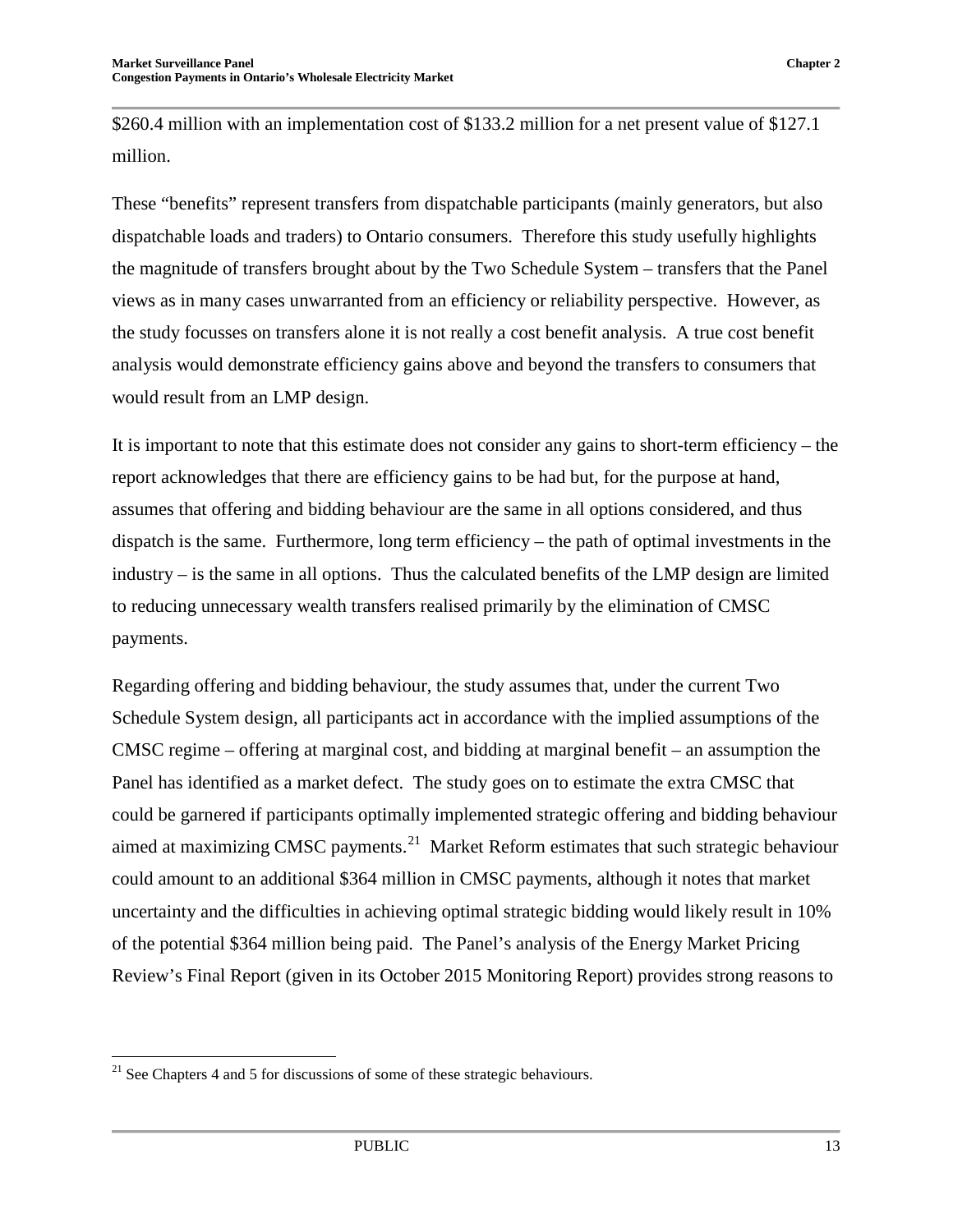$260.4 million with an implementation cost of $133.2 million for a net present value of $127.1 million.

These "benefits" represent transfers from dispatchable participants (mainly generators, but also dispatchable loads and traders) to Ontario consumers. Therefore this study usefully highlights the magnitude of transfers brought about by the Two Schedule System – transfers that the Panel views as in many cases unwarranted from an efficiency or reliability perspective. However, as the study focusses on transfers alone it is not really a cost benefit analysis. A true cost benefit analysis would demonstrate efficiency gains above and beyond the transfers to consumers that would result from an LMP design.

It is important to note that this estimate does not consider any gains to short-term efficiency – the report acknowledges that there are efficiency gains to be had but, for the purpose at hand, assumes that offering and bidding behaviour are the same in all options considered, and thus dispatch is the same. Furthermore, long term efficiency – the path of optimal investments in the industry – is the same in all options. Thus the calculated benefits of the LMP design are limited to reducing unnecessary wealth transfers realised primarily by the elimination of CMSC payments.

Regarding offering and bidding behaviour, the study assumes that, under the current Two Schedule System design, all participants act in accordance with the implied assumptions of the CMSC regime – offering at marginal cost, and bidding at marginal benefit – an assumption the Panel has identified as a market defect. The study goes on to estimate the extra CMSC that could be garnered if participants optimally implemented strategic offering and bidding behaviour aimed at maximizing CMSC payments.[21] Market Reform estimates that such strategic behaviour could amount to an additional $364 million in CMSC payments, although it notes that market uncertainty and the difficulties in achieving optimal strategic bidding would likely result in 10% of the potential $364 million being paid. The Panel's analysis of the Energy Market Pricing Review's Final Report (given in its October 2015 Monitoring Report) provides strong reasons to

[21] See Chapters 4 and 5 for discussions of some of these strategic behaviours.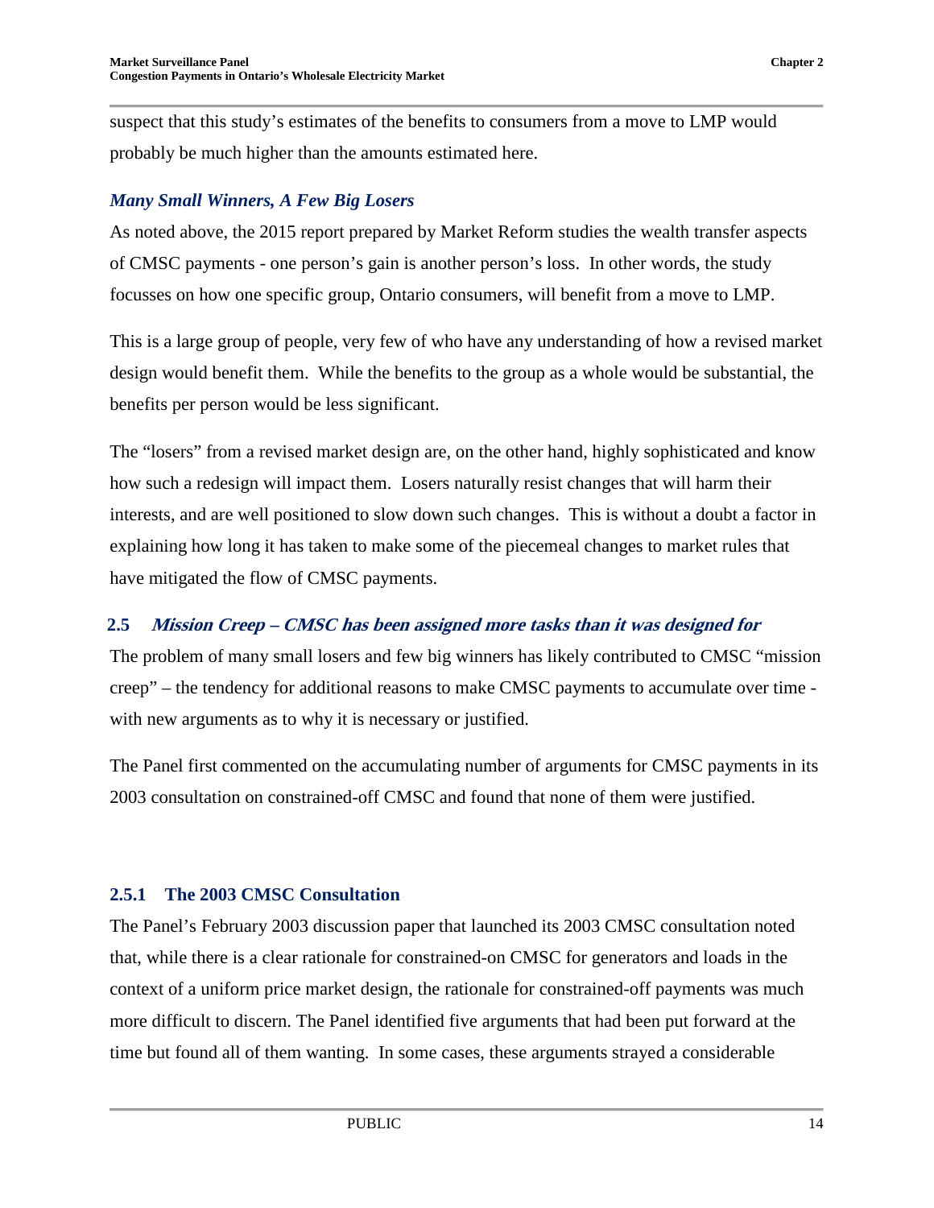suspect that this study's estimates of the benefits to consumers from a move to LMP would probably be much higher than the amounts estimated here.

### *Many Small Winners, A Few Big Losers*

As noted above, the 2015 report prepared by Market Reform studies the wealth transfer aspects of CMSC payments - one person's gain is another person's loss. In other words, the study focusses on how one specific group, Ontario consumers, will benefit from a move to LMP.

This is a large group of people, very few of who have any understanding of how a revised market design would benefit them. While the benefits to the group as a whole would be substantial, the benefits per person would be less significant.

The "losers" from a revised market design are, on the other hand, highly sophisticated and know how such a redesign will impact them. Losers naturally resist changes that will harm their interests, and are well positioned to slow down such changes. This is without a doubt a factor in explaining how long it has taken to make some of the piecemeal changes to market rules that have mitigated the flow of CMSC payments.

## 2.5 *Mission Creep – CMSC has been assigned more tasks than it was designed for*

The problem of many small losers and few big winners has likely contributed to CMSC "mission creep" – the tendency for additional reasons to make CMSC payments to accumulate over time - with new arguments as to why it is necessary or justified.

The Panel first commented on the accumulating number of arguments for CMSC payments in its 2003 consultation on constrained-off CMSC and found that none of them were justified.

### 2.5.1 The 2003 CMSC Consultation

The Panel's February 2003 discussion paper that launched its 2003 CMSC consultation noted that, while there is a clear rationale for constrained-on CMSC for generators and loads in the context of a uniform price market design, the rationale for constrained-off payments was much more difficult to discern. The Panel identified five arguments that had been put forward at the time but found all of them wanting. In some cases, these arguments strayed a considerable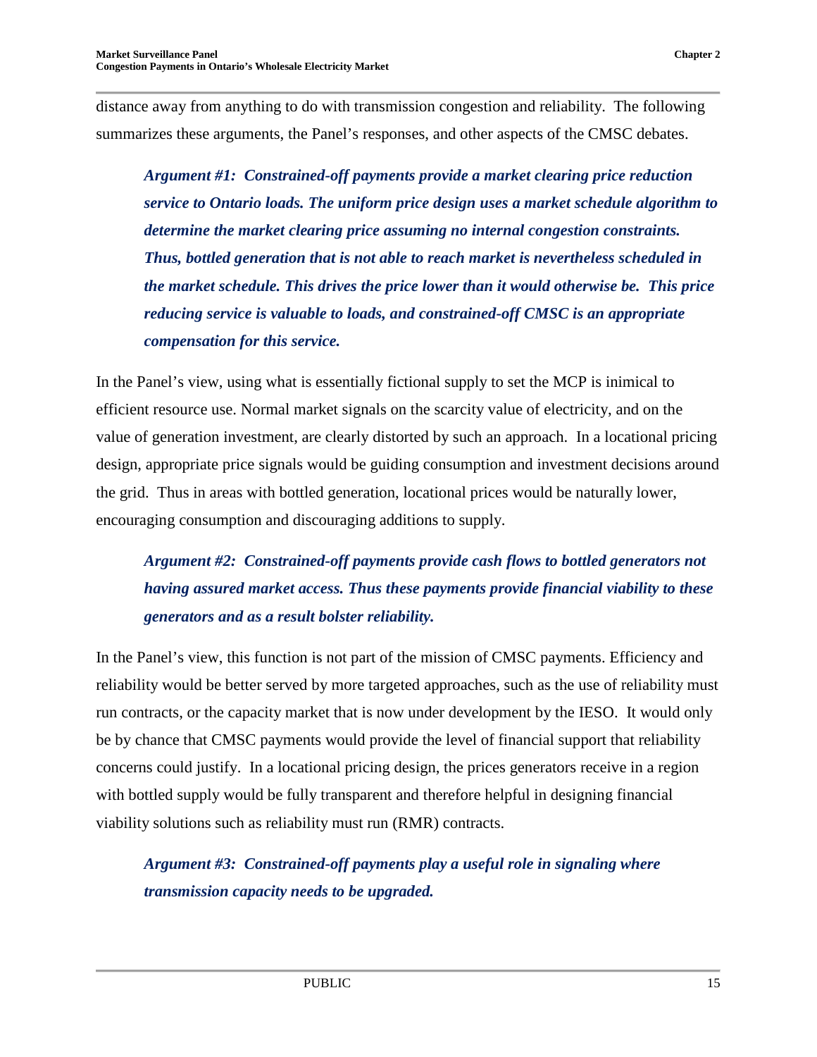distance away from anything to do with transmission congestion and reliability. The following summarizes these arguments, the Panel's responses, and other aspects of the CMSC debates.

> ***Argument #1: Constrained-off payments provide a market clearing price reduction service to Ontario loads. The uniform price design uses a market schedule algorithm to determine the market clearing price assuming no internal congestion constraints. Thus, bottled generation that is not able to reach market is nevertheless scheduled in the market schedule. This drives the price lower than it would otherwise be. This price reducing service is valuable to loads, and constrained-off CMSC is an appropriate compensation for this service.***

In the Panel's view, using what is essentially fictional supply to set the MCP is inimical to efficient resource use. Normal market signals on the scarcity value of electricity, and on the value of generation investment, are clearly distorted by such an approach. In a locational pricing design, appropriate price signals would be guiding consumption and investment decisions around the grid. Thus in areas with bottled generation, locational prices would be naturally lower, encouraging consumption and discouraging additions to supply.

> ***Argument #2: Constrained-off payments provide cash flows to bottled generators not having assured market access. Thus these payments provide financial viability to these generators and as a result bolster reliability.***

In the Panel's view, this function is not part of the mission of CMSC payments. Efficiency and reliability would be better served by more targeted approaches, such as the use of reliability must run contracts, or the capacity market that is now under development by the IESO. It would only be by chance that CMSC payments would provide the level of financial support that reliability concerns could justify. In a locational pricing design, the prices generators receive in a region with bottled supply would be fully transparent and therefore helpful in designing financial viability solutions such as reliability must run (RMR) contracts.

> ***Argument #3: Constrained-off payments play a useful role in signaling where transmission capacity needs to be upgraded.***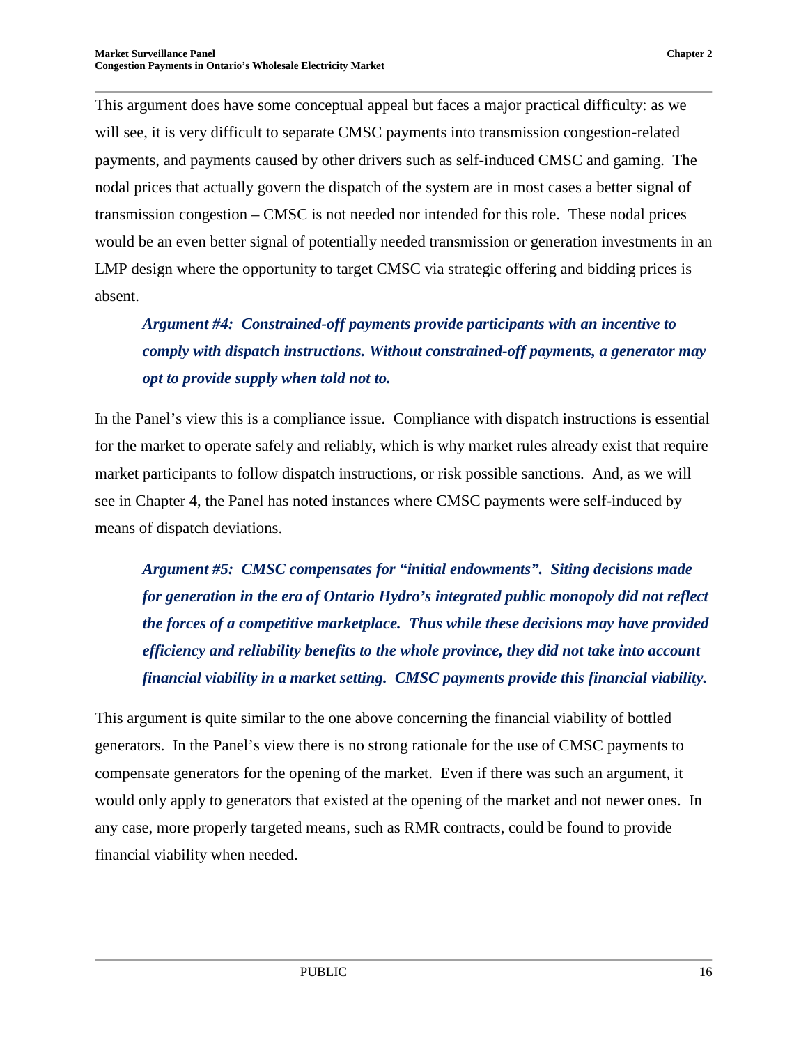This argument does have some conceptual appeal but faces a major practical difficulty: as we will see, it is very difficult to separate CMSC payments into transmission congestion-related payments, and payments caused by other drivers such as self-induced CMSC and gaming. The nodal prices that actually govern the dispatch of the system are in most cases a better signal of transmission congestion – CMSC is not needed nor intended for this role. These nodal prices would be an even better signal of potentially needed transmission or generation investments in an LMP design where the opportunity to target CMSC via strategic offering and bidding prices is absent.

> ***Argument #4: Constrained-off payments provide participants with an incentive to comply with dispatch instructions. Without constrained-off payments, a generator may opt to provide supply when told not to.***

In the Panel's view this is a compliance issue. Compliance with dispatch instructions is essential for the market to operate safely and reliably, which is why market rules already exist that require market participants to follow dispatch instructions, or risk possible sanctions. And, as we will see in Chapter 4, the Panel has noted instances where CMSC payments were self-induced by means of dispatch deviations.

> ***Argument #5: CMSC compensates for "initial endowments". Siting decisions made for generation in the era of Ontario Hydro's integrated public monopoly did not reflect the forces of a competitive marketplace. Thus while these decisions may have provided efficiency and reliability benefits to the whole province, they did not take into account financial viability in a market setting. CMSC payments provide this financial viability.***

This argument is quite similar to the one above concerning the financial viability of bottled generators. In the Panel's view there is no strong rationale for the use of CMSC payments to compensate generators for the opening of the market. Even if there was such an argument, it would only apply to generators that existed at the opening of the market and not newer ones. In any case, more properly targeted means, such as RMR contracts, could be found to provide financial viability when needed.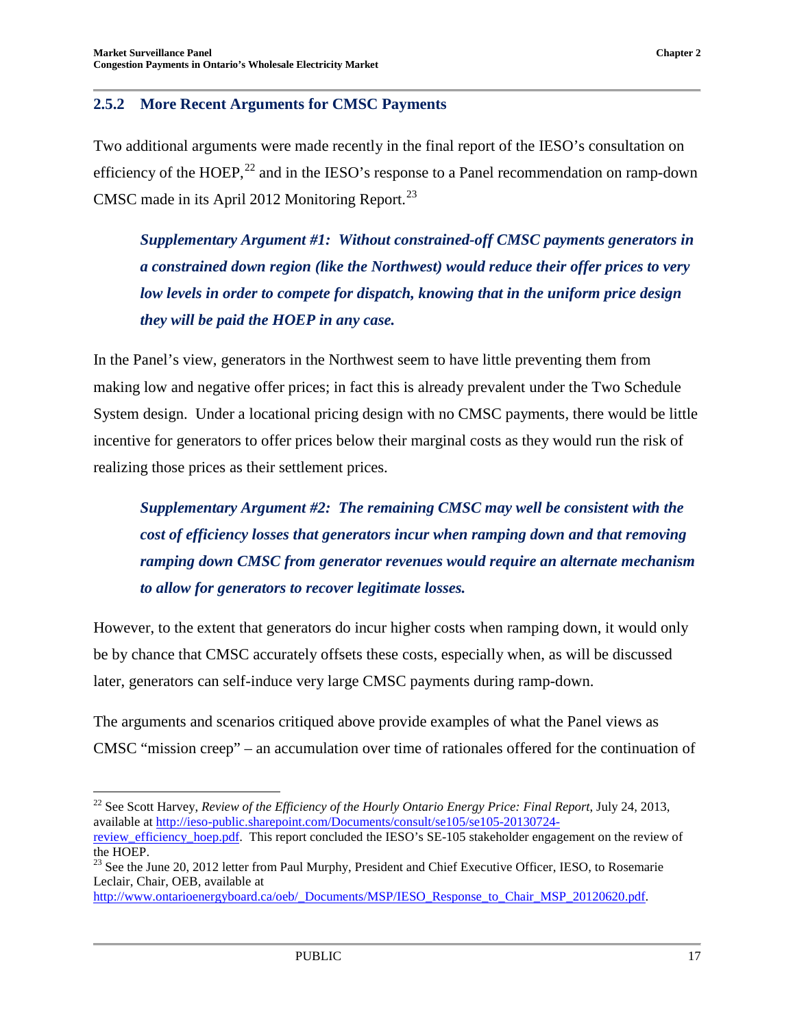### 2.5.2 More Recent Arguments for CMSC Payments

Two additional arguments were made recently in the final report of the IESO's consultation on efficiency of the HOEP,[22] and in the IESO's response to a Panel recommendation on ramp-down CMSC made in its April 2012 Monitoring Report.[23]

> ***Supplementary Argument #1: Without constrained-off CMSC payments generators in a constrained down region (like the Northwest) would reduce their offer prices to very low levels in order to compete for dispatch, knowing that in the uniform price design they will be paid the HOEP in any case.***

In the Panel's view, generators in the Northwest seem to have little preventing them from making low and negative offer prices; in fact this is already prevalent under the Two Schedule System design. Under a locational pricing design with no CMSC payments, there would be little incentive for generators to offer prices below their marginal costs as they would run the risk of realizing those prices as their settlement prices.

> ***Supplementary Argument #2: The remaining CMSC may well be consistent with the cost of efficiency losses that generators incur when ramping down and that removing ramping down CMSC from generator revenues would require an alternate mechanism to allow for generators to recover legitimate losses.***

However, to the extent that generators do incur higher costs when ramping down, it would only be by chance that CMSC accurately offsets these costs, especially when, as will be discussed later, generators can self-induce very large CMSC payments during ramp-down.

The arguments and scenarios critiqued above provide examples of what the Panel views as CMSC "mission creep" – an accumulation over time of rationales offered for the continuation of

---

[22] See Scott Harvey, *Review of the Efficiency of the Hourly Ontario Energy Price: Final Report*, July 24, 2013, available at http://ieso-public.sharepoint.com/Documents/consult/se105/se105-20130724-review_efficiency_hoep.pdf. This report concluded the IESO's SE-105 stakeholder engagement on the review of the HOEP.

[23] See the June 20, 2012 letter from Paul Murphy, President and Chief Executive Officer, IESO, to Rosemarie Leclair, Chair, OEB, available at http://www.ontarioenergyboard.ca/oeb/_Documents/MSP/IESO_Response_to_Chair_MSP_20120620.pdf.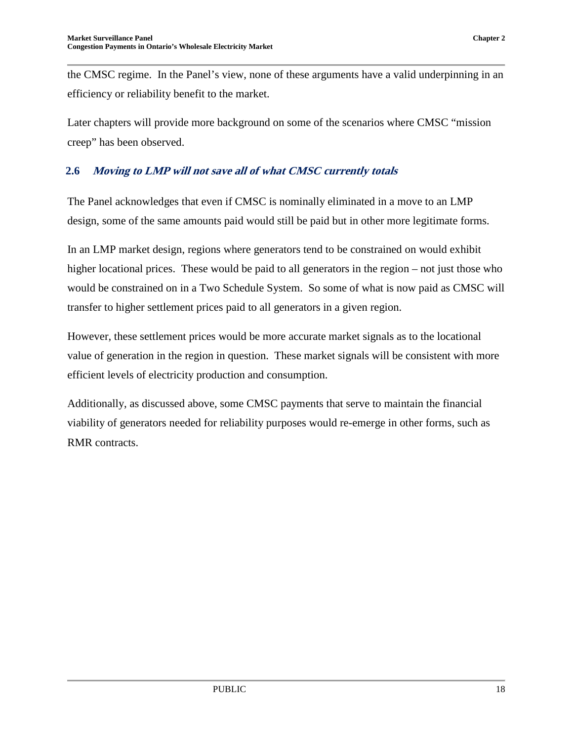the CMSC regime. In the Panel's view, none of these arguments have a valid underpinning in an efficiency or reliability benefit to the market.

Later chapters will provide more background on some of the scenarios where CMSC "mission creep" has been observed.

## 2.6 *Moving to LMP will not save all of what CMSC currently totals*

The Panel acknowledges that even if CMSC is nominally eliminated in a move to an LMP design, some of the same amounts paid would still be paid but in other more legitimate forms.

In an LMP market design, regions where generators tend to be constrained on would exhibit higher locational prices. These would be paid to all generators in the region – not just those who would be constrained on in a Two Schedule System. So some of what is now paid as CMSC will transfer to higher settlement prices paid to all generators in a given region.

However, these settlement prices would be more accurate market signals as to the locational value of generation in the region in question. These market signals will be consistent with more efficient levels of electricity production and consumption.

Additionally, as discussed above, some CMSC payments that serve to maintain the financial viability of generators needed for reliability purposes would re-emerge in other forms, such as RMR contracts.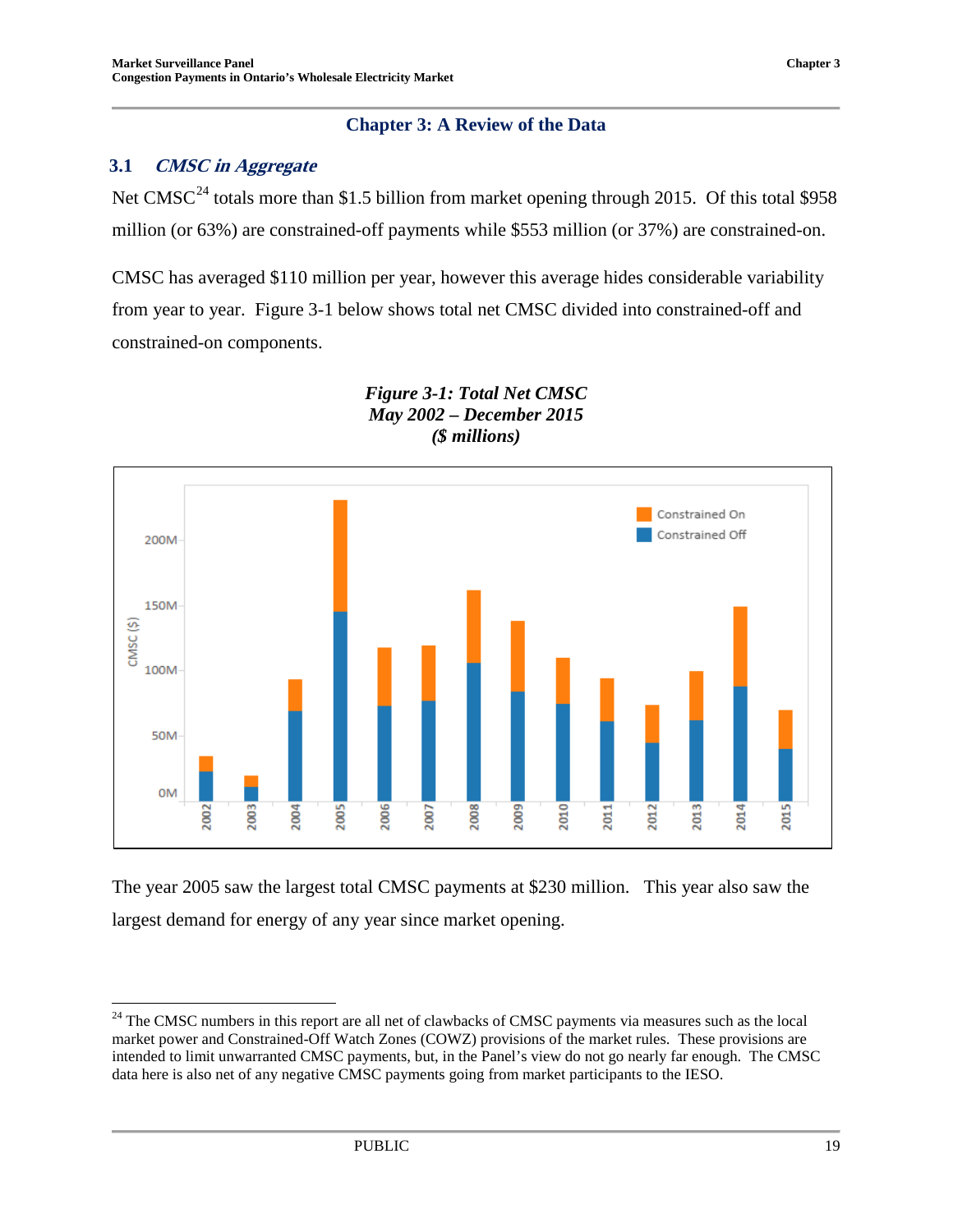# Chapter 3: A Review of the Data

## 3.1 *CMSC in Aggregate*

Net CMSC[24] totals more than $1.5 billion from market opening through 2015. Of this total $958 million (or 63%) are constrained-off payments while $553 million (or 37%) are constrained-on.

CMSC has averaged $110 million per year, however this average hides considerable variability from year to year. Figure 3-1 below shows total net CMSC divided into constrained-off and constrained-on components.

***Figure 3-1: Total Net CMSC***
***May 2002 – December 2015***
***($ millions)***

The year 2005 saw the largest total CMSC payments at $230 million. This year also saw the largest demand for energy of any year since market opening.

---

[24] The CMSC numbers in this report are all net of clawbacks of CMSC payments via measures such as the local market power and Constrained-Off Watch Zones (COWZ) provisions of the market rules. These provisions are intended to limit unwarranted CMSC payments, but, in the Panel's view do not go nearly far enough. The CMSC data here is also net of any negative CMSC payments going from market participants to the IESO.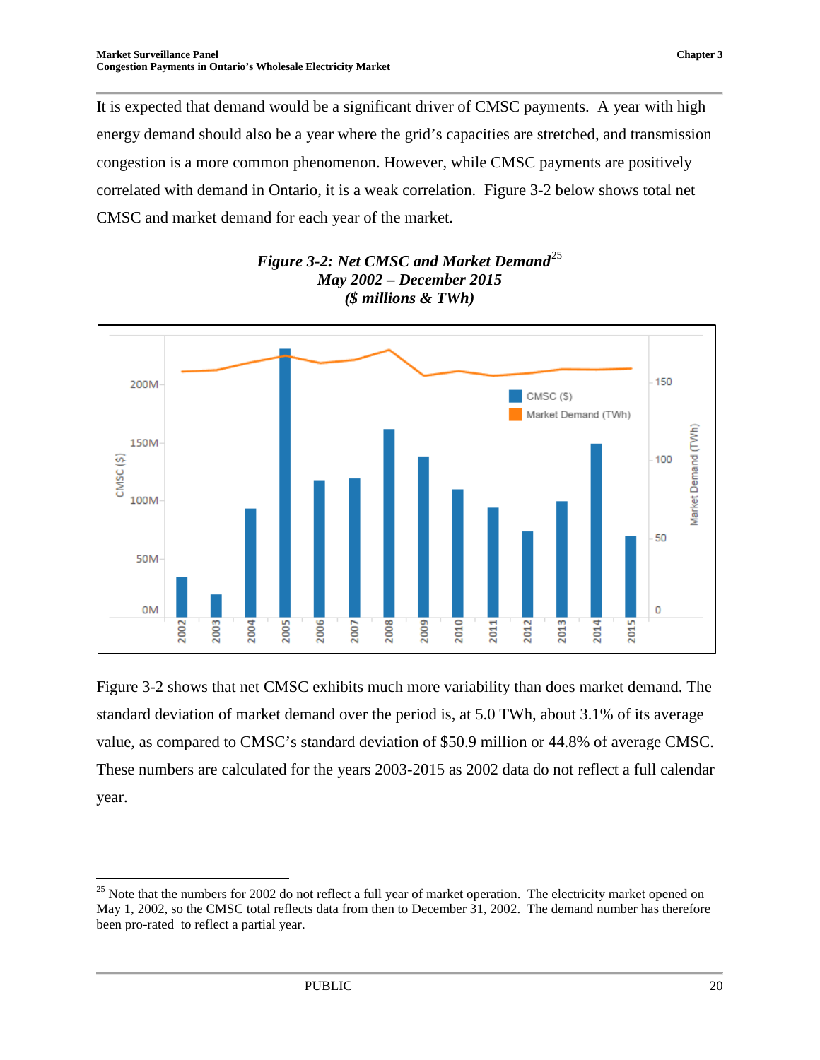It is expected that demand would be a significant driver of CMSC payments. A year with high energy demand should also be a year where the grid's capacities are stretched, and transmission congestion is a more common phenomenon. However, while CMSC payments are positively correlated with demand in Ontario, it is a weak correlation. Figure 3-2 below shows total net CMSC and market demand for each year of the market.

***Figure 3-2: Net CMSC and Market Demand[25]***
***May 2002 – December 2015***
***($ millions & TWh)***

Figure 3-2 shows that net CMSC exhibits much more variability than does market demand. The standard deviation of market demand over the period is, at 5.0 TWh, about 3.1% of its average value, as compared to CMSC's standard deviation of $50.9 million or 44.8% of average CMSC. These numbers are calculated for the years 2003-2015 as 2002 data do not reflect a full calendar year.

---

[25] Note that the numbers for 2002 do not reflect a full year of market operation. The electricity market opened on May 1, 2002, so the CMSC total reflects data from then to December 31, 2002. The demand number has therefore been pro-rated to reflect a partial year.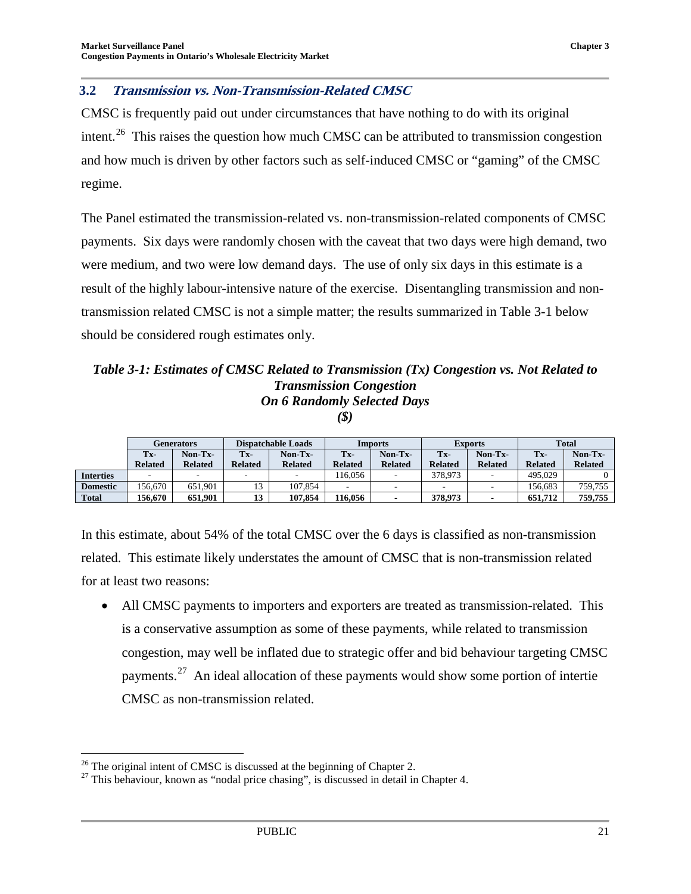## 3.2 *Transmission vs. Non-Transmission-Related CMSC*

CMSC is frequently paid out under circumstances that have nothing to do with its original intent.[26] This raises the question how much CMSC can be attributed to transmission congestion and how much is driven by other factors such as self-induced CMSC or "gaming" of the CMSC regime.

The Panel estimated the transmission-related vs. non-transmission-related components of CMSC payments. Six days were randomly chosen with the caveat that two days were high demand, two were medium, and two were low demand days. The use of only six days in this estimate is a result of the highly labour-intensive nature of the exercise. Disentangling transmission and non-transmission related CMSC is not a simple matter; the results summarized in Table 3-1 below should be considered rough estimates only.

***Table 3-1: Estimates of CMSC Related to Transmission (Tx) Congestion vs. Not Related to Transmission Congestion On 6 Randomly Selected Days ($)***

| | Generators | | Dispatchable Loads | | Imports | | Exports | | Total | |
|---|---|---|---|---|---|---|---|---|---|---|
| | **Tx-Related** | **Non-Tx-Related** | **Tx-Related** | **Non-Tx-Related** | **Tx-Related** | **Non-Tx-Related** | **Tx-Related** | **Non-Tx-Related** | **Tx-Related** | **Non-Tx-Related** |
| **Interties** | - | - | - | - | 116,056 | - | 378,973 | - | 495,029 | 0 |
| **Domestic** | 156,670 | 651,901 | 13 | 107,854 | - | - | - | - | 156,683 | 759,755 |
| **Total** | **156,670** | **651,901** | **13** | **107,854** | **116,056** | **-** | **378,973** | **-** | **651,712** | **759,755** |

In this estimate, about 54% of the total CMSC over the 6 days is classified as non-transmission related. This estimate likely understates the amount of CMSC that is non-transmission related for at least two reasons:

- All CMSC payments to importers and exporters are treated as transmission-related. This is a conservative assumption as some of these payments, while related to transmission congestion, may well be inflated due to strategic offer and bid behaviour targeting CMSC payments.[27] An ideal allocation of these payments would show some portion of intertie CMSC as non-transmission related.

---

[26] The original intent of CMSC is discussed at the beginning of Chapter 2.

[27] This behaviour, known as "nodal price chasing", is discussed in detail in Chapter 4.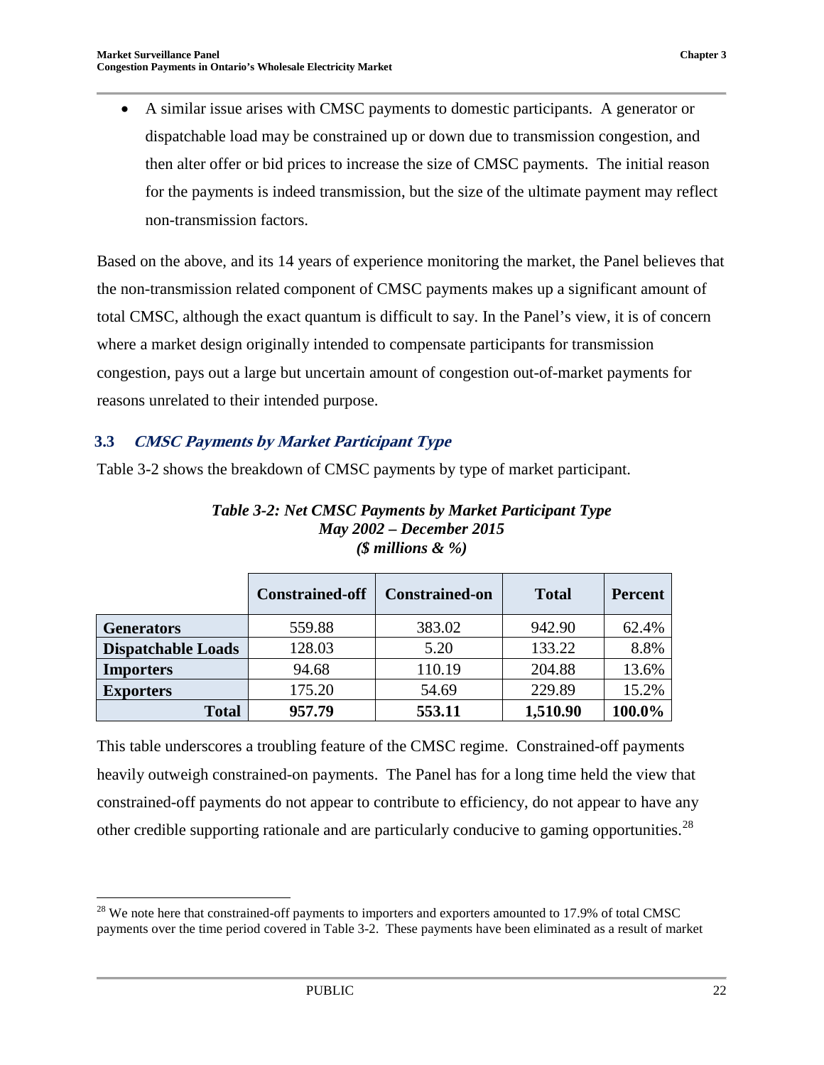- A similar issue arises with CMSC payments to domestic participants. A generator or dispatchable load may be constrained up or down due to transmission congestion, and then alter offer or bid prices to increase the size of CMSC payments. The initial reason for the payments is indeed transmission, but the size of the ultimate payment may reflect non-transmission factors.

Based on the above, and its 14 years of experience monitoring the market, the Panel believes that the non-transmission related component of CMSC payments makes up a significant amount of total CMSC, although the exact quantum is difficult to say. In the Panel's view, it is of concern where a market design originally intended to compensate participants for transmission congestion, pays out a large but uncertain amount of congestion out-of-market payments for reasons unrelated to their intended purpose.

### 3.3 *CMSC Payments by Market Participant Type*

Table 3-2 shows the breakdown of CMSC payments by type of market participant.

***Table 3-2: Net CMSC Payments by Market Participant Type***
***May 2002 – December 2015***
***($ millions & %)***

| | Constrained-off | Constrained-on | Total | Percent |
|---|---|---|---|---|
| **Generators** | 559.88 | 383.02 | 942.90 | 62.4% |
| **Dispatchable Loads** | 128.03 | 5.20 | 133.22 | 8.8% |
| **Importers** | 94.68 | 110.19 | 204.88 | 13.6% |
| **Exporters** | 175.20 | 54.69 | 229.89 | 15.2% |
| **Total** | **957.79** | **553.11** | **1,510.90** | **100.0%** |

This table underscores a troubling feature of the CMSC regime. Constrained-off payments heavily outweigh constrained-on payments. The Panel has for a long time held the view that constrained-off payments do not appear to contribute to efficiency, do not appear to have any other credible supporting rationale and are particularly conducive to gaming opportunities.[28]

[28] We note here that constrained-off payments to importers and exporters amounted to 17.9% of total CMSC payments over the time period covered in Table 3-2. These payments have been eliminated as a result of market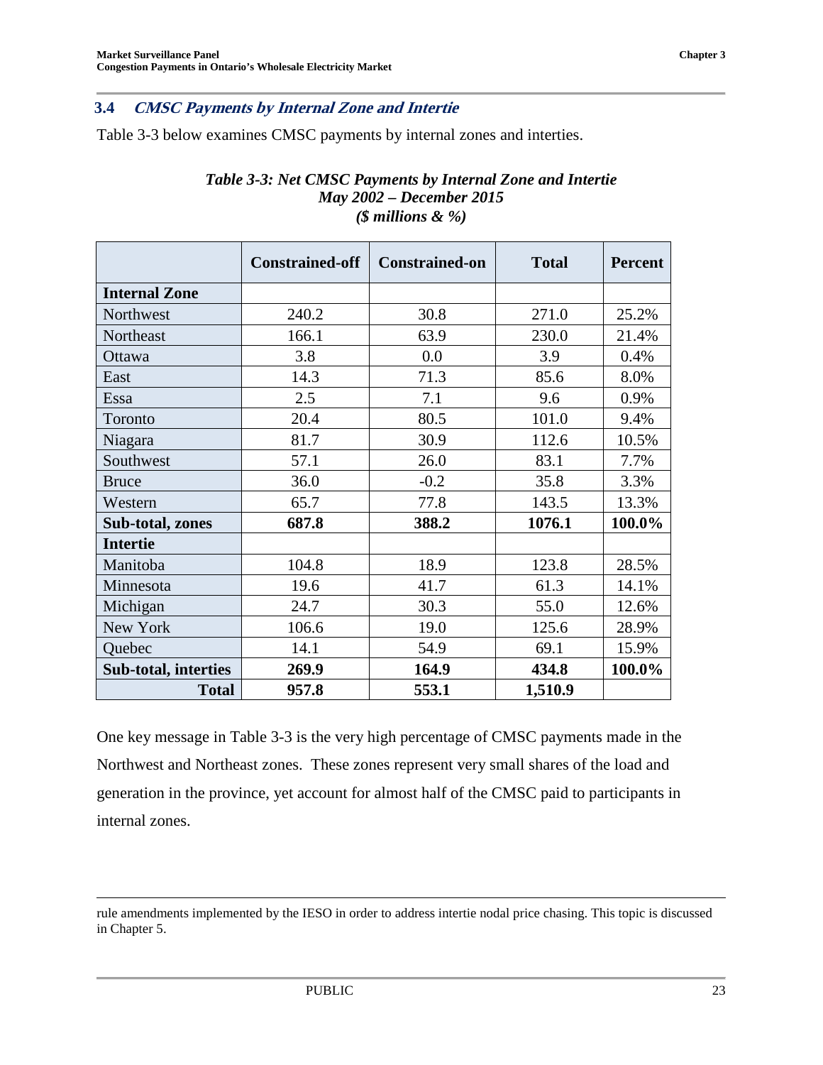### 3.4 *CMSC Payments by Internal Zone and Intertie*

Table 3-3 below examines CMSC payments by internal zones and interties.

***Table 3-3: Net CMSC Payments by Internal Zone and Intertie***
***May 2002 – December 2015***
***($ millions & %)***

| | Constrained-off | Constrained-on | Total | Percent |
|---|---|---|---|---|
| **Internal Zone** | | | | |
| Northwest | 240.2 | 30.8 | 271.0 | 25.2% |
| Northeast | 166.1 | 63.9 | 230.0 | 21.4% |
| Ottawa | 3.8 | 0.0 | 3.9 | 0.4% |
| East | 14.3 | 71.3 | 85.6 | 8.0% |
| Essa | 2.5 | 7.1 | 9.6 | 0.9% |
| Toronto | 20.4 | 80.5 | 101.0 | 9.4% |
| Niagara | 81.7 | 30.9 | 112.6 | 10.5% |
| Southwest | 57.1 | 26.0 | 83.1 | 7.7% |
| Bruce | 36.0 | -0.2 | 35.8 | 3.3% |
| Western | 65.7 | 77.8 | 143.5 | 13.3% |
| **Sub-total, zones** | **687.8** | **388.2** | **1076.1** | **100.0%** |
| **Intertie** | | | | |
| Manitoba | 104.8 | 18.9 | 123.8 | 28.5% |
| Minnesota | 19.6 | 41.7 | 61.3 | 14.1% |
| Michigan | 24.7 | 30.3 | 55.0 | 12.6% |
| New York | 106.6 | 19.0 | 125.6 | 28.9% |
| Quebec | 14.1 | 54.9 | 69.1 | 15.9% |
| **Sub-total, interties** | **269.9** | **164.9** | **434.8** | **100.0%** |
| **Total** | **957.8** | **553.1** | **1,510.9** | |

One key message in Table 3-3 is the very high percentage of CMSC payments made in the Northwest and Northeast zones. These zones represent very small shares of the load and generation in the province, yet account for almost half of the CMSC paid to participants in internal zones.

rule amendments implemented by the IESO in order to address intertie nodal price chasing. This topic is discussed in Chapter 5.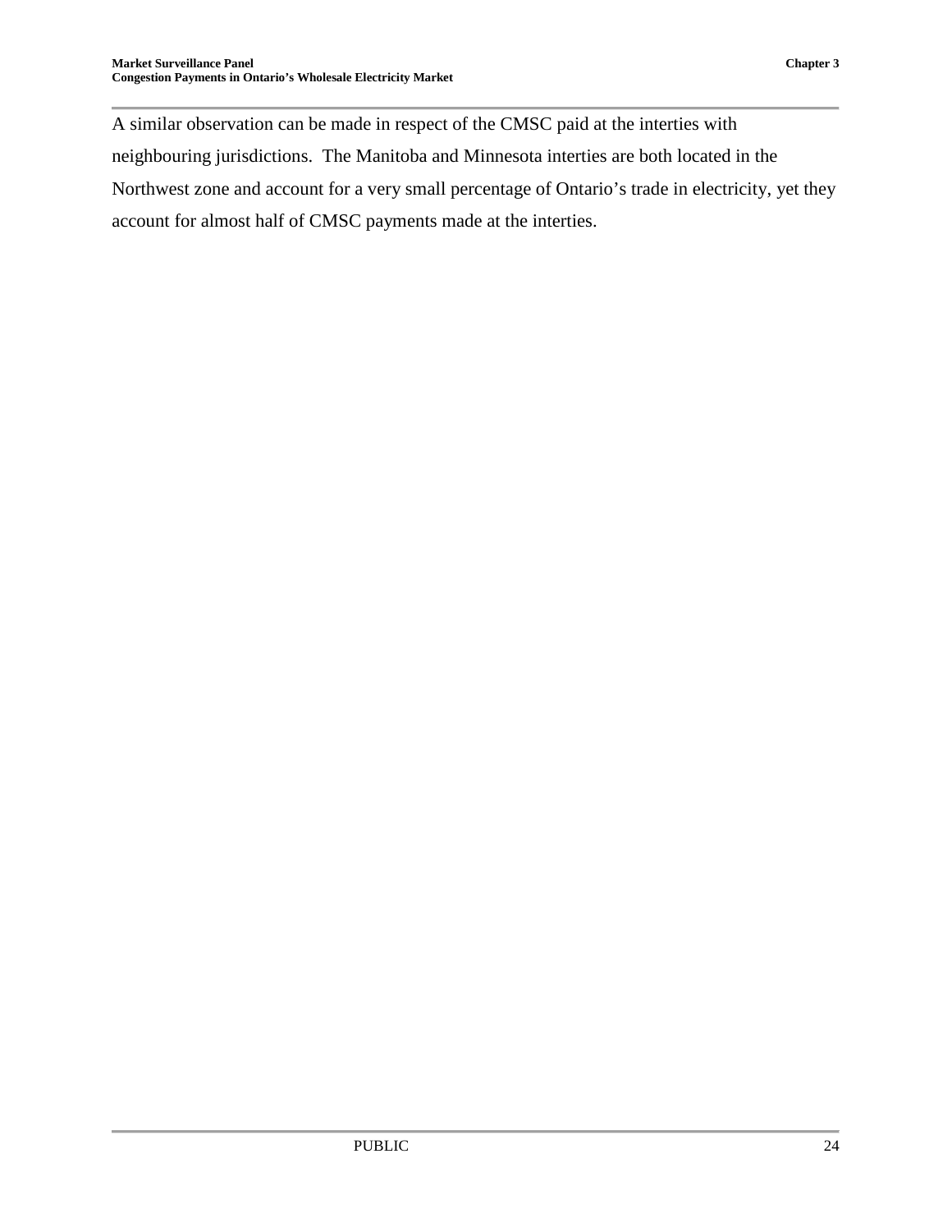A similar observation can be made in respect of the CMSC paid at the interties with neighbouring jurisdictions. The Manitoba and Minnesota interties are both located in the Northwest zone and account for a very small percentage of Ontario's trade in electricity, yet they account for almost half of CMSC payments made at the interties.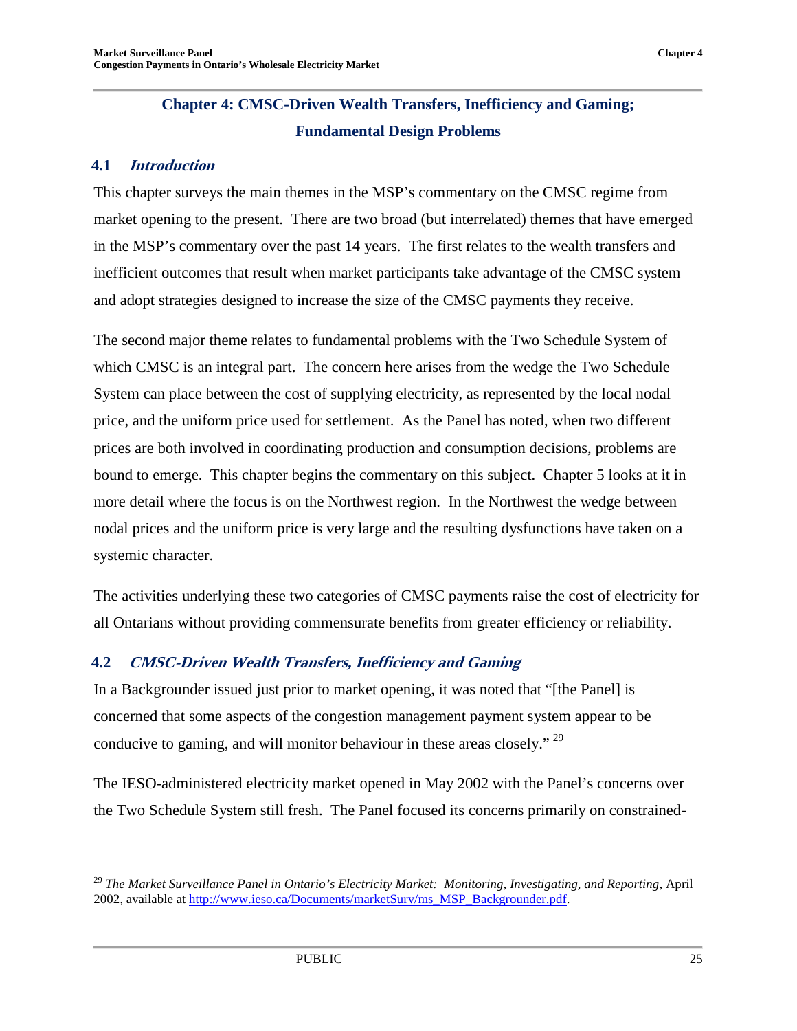# Chapter 4: CMSC-Driven Wealth Transfers, Inefficiency and Gaming; Fundamental Design Problems

## 4.1 *Introduction*

This chapter surveys the main themes in the MSP's commentary on the CMSC regime from market opening to the present. There are two broad (but interrelated) themes that have emerged in the MSP's commentary over the past 14 years. The first relates to the wealth transfers and inefficient outcomes that result when market participants take advantage of the CMSC system and adopt strategies designed to increase the size of the CMSC payments they receive.

The second major theme relates to fundamental problems with the Two Schedule System of which CMSC is an integral part. The concern here arises from the wedge the Two Schedule System can place between the cost of supplying electricity, as represented by the local nodal price, and the uniform price used for settlement. As the Panel has noted, when two different prices are both involved in coordinating production and consumption decisions, problems are bound to emerge. This chapter begins the commentary on this subject. Chapter 5 looks at it in more detail where the focus is on the Northwest region. In the Northwest the wedge between nodal prices and the uniform price is very large and the resulting dysfunctions have taken on a systemic character.

The activities underlying these two categories of CMSC payments raise the cost of electricity for all Ontarians without providing commensurate benefits from greater efficiency or reliability.

## 4.2 *CMSC-Driven Wealth Transfers, Inefficiency and Gaming*

In a Backgrounder issued just prior to market opening, it was noted that "[the Panel] is concerned that some aspects of the congestion management payment system appear to be conducive to gaming, and will monitor behaviour in these areas closely." [29]

The IESO-administered electricity market opened in May 2002 with the Panel's concerns over the Two Schedule System still fresh. The Panel focused its concerns primarily on constrained-

---

[29] *The Market Surveillance Panel in Ontario's Electricity Market: Monitoring, Investigating, and Reporting*, April 2002, available at http://www.ieso.ca/Documents/marketSurv/ms_MSP_Backgrounder.pdf.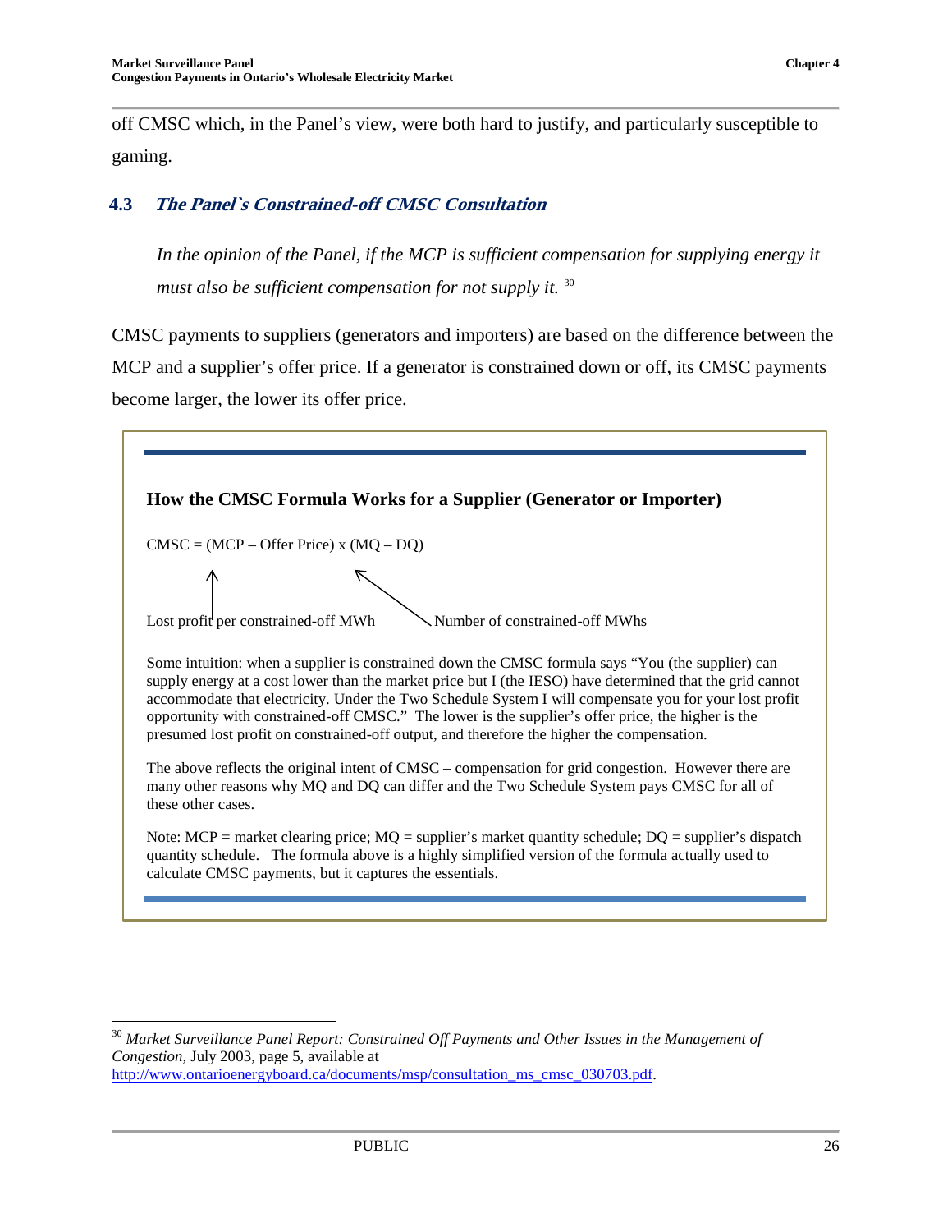off CMSC which, in the Panel's view, were both hard to justify, and particularly susceptible to gaming.

### 4.3 *The Panel`s Constrained-off CMSC Consultation*

> *In the opinion of the Panel, if the MCP is sufficient compensation for supplying energy it must also be sufficient compensation for not supply it.* [30]

CMSC payments to suppliers (generators and importers) are based on the difference between the MCP and a supplier's offer price. If a generator is constrained down or off, its CMSC payments become larger, the lower its offer price.

**How the CMSC Formula Works for a Supplier (Generator or Importer)**

CMSC = (MCP – Offer Price) x (MQ – DQ)

(MCP – Offer Price): Lost profit per constrained-off MWh

(MQ – DQ): Number of constrained-off MWhs

Some intuition: when a supplier is constrained down the CMSC formula says "You (the supplier) can supply energy at a cost lower than the market price but I (the IESO) have determined that the grid cannot accommodate that electricity. Under the Two Schedule System I will compensate you for your lost profit opportunity with constrained-off CMSC." The lower is the supplier's offer price, the higher is the presumed lost profit on constrained-off output, and therefore the higher the compensation.

The above reflects the original intent of CMSC – compensation for grid congestion. However there are many other reasons why MQ and DQ can differ and the Two Schedule System pays CMSC for all of these other cases.

Note: MCP = market clearing price; MQ = supplier's market quantity schedule; DQ = supplier's dispatch quantity schedule. The formula above is a highly simplified version of the formula actually used to calculate CMSC payments, but it captures the essentials.

---

[30] *Market Surveillance Panel Report: Constrained Off Payments and Other Issues in the Management of Congestion*, July 2003, page 5, available at http://www.ontarioenergyboard.ca/documents/msp/consultation_ms_cmsc_030703.pdf.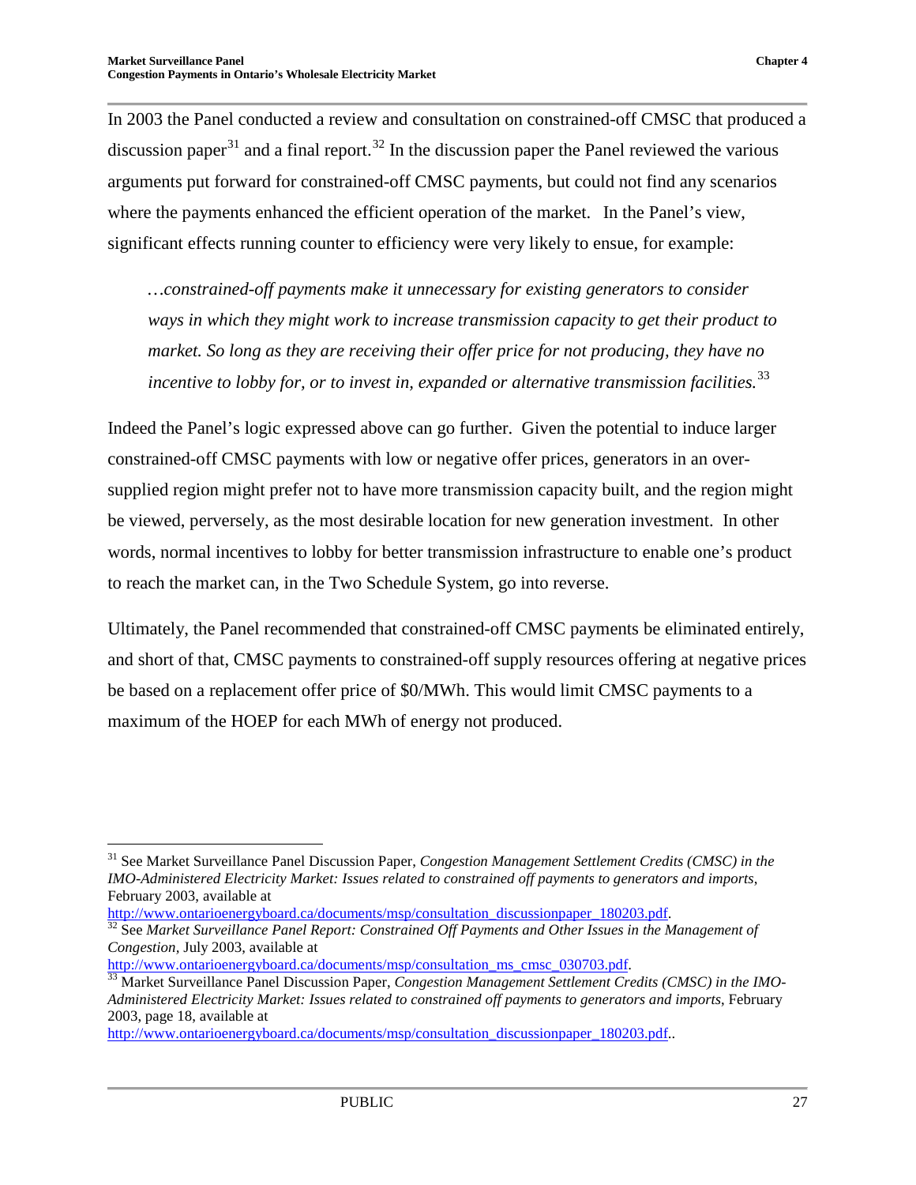In 2003 the Panel conducted a review and consultation on constrained-off CMSC that produced a discussion paper[31] and a final report.[32] In the discussion paper the Panel reviewed the various arguments put forward for constrained-off CMSC payments, but could not find any scenarios where the payments enhanced the efficient operation of the market. In the Panel's view, significant effects running counter to efficiency were very likely to ensue, for example:

> *…constrained-off payments make it unnecessary for existing generators to consider ways in which they might work to increase transmission capacity to get their product to market. So long as they are receiving their offer price for not producing, they have no incentive to lobby for, or to invest in, expanded or alternative transmission facilities.*[33]

Indeed the Panel's logic expressed above can go further. Given the potential to induce larger constrained-off CMSC payments with low or negative offer prices, generators in an over-supplied region might prefer not to have more transmission capacity built, and the region might be viewed, perversely, as the most desirable location for new generation investment. In other words, normal incentives to lobby for better transmission infrastructure to enable one's product to reach the market can, in the Two Schedule System, go into reverse.

Ultimately, the Panel recommended that constrained-off CMSC payments be eliminated entirely, and short of that, CMSC payments to constrained-off supply resources offering at negative prices be based on a replacement offer price of $0/MWh. This would limit CMSC payments to a maximum of the HOEP for each MWh of energy not produced.

---

[31] See Market Surveillance Panel Discussion Paper, *Congestion Management Settlement Credits (CMSC) in the IMO-Administered Electricity Market: Issues related to constrained off payments to generators and imports*, February 2003, available at http://www.ontarioenergyboard.ca/documents/msp/consultation_discussionpaper_180203.pdf.

[32] See *Market Surveillance Panel Report: Constrained Off Payments and Other Issues in the Management of Congestion*, July 2003, available at http://www.ontarioenergyboard.ca/documents/msp/consultation_ms_cmsc_030703.pdf.

[33] Market Surveillance Panel Discussion Paper, *Congestion Management Settlement Credits (CMSC) in the IMO-Administered Electricity Market: Issues related to constrained off payments to generators and imports*, February 2003, page 18, available at http://www.ontarioenergyboard.ca/documents/msp/consultation_discussionpaper_180203.pdf..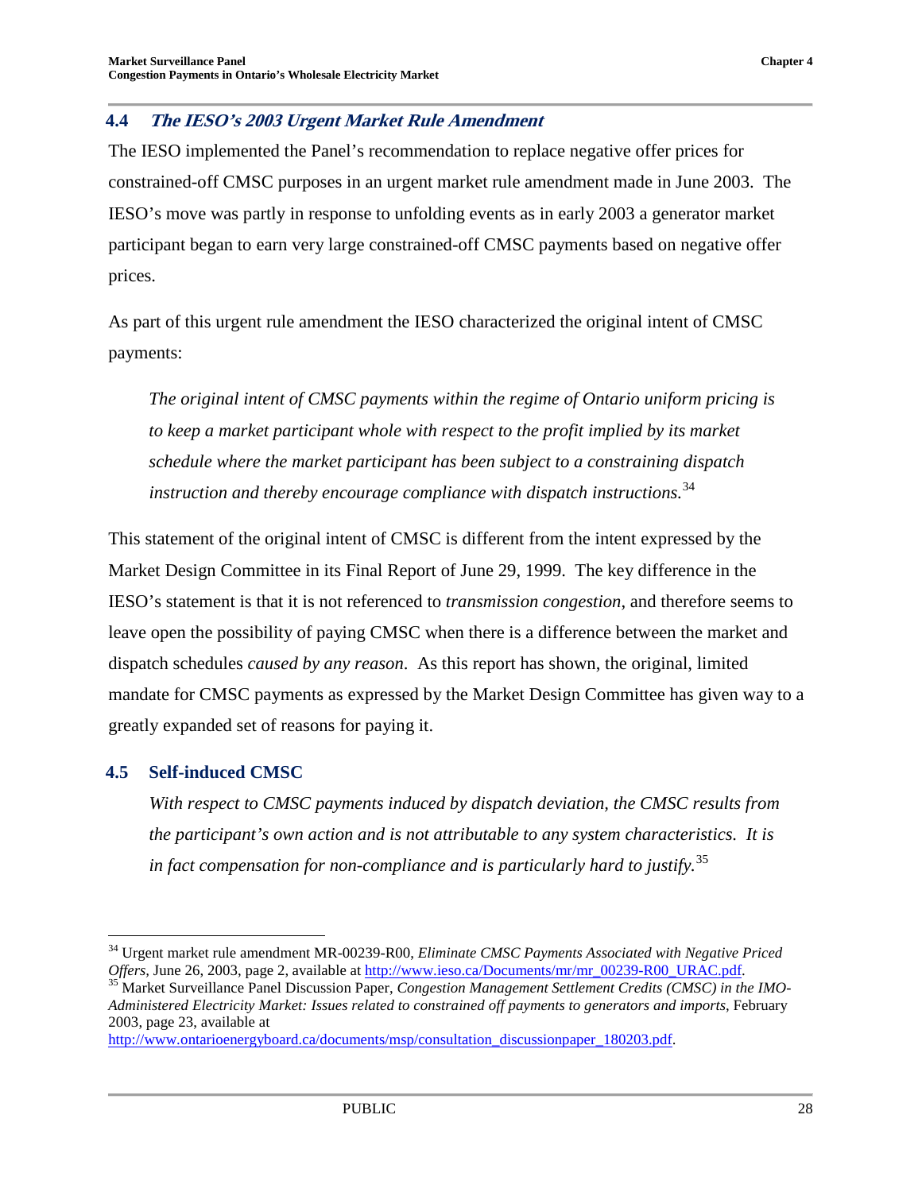## 4.4 *The IESO's 2003 Urgent Market Rule Amendment*

The IESO implemented the Panel's recommendation to replace negative offer prices for constrained-off CMSC purposes in an urgent market rule amendment made in June 2003. The IESO's move was partly in response to unfolding events as in early 2003 a generator market participant began to earn very large constrained-off CMSC payments based on negative offer prices.

As part of this urgent rule amendment the IESO characterized the original intent of CMSC payments:

> *The original intent of CMSC payments within the regime of Ontario uniform pricing is to keep a market participant whole with respect to the profit implied by its market schedule where the market participant has been subject to a constraining dispatch instruction and thereby encourage compliance with dispatch instructions.*[34]

This statement of the original intent of CMSC is different from the intent expressed by the Market Design Committee in its Final Report of June 29, 1999. The key difference in the IESO's statement is that it is not referenced to *transmission congestion*, and therefore seems to leave open the possibility of paying CMSC when there is a difference between the market and dispatch schedules *caused by any reason*. As this report has shown, the original, limited mandate for CMSC payments as expressed by the Market Design Committee has given way to a greatly expanded set of reasons for paying it.

## 4.5 Self-induced CMSC

> *With respect to CMSC payments induced by dispatch deviation, the CMSC results from the participant's own action and is not attributable to any system characteristics. It is in fact compensation for non-compliance and is particularly hard to justify.*[35]

---

[34] Urgent market rule amendment MR-00239-R00, *Eliminate CMSC Payments Associated with Negative Priced Offers*, June 26, 2003, page 2, available at http://www.ieso.ca/Documents/mr/mr_00239-R00_URAC.pdf.

[35] Market Surveillance Panel Discussion Paper, *Congestion Management Settlement Credits (CMSC) in the IMO-Administered Electricity Market: Issues related to constrained off payments to generators and imports*, February 2003, page 23, available at http://www.ontarioenergyboard.ca/documents/msp/consultation_discussionpaper_180203.pdf.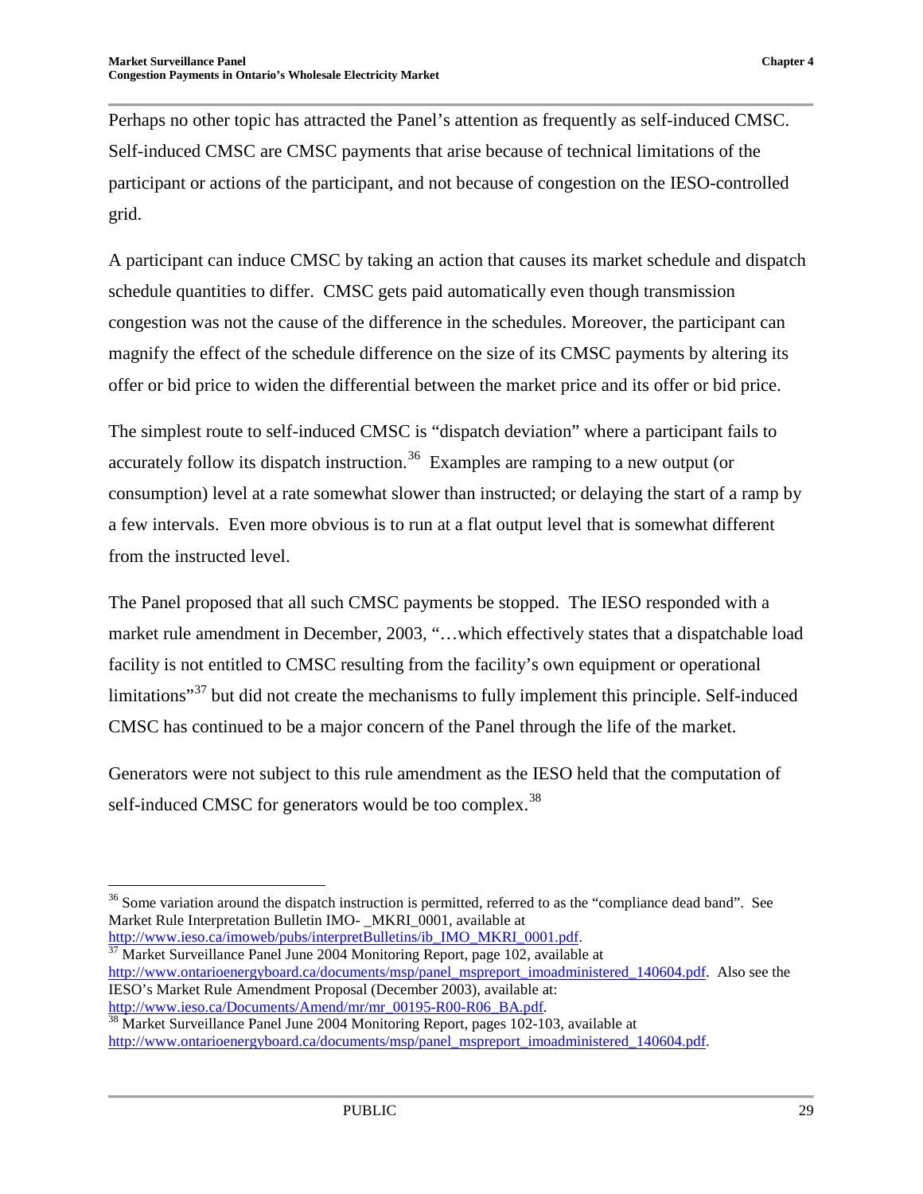Perhaps no other topic has attracted the Panel's attention as frequently as self-induced CMSC. Self-induced CMSC are CMSC payments that arise because of technical limitations of the participant or actions of the participant, and not because of congestion on the IESO-controlled grid.

A participant can induce CMSC by taking an action that causes its market schedule and dispatch schedule quantities to differ. CMSC gets paid automatically even though transmission congestion was not the cause of the difference in the schedules. Moreover, the participant can magnify the effect of the schedule difference on the size of its CMSC payments by altering its offer or bid price to widen the differential between the market price and its offer or bid price.

The simplest route to self-induced CMSC is "dispatch deviation" where a participant fails to accurately follow its dispatch instruction.[36] Examples are ramping to a new output (or consumption) level at a rate somewhat slower than instructed; or delaying the start of a ramp by a few intervals. Even more obvious is to run at a flat output level that is somewhat different from the instructed level.

The Panel proposed that all such CMSC payments be stopped. The IESO responded with a market rule amendment in December, 2003, "…which effectively states that a dispatchable load facility is not entitled to CMSC resulting from the facility's own equipment or operational limitations"[37] but did not create the mechanisms to fully implement this principle. Self-induced CMSC has continued to be a major concern of the Panel through the life of the market.

Generators were not subject to this rule amendment as the IESO held that the computation of self-induced CMSC for generators would be too complex.[38]

---

[36] Some variation around the dispatch instruction is permitted, referred to as the "compliance dead band". See Market Rule Interpretation Bulletin IMO- _MKRI_0001, available at http://www.ieso.ca/imoweb/pubs/interpretBulletins/ib_IMO_MKRI_0001.pdf.

[37] Market Surveillance Panel June 2004 Monitoring Report, page 102, available at http://www.ontarioenergyboard.ca/documents/msp/panel_mspreport_imoadministered_140604.pdf. Also see the IESO's Market Rule Amendment Proposal (December 2003), available at: http://www.ieso.ca/Documents/Amend/mr/mr_00195-R00-R06_BA.pdf.

[38] Market Surveillance Panel June 2004 Monitoring Report, pages 102-103, available at http://www.ontarioenergyboard.ca/documents/msp/panel_mspreport_imoadministered_140604.pdf.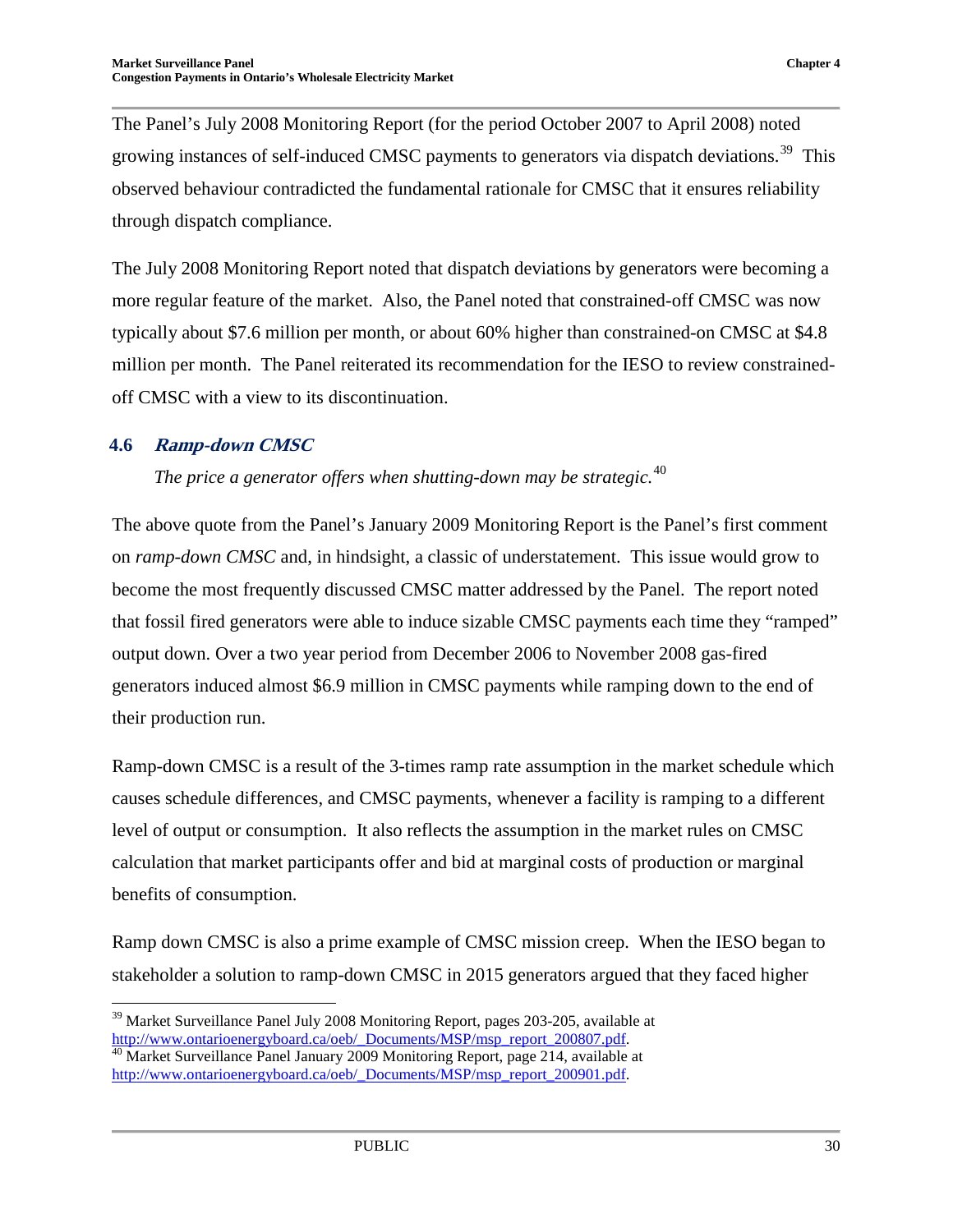The Panel's July 2008 Monitoring Report (for the period October 2007 to April 2008) noted growing instances of self-induced CMSC payments to generators via dispatch deviations.[39] This observed behaviour contradicted the fundamental rationale for CMSC that it ensures reliability through dispatch compliance.

The July 2008 Monitoring Report noted that dispatch deviations by generators were becoming a more regular feature of the market. Also, the Panel noted that constrained-off CMSC was now typically about $7.6 million per month, or about 60% higher than constrained-on CMSC at $4.8 million per month. The Panel reiterated its recommendation for the IESO to review constrained-off CMSC with a view to its discontinuation.

## 4.6 *Ramp-down CMSC*

*The price a generator offers when shutting-down may be strategic.*[40]

The above quote from the Panel's January 2009 Monitoring Report is the Panel's first comment on *ramp-down CMSC* and, in hindsight, a classic of understatement. This issue would grow to become the most frequently discussed CMSC matter addressed by the Panel. The report noted that fossil fired generators were able to induce sizable CMSC payments each time they "ramped" output down. Over a two year period from December 2006 to November 2008 gas-fired generators induced almost $6.9 million in CMSC payments while ramping down to the end of their production run.

Ramp-down CMSC is a result of the 3-times ramp rate assumption in the market schedule which causes schedule differences, and CMSC payments, whenever a facility is ramping to a different level of output or consumption. It also reflects the assumption in the market rules on CMSC calculation that market participants offer and bid at marginal costs of production or marginal benefits of consumption.

Ramp down CMSC is also a prime example of CMSC mission creep. When the IESO began to stakeholder a solution to ramp-down CMSC in 2015 generators argued that they faced higher

---

[39] Market Surveillance Panel July 2008 Monitoring Report, pages 203-205, available at http://www.ontarioenergyboard.ca/oeb/_Documents/MSP/msp_report_200807.pdf.

[40] Market Surveillance Panel January 2009 Monitoring Report, page 214, available at http://www.ontarioenergyboard.ca/oeb/_Documents/MSP/msp_report_200901.pdf.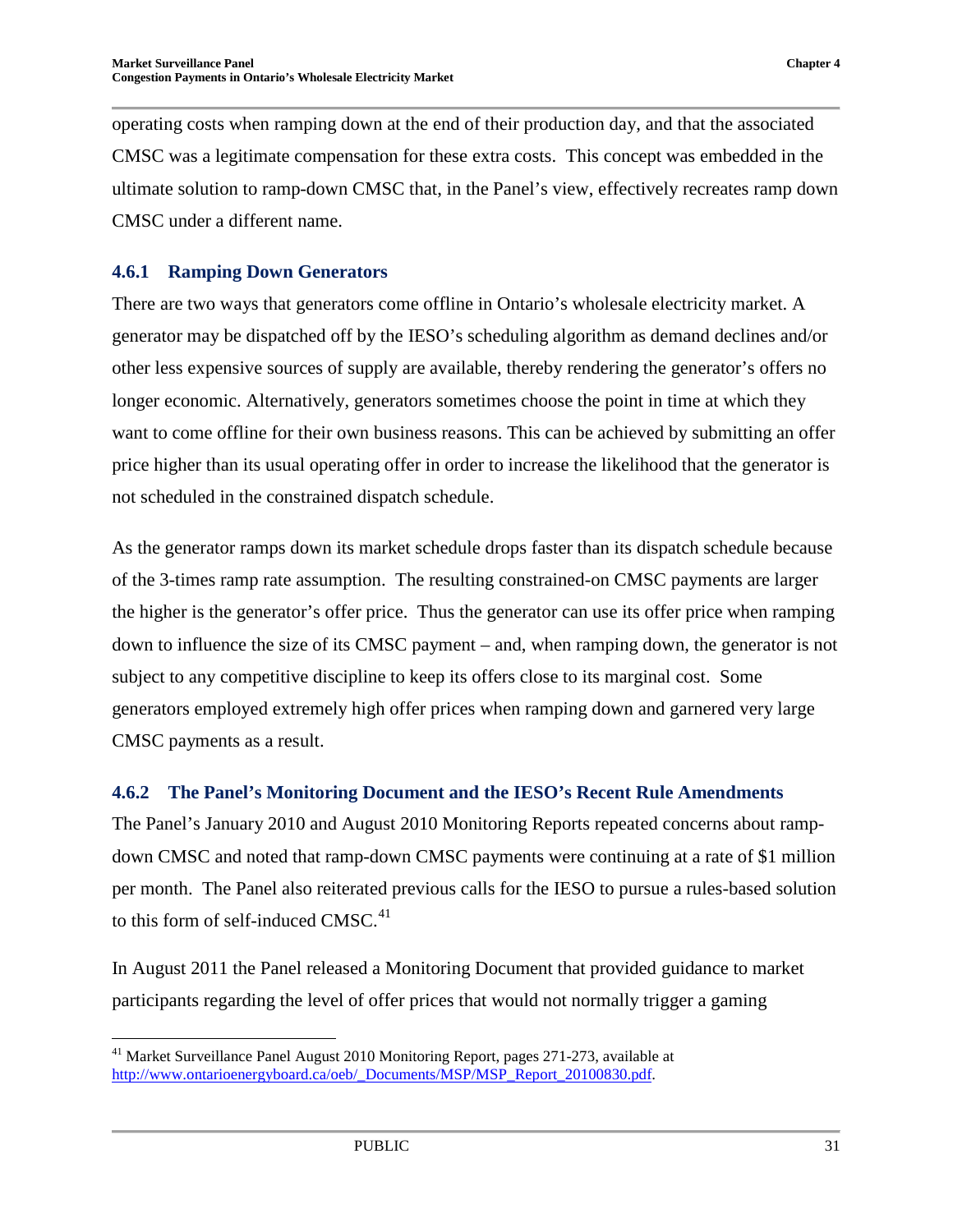operating costs when ramping down at the end of their production day, and that the associated CMSC was a legitimate compensation for these extra costs. This concept was embedded in the ultimate solution to ramp-down CMSC that, in the Panel's view, effectively recreates ramp down CMSC under a different name.

### 4.6.1 Ramping Down Generators

There are two ways that generators come offline in Ontario's wholesale electricity market. A generator may be dispatched off by the IESO's scheduling algorithm as demand declines and/or other less expensive sources of supply are available, thereby rendering the generator's offers no longer economic. Alternatively, generators sometimes choose the point in time at which they want to come offline for their own business reasons. This can be achieved by submitting an offer price higher than its usual operating offer in order to increase the likelihood that the generator is not scheduled in the constrained dispatch schedule.

As the generator ramps down its market schedule drops faster than its dispatch schedule because of the 3-times ramp rate assumption. The resulting constrained-on CMSC payments are larger the higher is the generator's offer price. Thus the generator can use its offer price when ramping down to influence the size of its CMSC payment – and, when ramping down, the generator is not subject to any competitive discipline to keep its offers close to its marginal cost. Some generators employed extremely high offer prices when ramping down and garnered very large CMSC payments as a result.

### 4.6.2 The Panel's Monitoring Document and the IESO's Recent Rule Amendments

The Panel's January 2010 and August 2010 Monitoring Reports repeated concerns about ramp-down CMSC and noted that ramp-down CMSC payments were continuing at a rate of $1 million per month. The Panel also reiterated previous calls for the IESO to pursue a rules-based solution to this form of self-induced CMSC.[41]

In August 2011 the Panel released a Monitoring Document that provided guidance to market participants regarding the level of offer prices that would not normally trigger a gaming

---

[41] Market Surveillance Panel August 2010 Monitoring Report, pages 271-273, available at http://www.ontarioenergyboard.ca/oeb/_Documents/MSP/MSP_Report_20100830.pdf.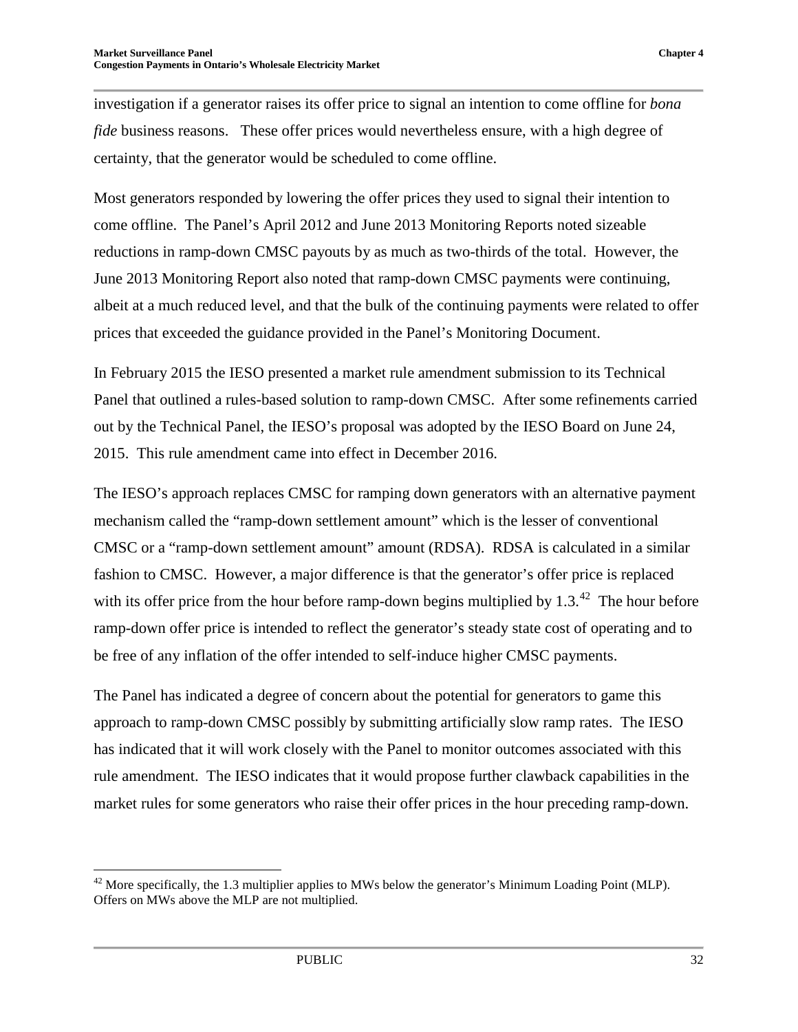investigation if a generator raises its offer price to signal an intention to come offline for *bona fide* business reasons. These offer prices would nevertheless ensure, with a high degree of certainty, that the generator would be scheduled to come offline.

Most generators responded by lowering the offer prices they used to signal their intention to come offline. The Panel's April 2012 and June 2013 Monitoring Reports noted sizeable reductions in ramp-down CMSC payouts by as much as two-thirds of the total. However, the June 2013 Monitoring Report also noted that ramp-down CMSC payments were continuing, albeit at a much reduced level, and that the bulk of the continuing payments were related to offer prices that exceeded the guidance provided in the Panel's Monitoring Document.

In February 2015 the IESO presented a market rule amendment submission to its Technical Panel that outlined a rules-based solution to ramp-down CMSC. After some refinements carried out by the Technical Panel, the IESO's proposal was adopted by the IESO Board on June 24, 2015. This rule amendment came into effect in December 2016.

The IESO's approach replaces CMSC for ramping down generators with an alternative payment mechanism called the "ramp-down settlement amount" which is the lesser of conventional CMSC or a "ramp-down settlement amount" amount (RDSA). RDSA is calculated in a similar fashion to CMSC. However, a major difference is that the generator's offer price is replaced with its offer price from the hour before ramp-down begins multiplied by 1.3.[42] The hour before ramp-down offer price is intended to reflect the generator's steady state cost of operating and to be free of any inflation of the offer intended to self-induce higher CMSC payments.

The Panel has indicated a degree of concern about the potential for generators to game this approach to ramp-down CMSC possibly by submitting artificially slow ramp rates. The IESO has indicated that it will work closely with the Panel to monitor outcomes associated with this rule amendment. The IESO indicates that it would propose further clawback capabilities in the market rules for some generators who raise their offer prices in the hour preceding ramp-down.

[42] More specifically, the 1.3 multiplier applies to MWs below the generator's Minimum Loading Point (MLP). Offers on MWs above the MLP are not multiplied.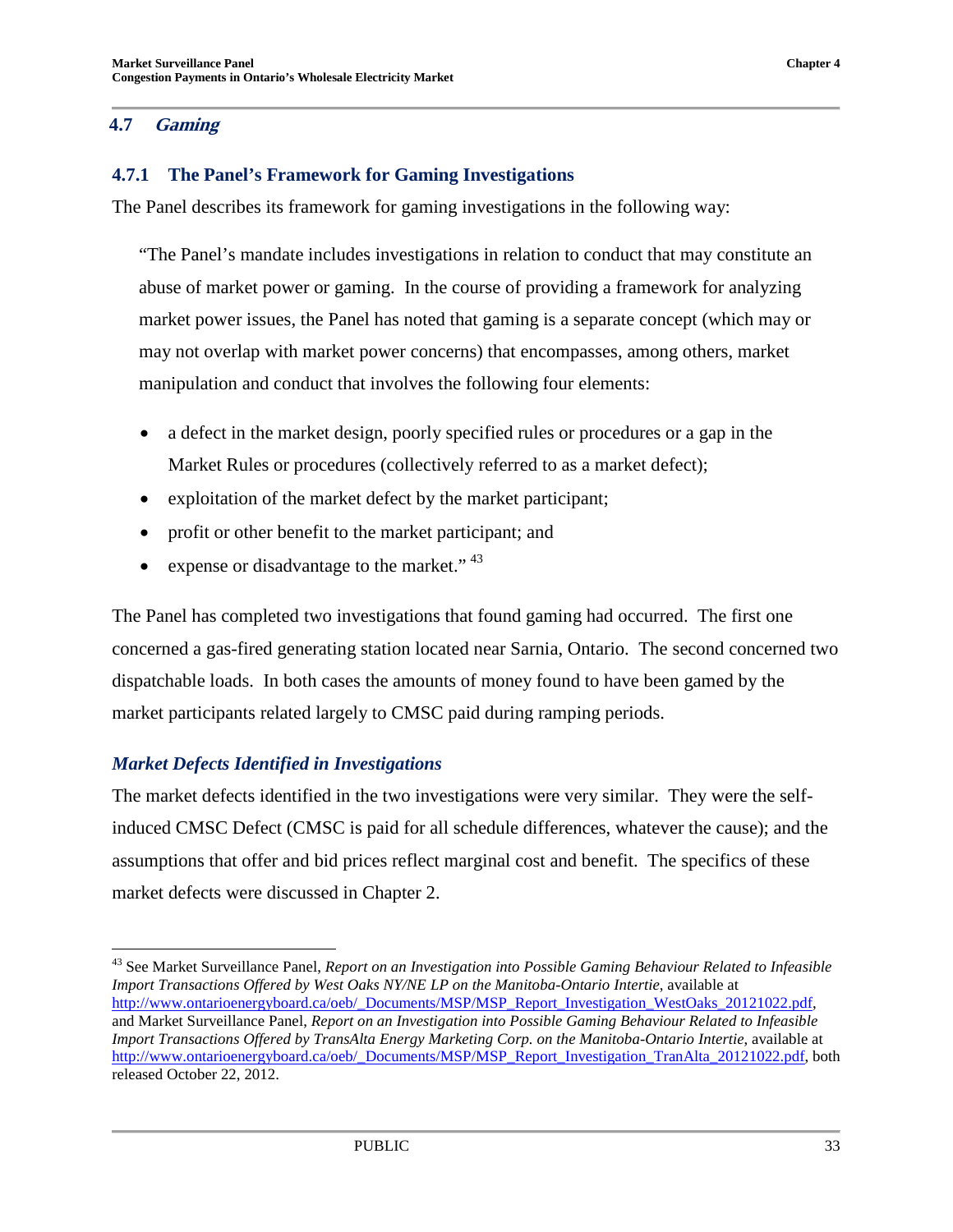## 4.7 *Gaming*

### 4.7.1 The Panel's Framework for Gaming Investigations

The Panel describes its framework for gaming investigations in the following way:

> "The Panel's mandate includes investigations in relation to conduct that may constitute an abuse of market power or gaming. In the course of providing a framework for analyzing market power issues, the Panel has noted that gaming is a separate concept (which may or may not overlap with market power concerns) that encompasses, among others, market manipulation and conduct that involves the following four elements:
>
> - a defect in the market design, poorly specified rules or procedures or a gap in the Market Rules or procedures (collectively referred to as a market defect);
> - exploitation of the market defect by the market participant;
> - profit or other benefit to the market participant; and
> - expense or disadvantage to the market." [43]

The Panel has completed two investigations that found gaming had occurred. The first one concerned a gas-fired generating station located near Sarnia, Ontario. The second concerned two dispatchable loads. In both cases the amounts of money found to have been gamed by the market participants related largely to CMSC paid during ramping periods.

#### *Market Defects Identified in Investigations*

The market defects identified in the two investigations were very similar. They were the self-induced CMSC Defect (CMSC is paid for all schedule differences, whatever the cause); and the assumptions that offer and bid prices reflect marginal cost and benefit. The specifics of these market defects were discussed in Chapter 2.

---

[43] See Market Surveillance Panel, *Report on an Investigation into Possible Gaming Behaviour Related to Infeasible Import Transactions Offered by West Oaks NY/NE LP on the Manitoba-Ontario Intertie*, available at http://www.ontarioenergyboard.ca/oeb/_Documents/MSP/MSP_Report_Investigation_WestOaks_20121022.pdf, and Market Surveillance Panel, *Report on an Investigation into Possible Gaming Behaviour Related to Infeasible Import Transactions Offered by TransAlta Energy Marketing Corp. on the Manitoba-Ontario Intertie*, available at http://www.ontarioenergyboard.ca/oeb/_Documents/MSP/MSP_Report_Investigation_TranAlta_20121022.pdf, both released October 22, 2012.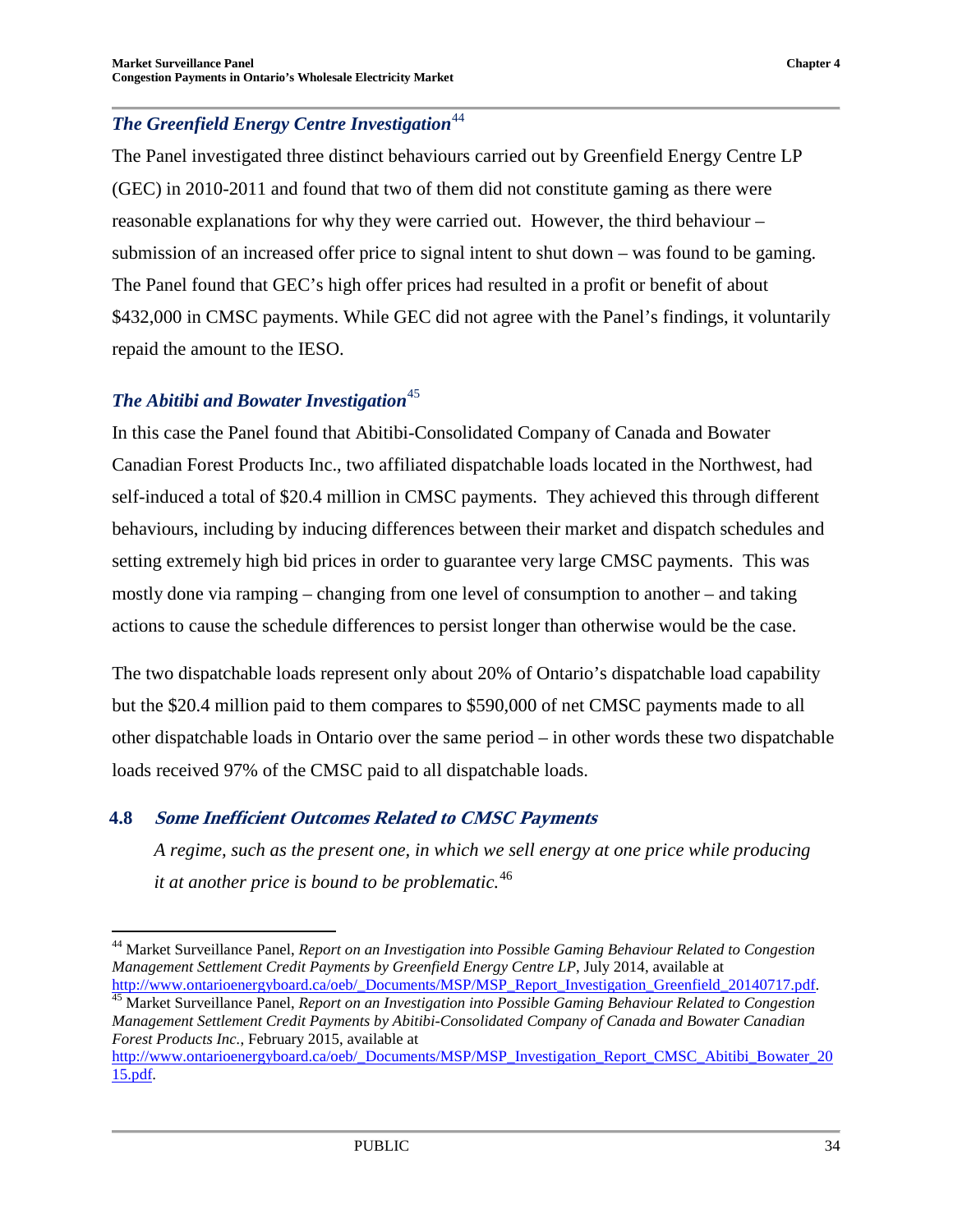### *The Greenfield Energy Centre Investigation*[44]

The Panel investigated three distinct behaviours carried out by Greenfield Energy Centre LP (GEC) in 2010-2011 and found that two of them did not constitute gaming as there were reasonable explanations for why they were carried out. However, the third behaviour – submission of an increased offer price to signal intent to shut down – was found to be gaming. The Panel found that GEC's high offer prices had resulted in a profit or benefit of about $432,000 in CMSC payments. While GEC did not agree with the Panel's findings, it voluntarily repaid the amount to the IESO.

### *The Abitibi and Bowater Investigation*[45]

In this case the Panel found that Abitibi-Consolidated Company of Canada and Bowater Canadian Forest Products Inc., two affiliated dispatchable loads located in the Northwest, had self-induced a total of $20.4 million in CMSC payments. They achieved this through different behaviours, including by inducing differences between their market and dispatch schedules and setting extremely high bid prices in order to guarantee very large CMSC payments. This was mostly done via ramping – changing from one level of consumption to another – and taking actions to cause the schedule differences to persist longer than otherwise would be the case.

The two dispatchable loads represent only about 20% of Ontario's dispatchable load capability but the $20.4 million paid to them compares to $590,000 of net CMSC payments made to all other dispatchable loads in Ontario over the same period – in other words these two dispatchable loads received 97% of the CMSC paid to all dispatchable loads.

## 4.8 *Some Inefficient Outcomes Related to CMSC Payments*

*A regime, such as the present one, in which we sell energy at one price while producing it at another price is bound to be problematic.*[46]

---

[44] Market Surveillance Panel, *Report on an Investigation into Possible Gaming Behaviour Related to Congestion Management Settlement Credit Payments by Greenfield Energy Centre LP*, July 2014, available at http://www.ontarioenergyboard.ca/oeb/_Documents/MSP/MSP_Report_Investigation_Greenfield_20140717.pdf.

[45] Market Surveillance Panel, *Report on an Investigation into Possible Gaming Behaviour Related to Congestion Management Settlement Credit Payments by Abitibi-Consolidated Company of Canada and Bowater Canadian Forest Products Inc.*, February 2015, available at http://www.ontarioenergyboard.ca/oeb/_Documents/MSP/MSP_Investigation_Report_CMSC_Abitibi_Bowater_2015.pdf.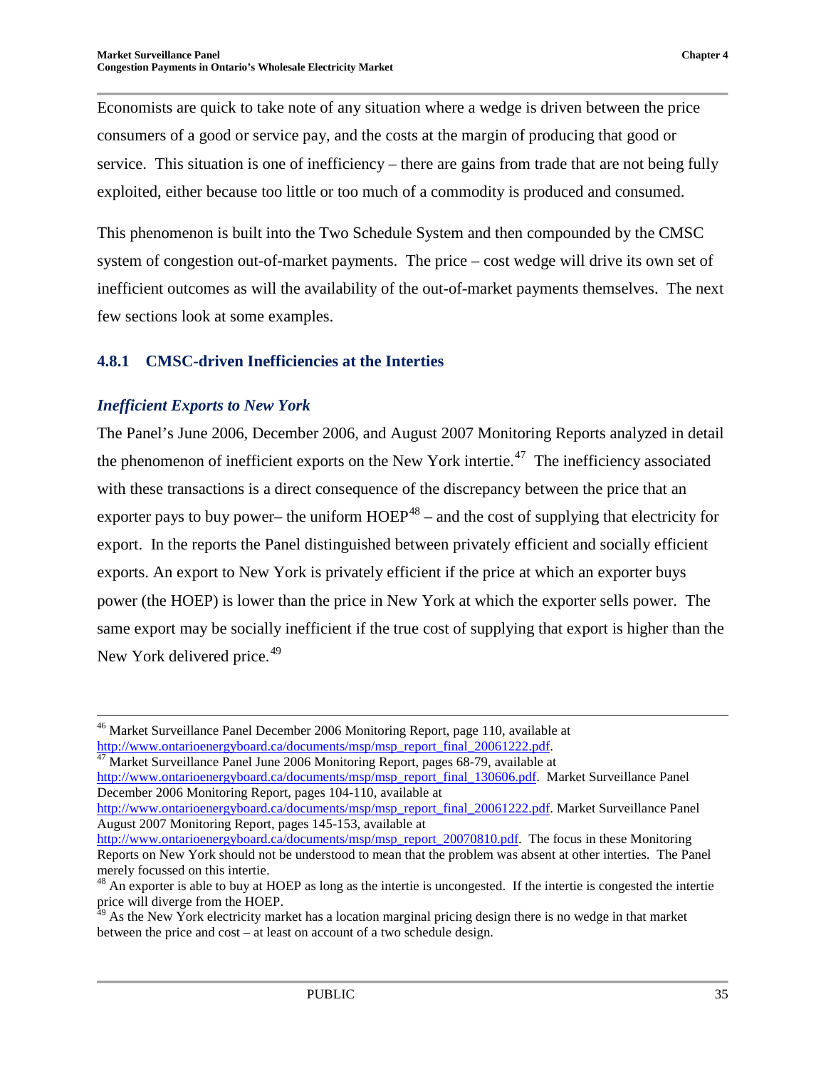Economists are quick to take note of any situation where a wedge is driven between the price consumers of a good or service pay, and the costs at the margin of producing that good or service. This situation is one of inefficiency – there are gains from trade that are not being fully exploited, either because too little or too much of a commodity is produced and consumed.

This phenomenon is built into the Two Schedule System and then compounded by the CMSC system of congestion out-of-market payments. The price – cost wedge will drive its own set of inefficient outcomes as will the availability of the out-of-market payments themselves. The next few sections look at some examples.

### 4.8.1 CMSC-driven Inefficiencies at the Interties

#### *Inefficient Exports to New York*

The Panel's June 2006, December 2006, and August 2007 Monitoring Reports analyzed in detail the phenomenon of inefficient exports on the New York intertie.[47] The inefficiency associated with these transactions is a direct consequence of the discrepancy between the price that an exporter pays to buy power– the uniform HOEP[48] – and the cost of supplying that electricity for export. In the reports the Panel distinguished between privately efficient and socially efficient exports. An export to New York is privately efficient if the price at which an exporter buys power (the HOEP) is lower than the price in New York at which the exporter sells power. The same export may be socially inefficient if the true cost of supplying that export is higher than the New York delivered price.[49]

---

[46] Market Surveillance Panel December 2006 Monitoring Report, page 110, available at http://www.ontarioenergyboard.ca/documents/msp/msp_report_final_20061222.pdf.

[47] Market Surveillance Panel June 2006 Monitoring Report, pages 68-79, available at http://www.ontarioenergyboard.ca/documents/msp/msp_report_final_130606.pdf. Market Surveillance Panel December 2006 Monitoring Report, pages 104-110, available at http://www.ontarioenergyboard.ca/documents/msp/msp_report_final_20061222.pdf. Market Surveillance Panel August 2007 Monitoring Report, pages 145-153, available at http://www.ontarioenergyboard.ca/documents/msp/msp_report_20070810.pdf. The focus in these Monitoring Reports on New York should not be understood to mean that the problem was absent at other interties. The Panel merely focussed on this intertie.

[48] An exporter is able to buy at HOEP as long as the intertie is uncongested. If the intertie is congested the intertie price will diverge from the HOEP.

[49] As the New York electricity market has a location marginal pricing design there is no wedge in that market between the price and cost – at least on account of a two schedule design.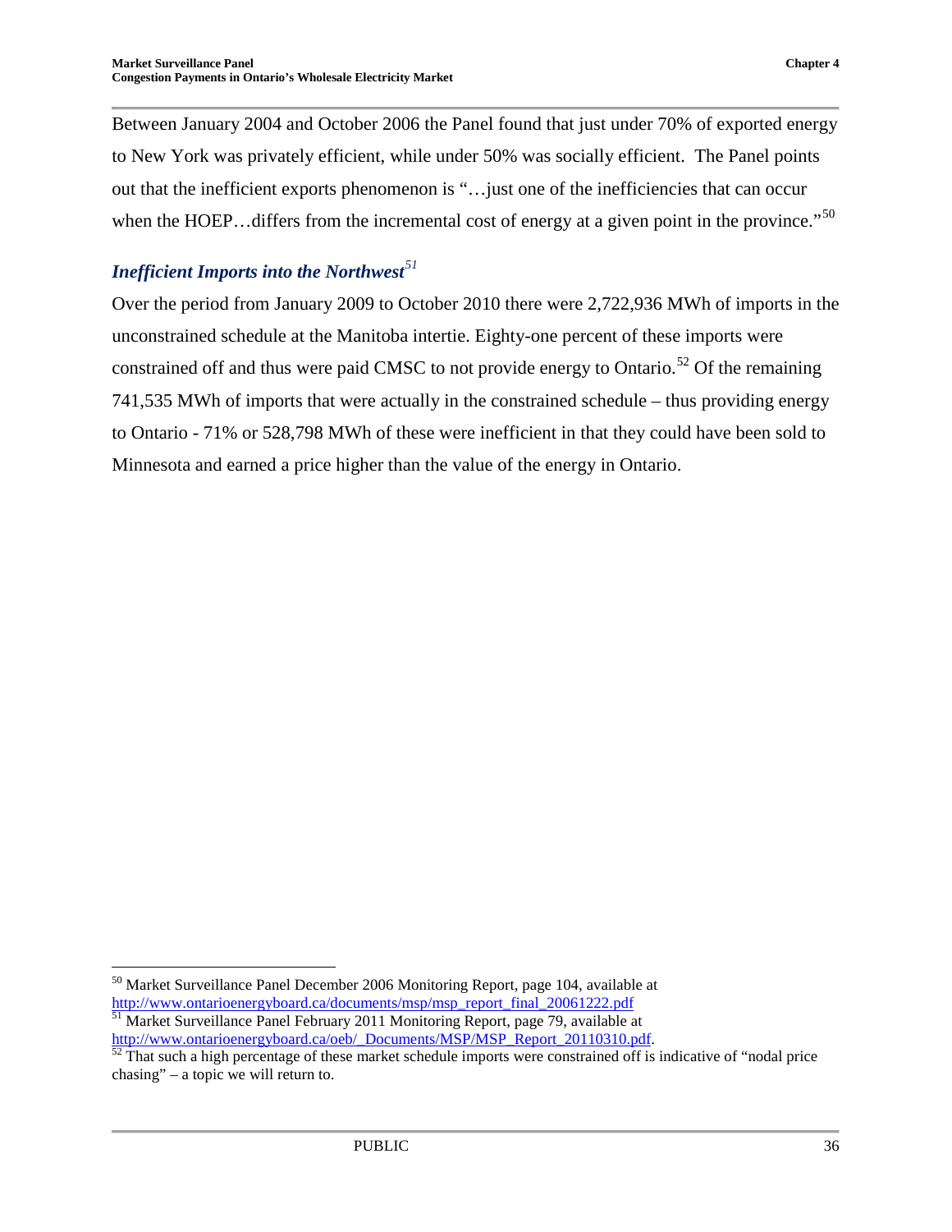Between January 2004 and October 2006 the Panel found that just under 70% of exported energy to New York was privately efficient, while under 50% was socially efficient. The Panel points out that the inefficient exports phenomenon is "…just one of the inefficiencies that can occur when the HOEP…differs from the incremental cost of energy at a given point in the province."[50]

### *Inefficient Imports into the Northwest*[51]

Over the period from January 2009 to October 2010 there were 2,722,936 MWh of imports in the unconstrained schedule at the Manitoba intertie. Eighty-one percent of these imports were constrained off and thus were paid CMSC to not provide energy to Ontario.[52] Of the remaining 741,535 MWh of imports that were actually in the constrained schedule – thus providing energy to Ontario - 71% or 528,798 MWh of these were inefficient in that they could have been sold to Minnesota and earned a price higher than the value of the energy in Ontario.

---

[50] Market Surveillance Panel December 2006 Monitoring Report, page 104, available at http://www.ontarioenergyboard.ca/documents/msp/msp_report_final_20061222.pdf

[51] Market Surveillance Panel February 2011 Monitoring Report, page 79, available at http://www.ontarioenergyboard.ca/oeb/_Documents/MSP/MSP_Report_20110310.pdf.

[52] That such a high percentage of these market schedule imports were constrained off is indicative of "nodal price chasing" – a topic we will return to.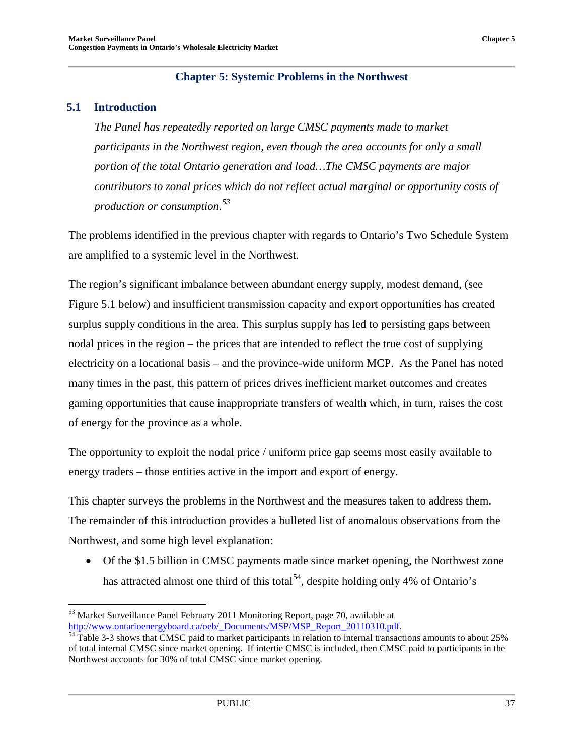## Chapter 5: Systemic Problems in the Northwest

### 5.1 Introduction

*The Panel has repeatedly reported on large CMSC payments made to market participants in the Northwest region, even though the area accounts for only a small portion of the total Ontario generation and load…The CMSC payments are major contributors to zonal prices which do not reflect actual marginal or opportunity costs of production or consumption.*[53]

The problems identified in the previous chapter with regards to Ontario's Two Schedule System are amplified to a systemic level in the Northwest.

The region's significant imbalance between abundant energy supply, modest demand, (see Figure 5.1 below) and insufficient transmission capacity and export opportunities has created surplus supply conditions in the area. This surplus supply has led to persisting gaps between nodal prices in the region – the prices that are intended to reflect the true cost of supplying electricity on a locational basis – and the province-wide uniform MCP. As the Panel has noted many times in the past, this pattern of prices drives inefficient market outcomes and creates gaming opportunities that cause inappropriate transfers of wealth which, in turn, raises the cost of energy for the province as a whole.

The opportunity to exploit the nodal price / uniform price gap seems most easily available to energy traders – those entities active in the import and export of energy.

This chapter surveys the problems in the Northwest and the measures taken to address them. The remainder of this introduction provides a bulleted list of anomalous observations from the Northwest, and some high level explanation:

- Of the $1.5 billion in CMSC payments made since market opening, the Northwest zone has attracted almost one third of this total[54], despite holding only 4% of Ontario's

[53] Market Surveillance Panel February 2011 Monitoring Report, page 70, available at http://www.ontarioenergyboard.ca/oeb/_Documents/MSP/MSP_Report_20110310.pdf.

[54] Table 3-3 shows that CMSC paid to market participants in relation to internal transactions amounts to about 25% of total internal CMSC since market opening. If intertie CMSC is included, then CMSC paid to participants in the Northwest accounts for 30% of total CMSC since market opening.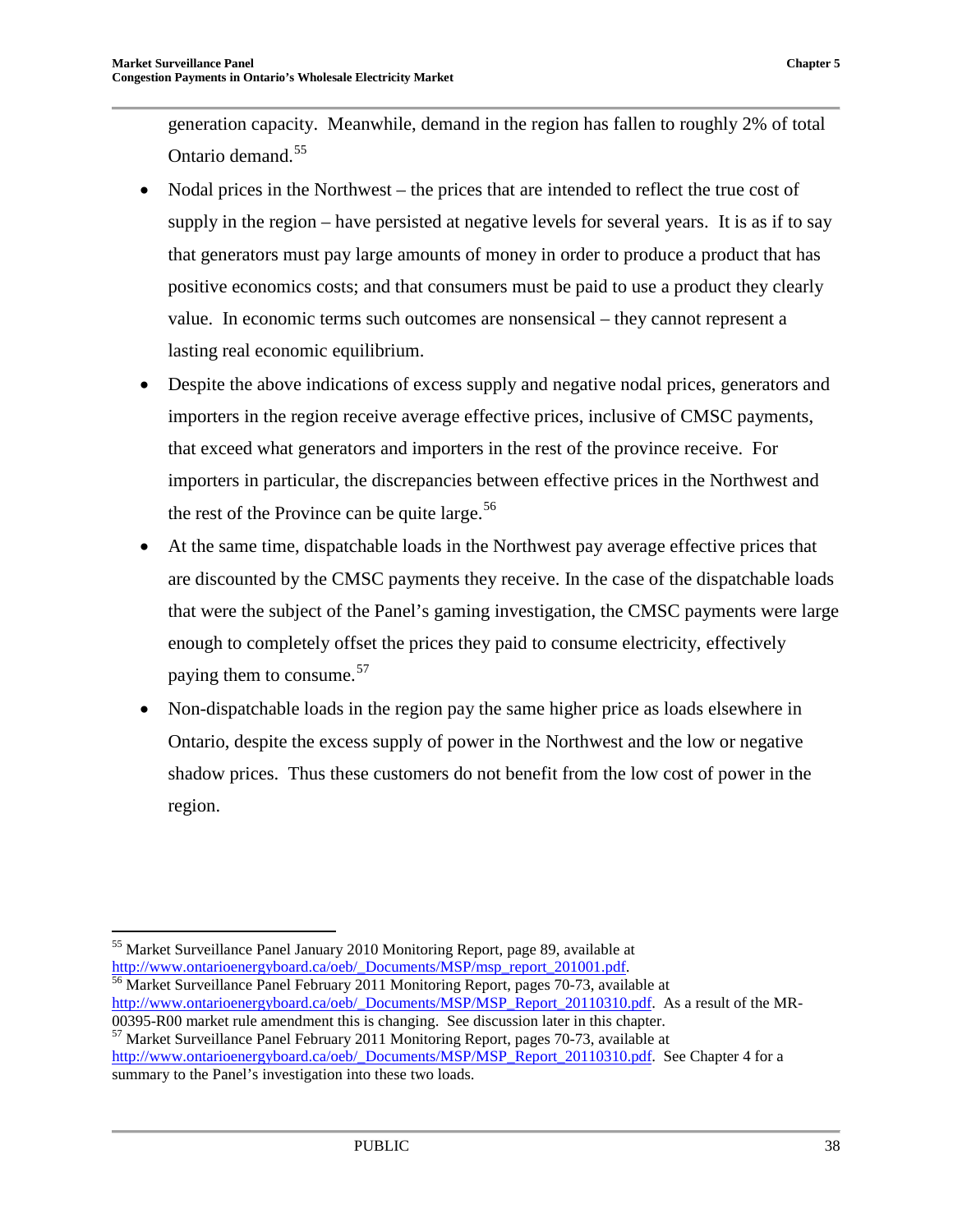generation capacity. Meanwhile, demand in the region has fallen to roughly 2% of total Ontario demand.[55]

- Nodal prices in the Northwest – the prices that are intended to reflect the true cost of supply in the region – have persisted at negative levels for several years. It is as if to say that generators must pay large amounts of money in order to produce a product that has positive economics costs; and that consumers must be paid to use a product they clearly value. In economic terms such outcomes are nonsensical – they cannot represent a lasting real economic equilibrium.
- Despite the above indications of excess supply and negative nodal prices, generators and importers in the region receive average effective prices, inclusive of CMSC payments, that exceed what generators and importers in the rest of the province receive. For importers in particular, the discrepancies between effective prices in the Northwest and the rest of the Province can be quite large.[56]
- At the same time, dispatchable loads in the Northwest pay average effective prices that are discounted by the CMSC payments they receive. In the case of the dispatchable loads that were the subject of the Panel's gaming investigation, the CMSC payments were large enough to completely offset the prices they paid to consume electricity, effectively paying them to consume.[57]
- Non-dispatchable loads in the region pay the same higher price as loads elsewhere in Ontario, despite the excess supply of power in the Northwest and the low or negative shadow prices. Thus these customers do not benefit from the low cost of power in the region.

---

[55] Market Surveillance Panel January 2010 Monitoring Report, page 89, available at http://www.ontarioenergyboard.ca/oeb/_Documents/MSP/msp_report_201001.pdf.

[56] Market Surveillance Panel February 2011 Monitoring Report, pages 70-73, available at http://www.ontarioenergyboard.ca/oeb/_Documents/MSP/MSP_Report_20110310.pdf. As a result of the MR-00395-R00 market rule amendment this is changing. See discussion later in this chapter.

[57] Market Surveillance Panel February 2011 Monitoring Report, pages 70-73, available at http://www.ontarioenergyboard.ca/oeb/_Documents/MSP/MSP_Report_20110310.pdf. See Chapter 4 for a summary to the Panel's investigation into these two loads.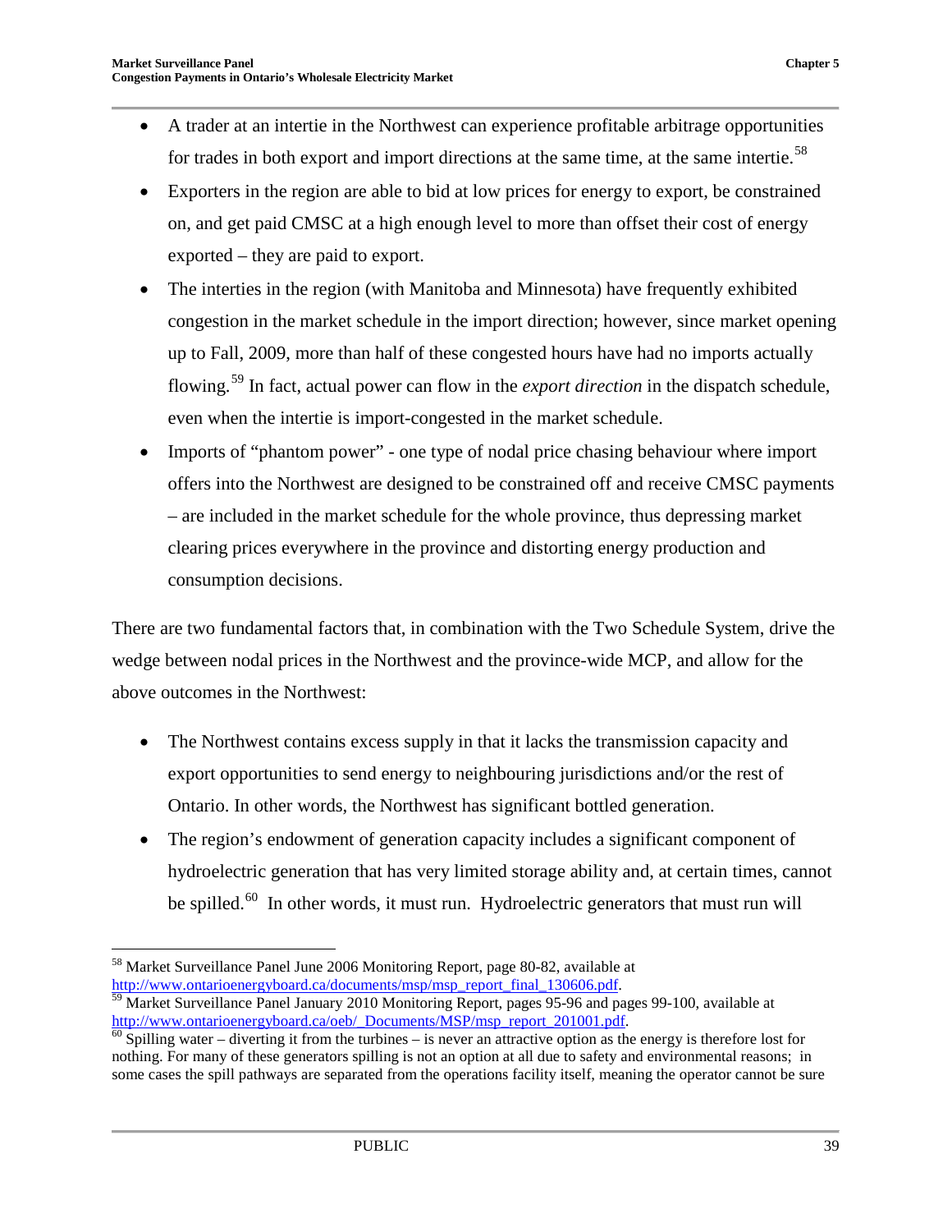- A trader at an intertie in the Northwest can experience profitable arbitrage opportunities for trades in both export and import directions at the same time, at the same intertie.[58]
- Exporters in the region are able to bid at low prices for energy to export, be constrained on, and get paid CMSC at a high enough level to more than offset their cost of energy exported – they are paid to export.
- The interties in the region (with Manitoba and Minnesota) have frequently exhibited congestion in the market schedule in the import direction; however, since market opening up to Fall, 2009, more than half of these congested hours have had no imports actually flowing.[59] In fact, actual power can flow in the *export direction* in the dispatch schedule, even when the intertie is import-congested in the market schedule.
- Imports of "phantom power" - one type of nodal price chasing behaviour where import offers into the Northwest are designed to be constrained off and receive CMSC payments – are included in the market schedule for the whole province, thus depressing market clearing prices everywhere in the province and distorting energy production and consumption decisions.

There are two fundamental factors that, in combination with the Two Schedule System, drive the wedge between nodal prices in the Northwest and the province-wide MCP, and allow for the above outcomes in the Northwest:

- The Northwest contains excess supply in that it lacks the transmission capacity and export opportunities to send energy to neighbouring jurisdictions and/or the rest of Ontario. In other words, the Northwest has significant bottled generation.
- The region's endowment of generation capacity includes a significant component of hydroelectric generation that has very limited storage ability and, at certain times, cannot be spilled.[60] In other words, it must run. Hydroelectric generators that must run will

---

[58] Market Surveillance Panel June 2006 Monitoring Report, page 80-82, available at http://www.ontarioenergyboard.ca/documents/msp/msp_report_final_130606.pdf.

[59] Market Surveillance Panel January 2010 Monitoring Report, pages 95-96 and pages 99-100, available at http://www.ontarioenergyboard.ca/oeb/_Documents/MSP/msp_report_201001.pdf.

[60] Spilling water – diverting it from the turbines – is never an attractive option as the energy is therefore lost for nothing. For many of these generators spilling is not an option at all due to safety and environmental reasons; in some cases the spill pathways are separated from the operations facility itself, meaning the operator cannot be sure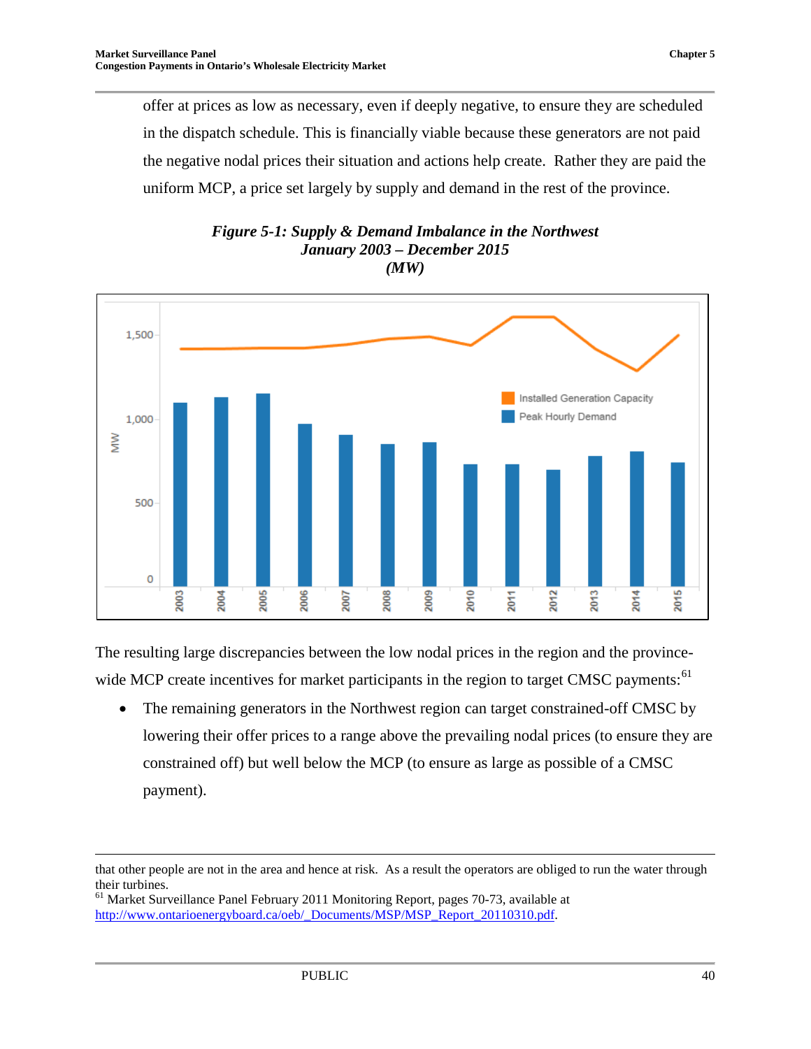offer at prices as low as necessary, even if deeply negative, to ensure they are scheduled in the dispatch schedule. This is financially viable because these generators are not paid the negative nodal prices their situation and actions help create. Rather they are paid the uniform MCP, a price set largely by supply and demand in the rest of the province.

***Figure 5-1: Supply & Demand Imbalance in the Northwest January 2003 – December 2015 (MW)***

The resulting large discrepancies between the low nodal prices in the region and the province-wide MCP create incentives for market participants in the region to target CMSC payments:[61]

- The remaining generators in the Northwest region can target constrained-off CMSC by lowering their offer prices to a range above the prevailing nodal prices (to ensure they are constrained off) but well below the MCP (to ensure as large as possible of a CMSC payment).

---

that other people are not in the area and hence at risk. As a result the operators are obliged to run the water through their turbines.

[61] Market Surveillance Panel February 2011 Monitoring Report, pages 70-73, available at http://www.ontarioenergyboard.ca/oeb/_Documents/MSP/MSP_Report_20110310.pdf.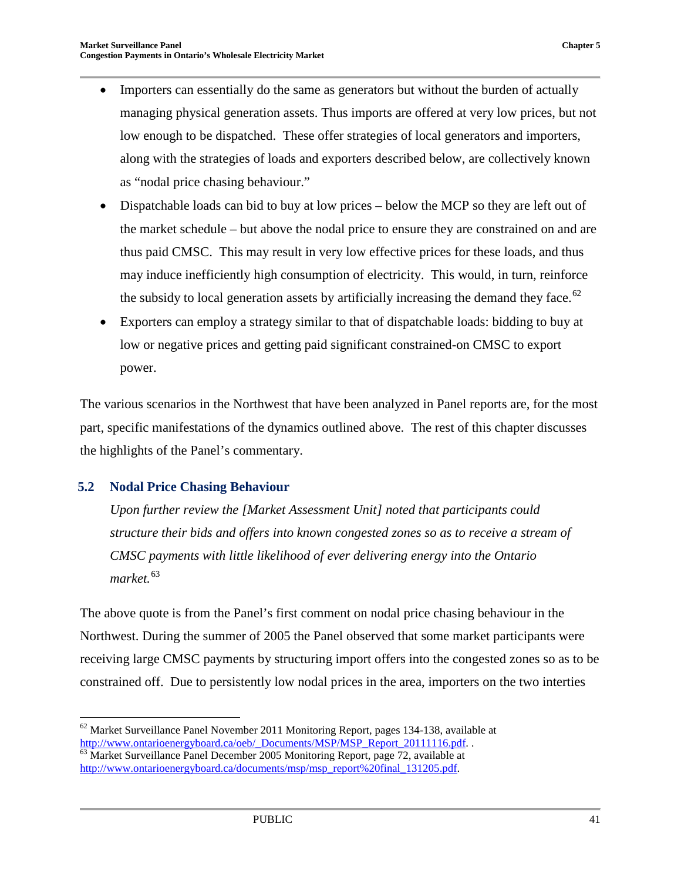- Importers can essentially do the same as generators but without the burden of actually managing physical generation assets. Thus imports are offered at very low prices, but not low enough to be dispatched. These offer strategies of local generators and importers, along with the strategies of loads and exporters described below, are collectively known as "nodal price chasing behaviour."
- Dispatchable loads can bid to buy at low prices – below the MCP so they are left out of the market schedule – but above the nodal price to ensure they are constrained on and are thus paid CMSC. This may result in very low effective prices for these loads, and thus may induce inefficiently high consumption of electricity. This would, in turn, reinforce the subsidy to local generation assets by artificially increasing the demand they face.[62]
- Exporters can employ a strategy similar to that of dispatchable loads: bidding to buy at low or negative prices and getting paid significant constrained-on CMSC to export power.

The various scenarios in the Northwest that have been analyzed in Panel reports are, for the most part, specific manifestations of the dynamics outlined above. The rest of this chapter discusses the highlights of the Panel's commentary.

## 5.2 Nodal Price Chasing Behaviour

> *Upon further review the [Market Assessment Unit] noted that participants could structure their bids and offers into known congested zones so as to receive a stream of CMSC payments with little likelihood of ever delivering energy into the Ontario market.*[63]

The above quote is from the Panel's first comment on nodal price chasing behaviour in the Northwest. During the summer of 2005 the Panel observed that some market participants were receiving large CMSC payments by structuring import offers into the congested zones so as to be constrained off. Due to persistently low nodal prices in the area, importers on the two interties

---

[62] Market Surveillance Panel November 2011 Monitoring Report, pages 134-138, available at http://www.ontarioenergyboard.ca/oeb/_Documents/MSP/MSP_Report_20111116.pdf. .

[63] Market Surveillance Panel December 2005 Monitoring Report, page 72, available at http://www.ontarioenergyboard.ca/documents/msp/msp_report%20final_131205.pdf.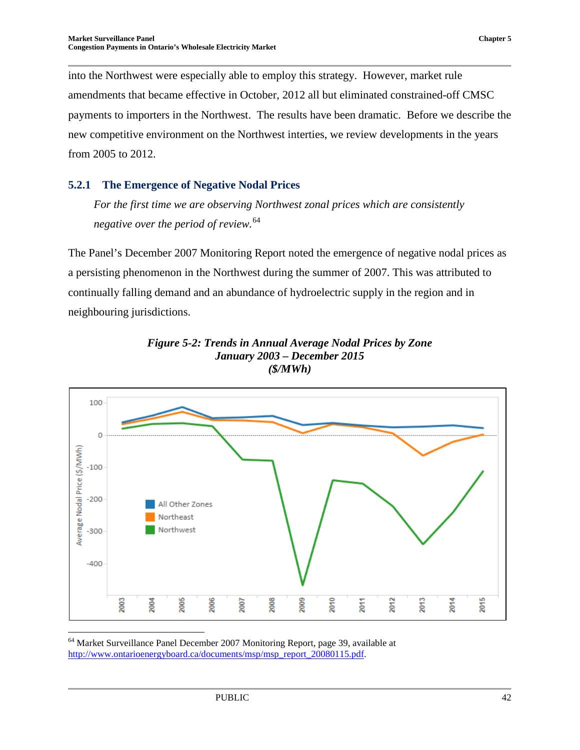into the Northwest were especially able to employ this strategy. However, market rule amendments that became effective in October, 2012 all but eliminated constrained-off CMSC payments to importers in the Northwest. The results have been dramatic. Before we describe the new competitive environment on the Northwest interties, we review developments in the years from 2005 to 2012.

### 5.2.1 The Emergence of Negative Nodal Prices

*For the first time we are observing Northwest zonal prices which are consistently negative over the period of review.*[64]

The Panel's December 2007 Monitoring Report noted the emergence of negative nodal prices as a persisting phenomenon in the Northwest during the summer of 2007. This was attributed to continually falling demand and an abundance of hydroelectric supply in the region and in neighbouring jurisdictions.

***Figure 5-2: Trends in Annual Average Nodal Prices by Zone***
***January 2003 – December 2015***
***($/MWh)***

[64] Market Surveillance Panel December 2007 Monitoring Report, page 39, available at http://www.ontarioenergyboard.ca/documents/msp/msp_report_20080115.pdf.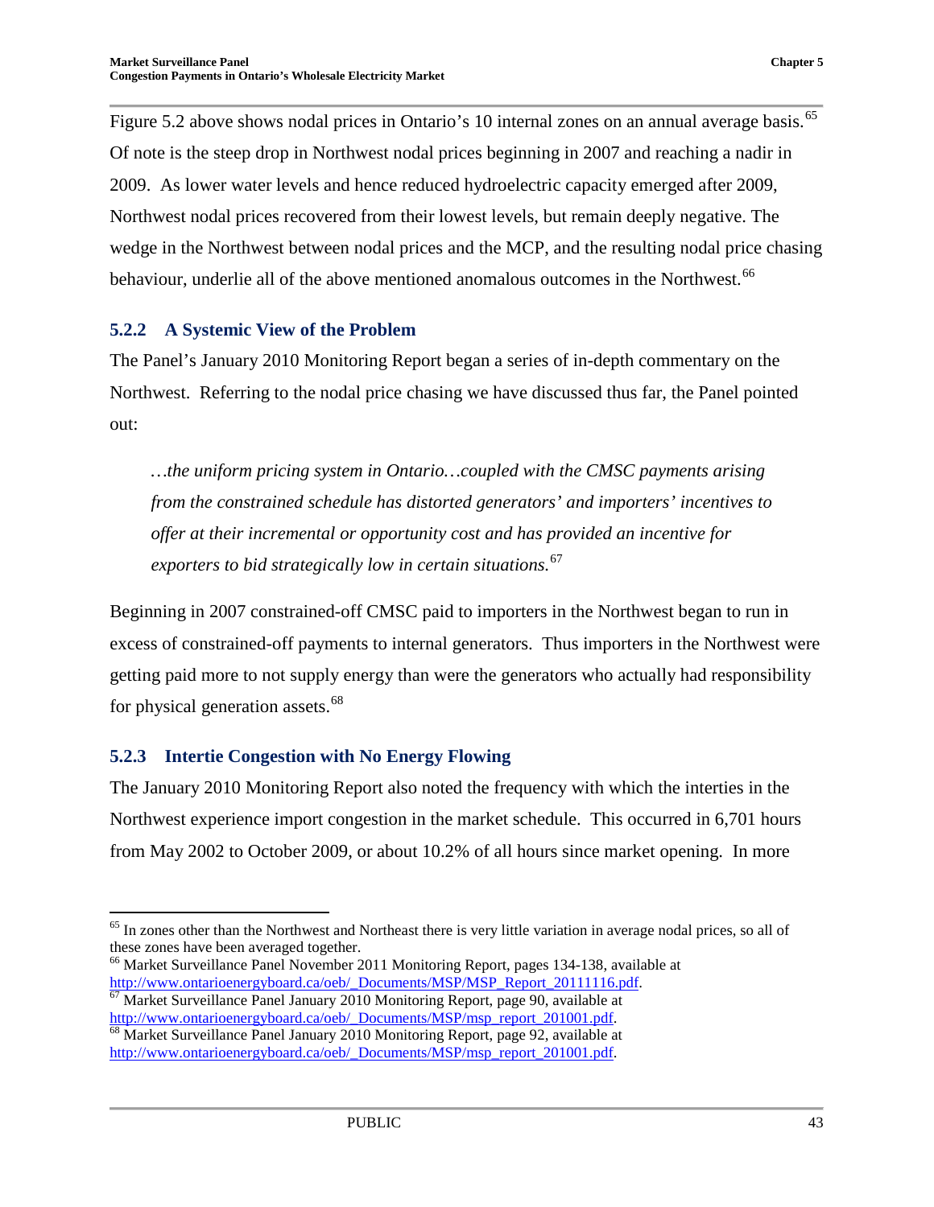Figure 5.2 above shows nodal prices in Ontario's 10 internal zones on an annual average basis.[65] Of note is the steep drop in Northwest nodal prices beginning in 2007 and reaching a nadir in 2009. As lower water levels and hence reduced hydroelectric capacity emerged after 2009, Northwest nodal prices recovered from their lowest levels, but remain deeply negative. The wedge in the Northwest between nodal prices and the MCP, and the resulting nodal price chasing behaviour, underlie all of the above mentioned anomalous outcomes in the Northwest.[66]

### 5.2.2 A Systemic View of the Problem

The Panel's January 2010 Monitoring Report began a series of in-depth commentary on the Northwest. Referring to the nodal price chasing we have discussed thus far, the Panel pointed out:

> *…the uniform pricing system in Ontario…coupled with the CMSC payments arising from the constrained schedule has distorted generators' and importers' incentives to offer at their incremental or opportunity cost and has provided an incentive for exporters to bid strategically low in certain situations.*[67]

Beginning in 2007 constrained-off CMSC paid to importers in the Northwest began to run in excess of constrained-off payments to internal generators. Thus importers in the Northwest were getting paid more to not supply energy than were the generators who actually had responsibility for physical generation assets.[68]

### 5.2.3 Intertie Congestion with No Energy Flowing

The January 2010 Monitoring Report also noted the frequency with which the interties in the Northwest experience import congestion in the market schedule. This occurred in 6,701 hours from May 2002 to October 2009, or about 10.2% of all hours since market opening. In more

---

[65] In zones other than the Northwest and Northeast there is very little variation in average nodal prices, so all of these zones have been averaged together.

[66] Market Surveillance Panel November 2011 Monitoring Report, pages 134-138, available at http://www.ontarioenergyboard.ca/oeb/_Documents/MSP/MSP_Report_20111116.pdf.

[67] Market Surveillance Panel January 2010 Monitoring Report, page 90, available at http://www.ontarioenergyboard.ca/oeb/_Documents/MSP/msp_report_201001.pdf.

[68] Market Surveillance Panel January 2010 Monitoring Report, page 92, available at http://www.ontarioenergyboard.ca/oeb/_Documents/MSP/msp_report_201001.pdf.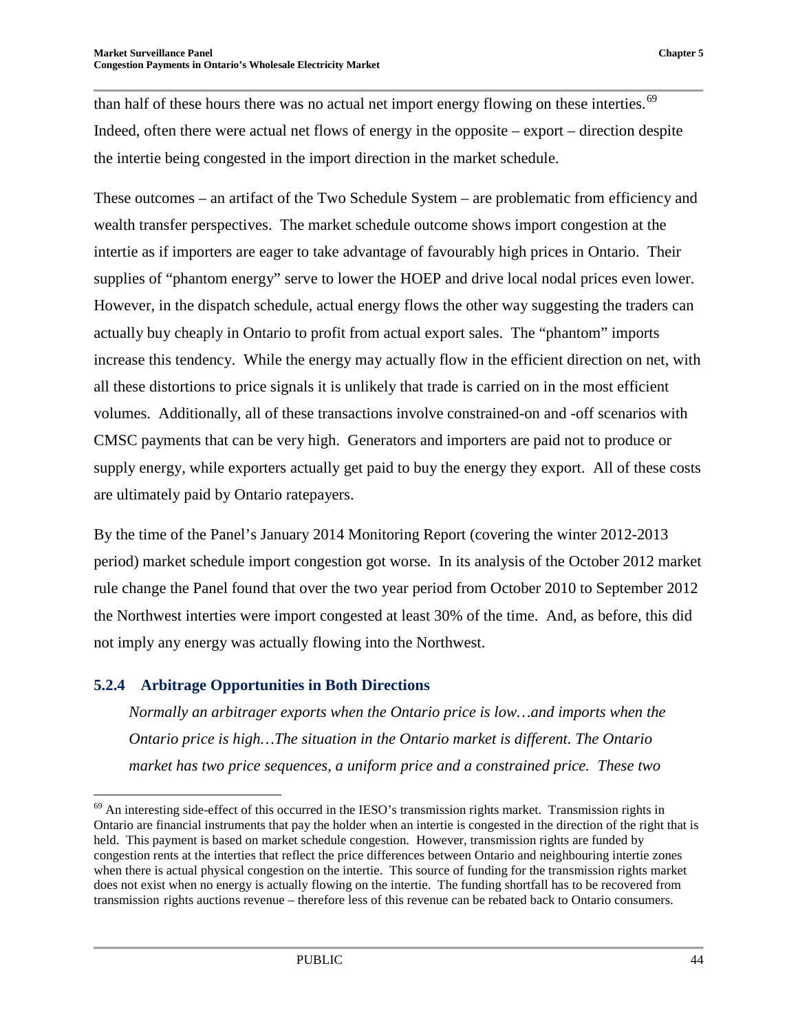than half of these hours there was no actual net import energy flowing on these interties.[69] Indeed, often there were actual net flows of energy in the opposite – export – direction despite the intertie being congested in the import direction in the market schedule.

These outcomes – an artifact of the Two Schedule System – are problematic from efficiency and wealth transfer perspectives. The market schedule outcome shows import congestion at the intertie as if importers are eager to take advantage of favourably high prices in Ontario. Their supplies of "phantom energy" serve to lower the HOEP and drive local nodal prices even lower. However, in the dispatch schedule, actual energy flows the other way suggesting the traders can actually buy cheaply in Ontario to profit from actual export sales. The "phantom" imports increase this tendency. While the energy may actually flow in the efficient direction on net, with all these distortions to price signals it is unlikely that trade is carried on in the most efficient volumes. Additionally, all of these transactions involve constrained-on and -off scenarios with CMSC payments that can be very high. Generators and importers are paid not to produce or supply energy, while exporters actually get paid to buy the energy they export. All of these costs are ultimately paid by Ontario ratepayers.

By the time of the Panel's January 2014 Monitoring Report (covering the winter 2012-2013 period) market schedule import congestion got worse. In its analysis of the October 2012 market rule change the Panel found that over the two year period from October 2010 to September 2012 the Northwest interties were import congested at least 30% of the time. And, as before, this did not imply any energy was actually flowing into the Northwest.

### 5.2.4 Arbitrage Opportunities in Both Directions

*Normally an arbitrager exports when the Ontario price is low…and imports when the Ontario price is high…The situation in the Ontario market is different. The Ontario market has two price sequences, a uniform price and a constrained price. These two*

[69] An interesting side-effect of this occurred in the IESO's transmission rights market. Transmission rights in Ontario are financial instruments that pay the holder when an intertie is congested in the direction of the right that is held. This payment is based on market schedule congestion. However, transmission rights are funded by congestion rents at the interties that reflect the price differences between Ontario and neighbouring intertie zones when there is actual physical congestion on the intertie. This source of funding for the transmission rights market does not exist when no energy is actually flowing on the intertie. The funding shortfall has to be recovered from transmission rights auctions revenue – therefore less of this revenue can be rebated back to Ontario consumers.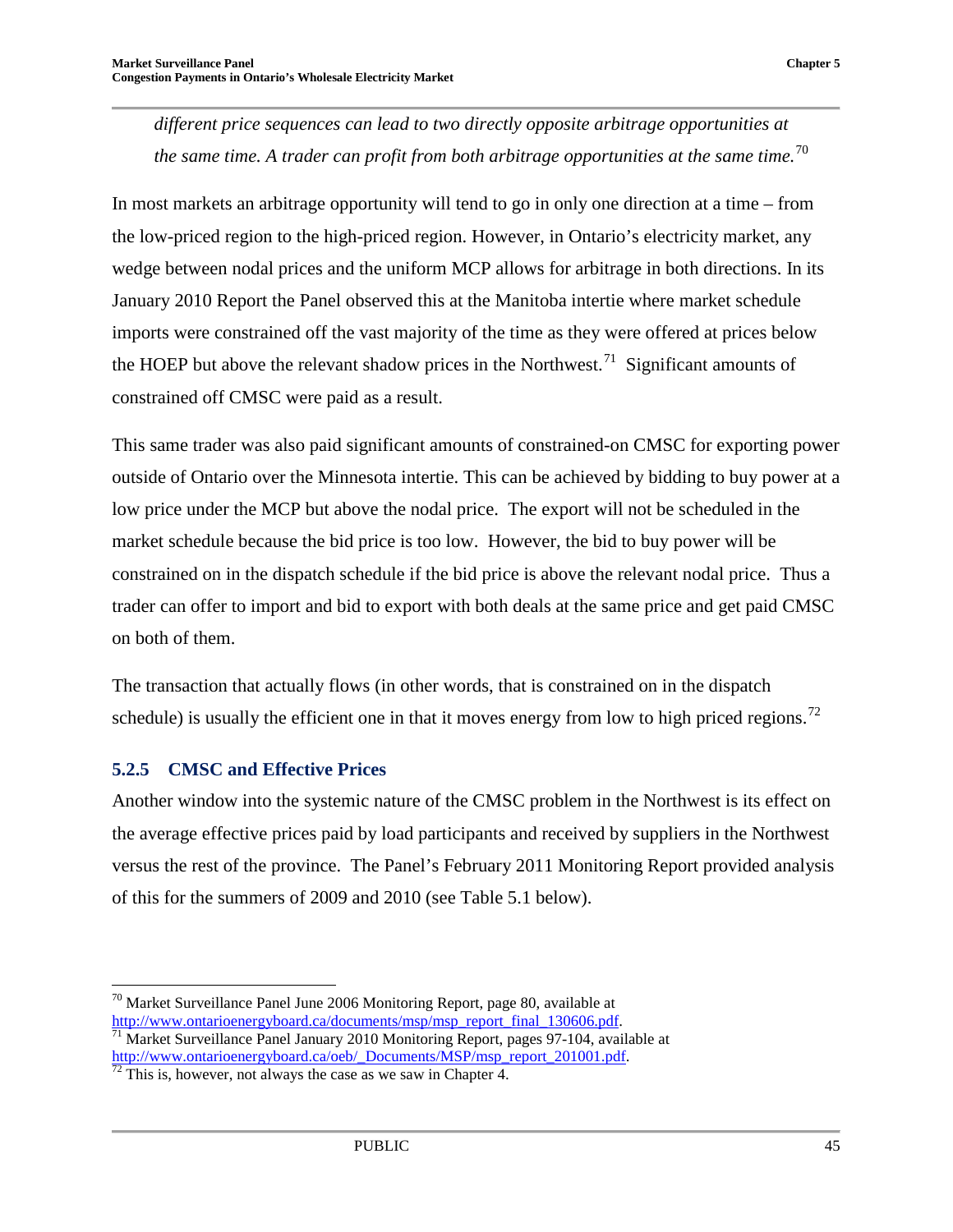*different price sequences can lead to two directly opposite arbitrage opportunities at the same time. A trader can profit from both arbitrage opportunities at the same time.*[70]

In most markets an arbitrage opportunity will tend to go in only one direction at a time – from the low-priced region to the high-priced region. However, in Ontario's electricity market, any wedge between nodal prices and the uniform MCP allows for arbitrage in both directions. In its January 2010 Report the Panel observed this at the Manitoba intertie where market schedule imports were constrained off the vast majority of the time as they were offered at prices below the HOEP but above the relevant shadow prices in the Northwest.[71] Significant amounts of constrained off CMSC were paid as a result.

This same trader was also paid significant amounts of constrained-on CMSC for exporting power outside of Ontario over the Minnesota intertie. This can be achieved by bidding to buy power at a low price under the MCP but above the nodal price. The export will not be scheduled in the market schedule because the bid price is too low. However, the bid to buy power will be constrained on in the dispatch schedule if the bid price is above the relevant nodal price. Thus a trader can offer to import and bid to export with both deals at the same price and get paid CMSC on both of them.

The transaction that actually flows (in other words, that is constrained on in the dispatch schedule) is usually the efficient one in that it moves energy from low to high priced regions.[72]

### 5.2.5 CMSC and Effective Prices

Another window into the systemic nature of the CMSC problem in the Northwest is its effect on the average effective prices paid by load participants and received by suppliers in the Northwest versus the rest of the province. The Panel's February 2011 Monitoring Report provided analysis of this for the summers of 2009 and 2010 (see Table 5.1 below).

---

[70] Market Surveillance Panel June 2006 Monitoring Report, page 80, available at http://www.ontarioenergyboard.ca/documents/msp/msp_report_final_130606.pdf.

[71] Market Surveillance Panel January 2010 Monitoring Report, pages 97-104, available at http://www.ontarioenergyboard.ca/oeb/_Documents/MSP/msp_report_201001.pdf.

[72] This is, however, not always the case as we saw in Chapter 4.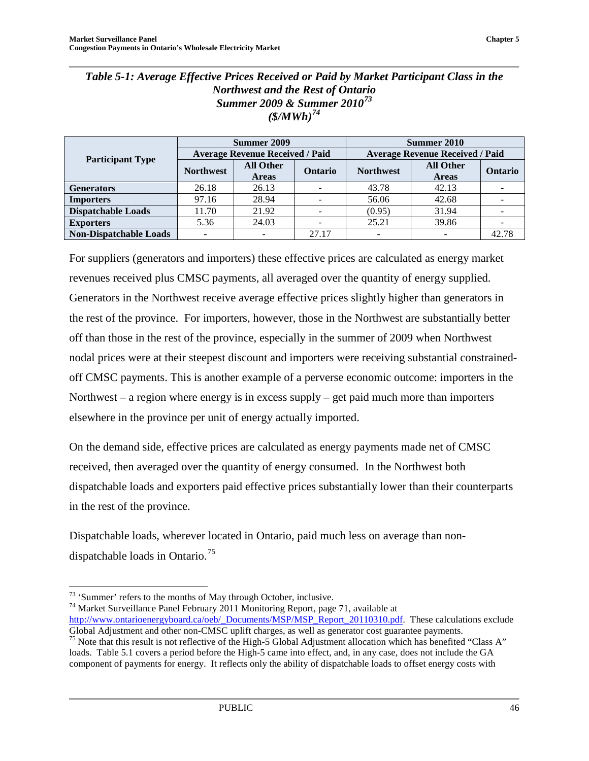*Table 5-1: Average Effective Prices Received or Paid by Market Participant Class in the Northwest and the Rest of Ontario Summer 2009 & Summer 2010[73] ($/MWh)[74]*

| Participant Type | Summer 2009 | | | Summer 2010 | | |
|---|---|---|---|---|---|---|
| | Average Revenue Received / Paid | | | Average Revenue Received / Paid | | |
| | Northwest | All Other Areas | Ontario | Northwest | All Other Areas | Ontario |
| **Generators** | 26.18 | 26.13 | - | 43.78 | 42.13 | - |
| **Importers** | 97.16 | 28.94 | - | 56.06 | 42.68 | - |
| **Dispatchable Loads** | 11.70 | 21.92 | - | (0.95) | 31.94 | - |
| **Exporters** | 5.36 | 24.03 | - | 25.21 | 39.86 | - |
| **Non-Dispatchable Loads** | - | - | 27.17 | - | - | 42.78 |

For suppliers (generators and importers) these effective prices are calculated as energy market revenues received plus CMSC payments, all averaged over the quantity of energy supplied. Generators in the Northwest receive average effective prices slightly higher than generators in the rest of the province. For importers, however, those in the Northwest are substantially better off than those in the rest of the province, especially in the summer of 2009 when Northwest nodal prices were at their steepest discount and importers were receiving substantial constrained-off CMSC payments. This is another example of a perverse economic outcome: importers in the Northwest – a region where energy is in excess supply – get paid much more than importers elsewhere in the province per unit of energy actually imported.

On the demand side, effective prices are calculated as energy payments made net of CMSC received, then averaged over the quantity of energy consumed. In the Northwest both dispatchable loads and exporters paid effective prices substantially lower than their counterparts in the rest of the province.

Dispatchable loads, wherever located in Ontario, paid much less on average than non-dispatchable loads in Ontario.[75]

---

[73] 'Summer' refers to the months of May through October, inclusive.

[74] Market Surveillance Panel February 2011 Monitoring Report, page 71, available at http://www.ontarioenergyboard.ca/oeb/_Documents/MSP/MSP_Report_20110310.pdf. These calculations exclude Global Adjustment and other non-CMSC uplift charges, as well as generator cost guarantee payments.

[75] Note that this result is not reflective of the High-5 Global Adjustment allocation which has benefited "Class A" loads. Table 5.1 covers a period before the High-5 came into effect, and, in any case, does not include the GA component of payments for energy. It reflects only the ability of dispatchable loads to offset energy costs with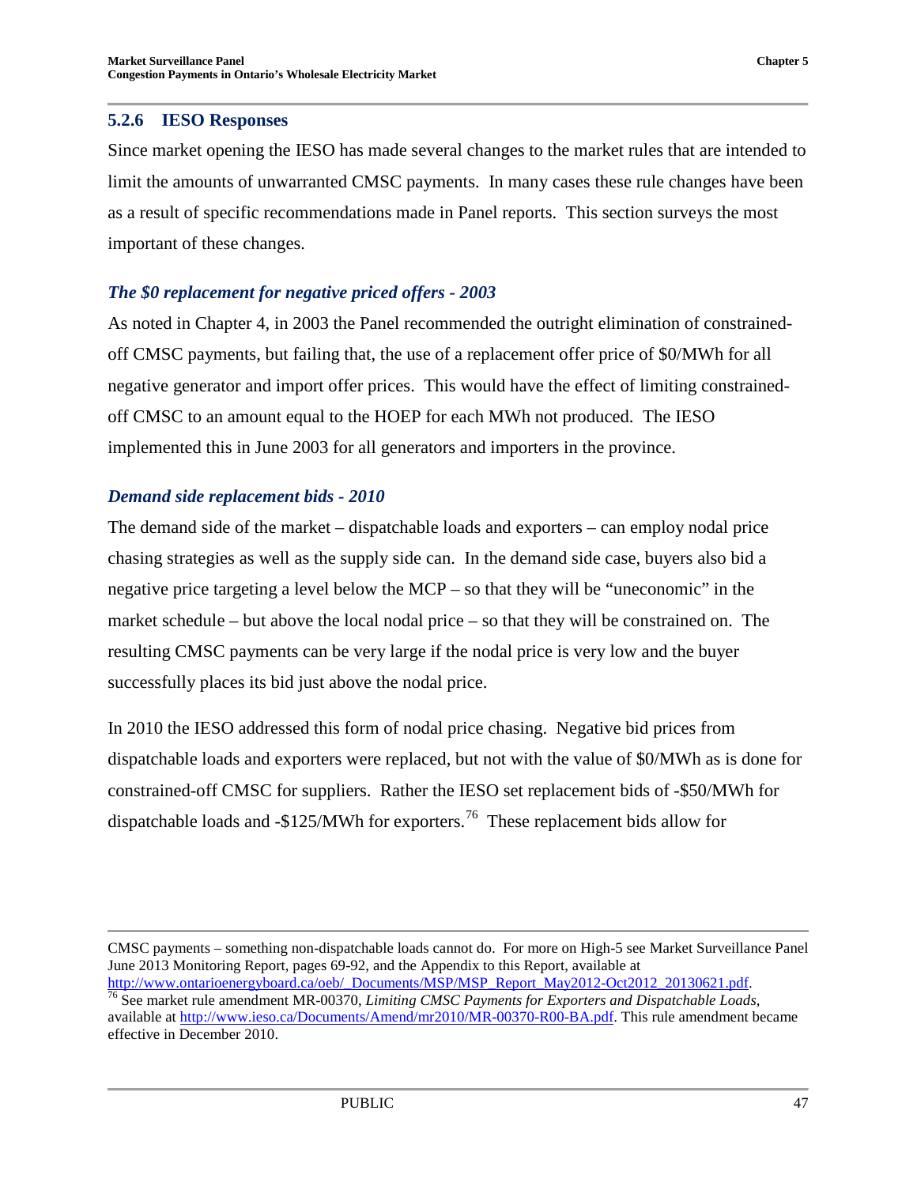### 5.2.6 IESO Responses

Since market opening the IESO has made several changes to the market rules that are intended to limit the amounts of unwarranted CMSC payments. In many cases these rule changes have been as a result of specific recommendations made in Panel reports. This section surveys the most important of these changes.

#### *The $0 replacement for negative priced offers - 2003*

As noted in Chapter 4, in 2003 the Panel recommended the outright elimination of constrained-off CMSC payments, but failing that, the use of a replacement offer price of $0/MWh for all negative generator and import offer prices. This would have the effect of limiting constrained-off CMSC to an amount equal to the HOEP for each MWh not produced. The IESO implemented this in June 2003 for all generators and importers in the province.

#### *Demand side replacement bids - 2010*

The demand side of the market – dispatchable loads and exporters – can employ nodal price chasing strategies as well as the supply side can. In the demand side case, buyers also bid a negative price targeting a level below the MCP – so that they will be "uneconomic" in the market schedule – but above the local nodal price – so that they will be constrained on. The resulting CMSC payments can be very large if the nodal price is very low and the buyer successfully places its bid just above the nodal price.

In 2010 the IESO addressed this form of nodal price chasing. Negative bid prices from dispatchable loads and exporters were replaced, but not with the value of $0/MWh as is done for constrained-off CMSC for suppliers. Rather the IESO set replacement bids of -$50/MWh for dispatchable loads and -$125/MWh for exporters.[76] These replacement bids allow for

---

CMSC payments – something non-dispatchable loads cannot do. For more on High-5 see Market Surveillance Panel June 2013 Monitoring Report, pages 69-92, and the Appendix to this Report, available at http://www.ontarioenergyboard.ca/oeb/_Documents/MSP/MSP_Report_May2012-Oct2012_20130621.pdf.

[76] See market rule amendment MR-00370, *Limiting CMSC Payments for Exporters and Dispatchable Loads*, available at http://www.ieso.ca/Documents/Amend/mr2010/MR-00370-R00-BA.pdf. This rule amendment became effective in December 2010.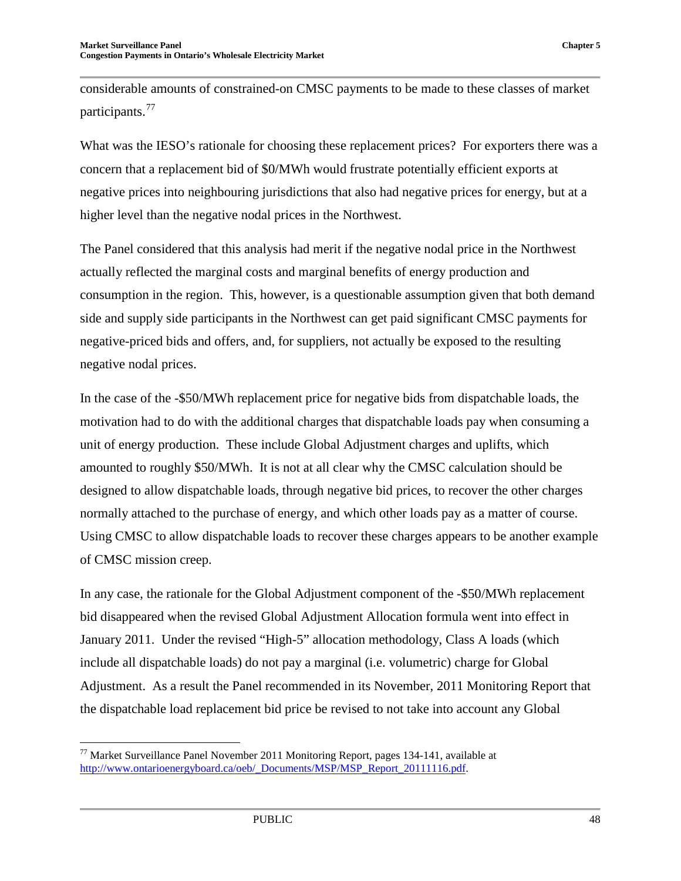considerable amounts of constrained-on CMSC payments to be made to these classes of market participants.[77]

What was the IESO's rationale for choosing these replacement prices? For exporters there was a concern that a replacement bid of $0/MWh would frustrate potentially efficient exports at negative prices into neighbouring jurisdictions that also had negative prices for energy, but at a higher level than the negative nodal prices in the Northwest.

The Panel considered that this analysis had merit if the negative nodal price in the Northwest actually reflected the marginal costs and marginal benefits of energy production and consumption in the region. This, however, is a questionable assumption given that both demand side and supply side participants in the Northwest can get paid significant CMSC payments for negative-priced bids and offers, and, for suppliers, not actually be exposed to the resulting negative nodal prices.

In the case of the -$50/MWh replacement price for negative bids from dispatchable loads, the motivation had to do with the additional charges that dispatchable loads pay when consuming a unit of energy production. These include Global Adjustment charges and uplifts, which amounted to roughly $50/MWh. It is not at all clear why the CMSC calculation should be designed to allow dispatchable loads, through negative bid prices, to recover the other charges normally attached to the purchase of energy, and which other loads pay as a matter of course. Using CMSC to allow dispatchable loads to recover these charges appears to be another example of CMSC mission creep.

In any case, the rationale for the Global Adjustment component of the -$50/MWh replacement bid disappeared when the revised Global Adjustment Allocation formula went into effect in January 2011. Under the revised "High-5" allocation methodology, Class A loads (which include all dispatchable loads) do not pay a marginal (i.e. volumetric) charge for Global Adjustment. As a result the Panel recommended in its November, 2011 Monitoring Report that the dispatchable load replacement bid price be revised to not take into account any Global

---

[77] Market Surveillance Panel November 2011 Monitoring Report, pages 134-141, available at http://www.ontarioenergyboard.ca/oeb/_Documents/MSP/MSP_Report_20111116.pdf.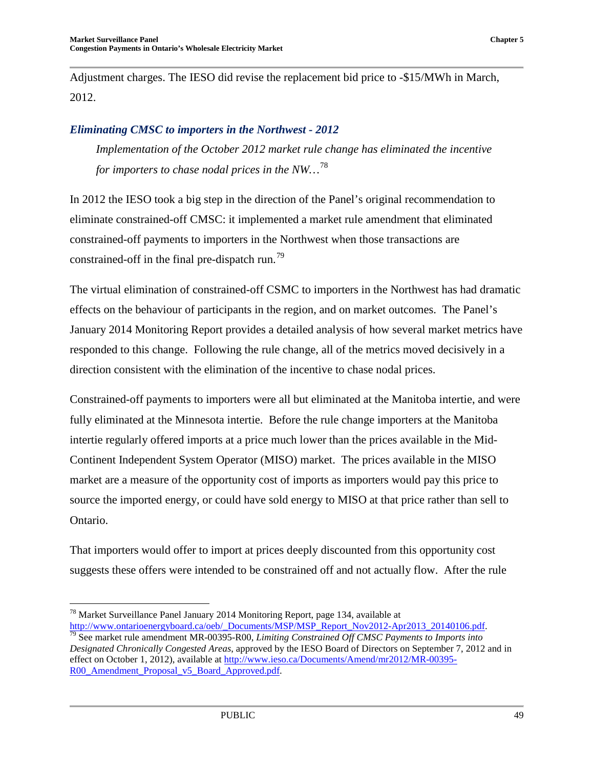Adjustment charges. The IESO did revise the replacement bid price to -$15/MWh in March, 2012.

### *Eliminating CMSC to importers in the Northwest - 2012*

> *Implementation of the October 2012 market rule change has eliminated the incentive for importers to chase nodal prices in the NW…*[78]

In 2012 the IESO took a big step in the direction of the Panel's original recommendation to eliminate constrained-off CMSC: it implemented a market rule amendment that eliminated constrained-off payments to importers in the Northwest when those transactions are constrained-off in the final pre-dispatch run.[79]

The virtual elimination of constrained-off CSMC to importers in the Northwest has had dramatic effects on the behaviour of participants in the region, and on market outcomes. The Panel's January 2014 Monitoring Report provides a detailed analysis of how several market metrics have responded to this change. Following the rule change, all of the metrics moved decisively in a direction consistent with the elimination of the incentive to chase nodal prices.

Constrained-off payments to importers were all but eliminated at the Manitoba intertie, and were fully eliminated at the Minnesota intertie. Before the rule change importers at the Manitoba intertie regularly offered imports at a price much lower than the prices available in the Mid-Continent Independent System Operator (MISO) market. The prices available in the MISO market are a measure of the opportunity cost of imports as importers would pay this price to source the imported energy, or could have sold energy to MISO at that price rather than sell to Ontario.

That importers would offer to import at prices deeply discounted from this opportunity cost suggests these offers were intended to be constrained off and not actually flow. After the rule

---

[78] Market Surveillance Panel January 2014 Monitoring Report, page 134, available at http://www.ontarioenergyboard.ca/oeb/_Documents/MSP/MSP_Report_Nov2012-Apr2013_20140106.pdf.

[79] See market rule amendment MR-00395-R00, *Limiting Constrained Off CMSC Payments to Imports into Designated Chronically Congested Areas*, approved by the IESO Board of Directors on September 7, 2012 and in effect on October 1, 2012), available at http://www.ieso.ca/Documents/Amend/mr2012/MR-00395-R00_Amendment_Proposal_v5_Board_Approved.pdf.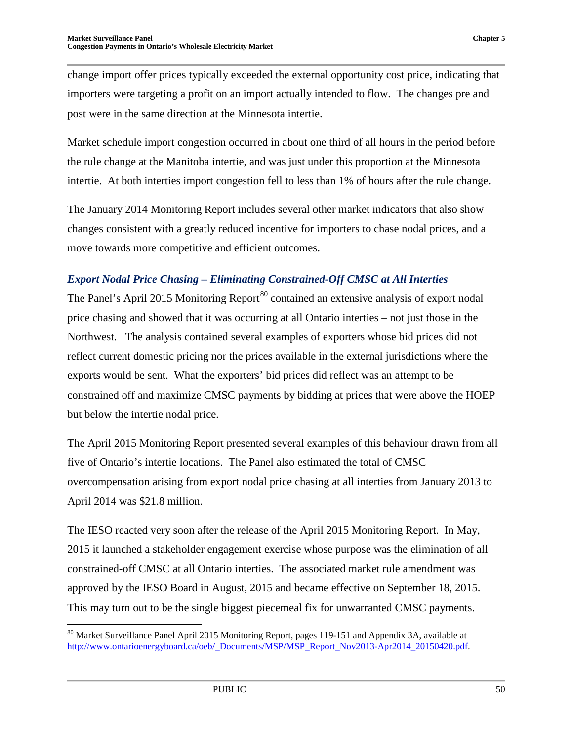change import offer prices typically exceeded the external opportunity cost price, indicating that importers were targeting a profit on an import actually intended to flow. The changes pre and post were in the same direction at the Minnesota intertie.

Market schedule import congestion occurred in about one third of all hours in the period before the rule change at the Manitoba intertie, and was just under this proportion at the Minnesota intertie. At both interties import congestion fell to less than 1% of hours after the rule change.

The January 2014 Monitoring Report includes several other market indicators that also show changes consistent with a greatly reduced incentive for importers to chase nodal prices, and a move towards more competitive and efficient outcomes.

### *Export Nodal Price Chasing – Eliminating Constrained-Off CMSC at All Interties*

The Panel's April 2015 Monitoring Report[80] contained an extensive analysis of export nodal price chasing and showed that it was occurring at all Ontario interties – not just those in the Northwest. The analysis contained several examples of exporters whose bid prices did not reflect current domestic pricing nor the prices available in the external jurisdictions where the exports would be sent. What the exporters' bid prices did reflect was an attempt to be constrained off and maximize CMSC payments by bidding at prices that were above the HOEP but below the intertie nodal price.

The April 2015 Monitoring Report presented several examples of this behaviour drawn from all five of Ontario's intertie locations. The Panel also estimated the total of CMSC overcompensation arising from export nodal price chasing at all interties from January 2013 to April 2014 was $21.8 million.

The IESO reacted very soon after the release of the April 2015 Monitoring Report. In May, 2015 it launched a stakeholder engagement exercise whose purpose was the elimination of all constrained-off CMSC at all Ontario interties. The associated market rule amendment was approved by the IESO Board in August, 2015 and became effective on September 18, 2015. This may turn out to be the single biggest piecemeal fix for unwarranted CMSC payments.

---

[80] Market Surveillance Panel April 2015 Monitoring Report, pages 119-151 and Appendix 3A, available at http://www.ontarioenergyboard.ca/oeb/_Documents/MSP/MSP_Report_Nov2013-Apr2014_20150420.pdf.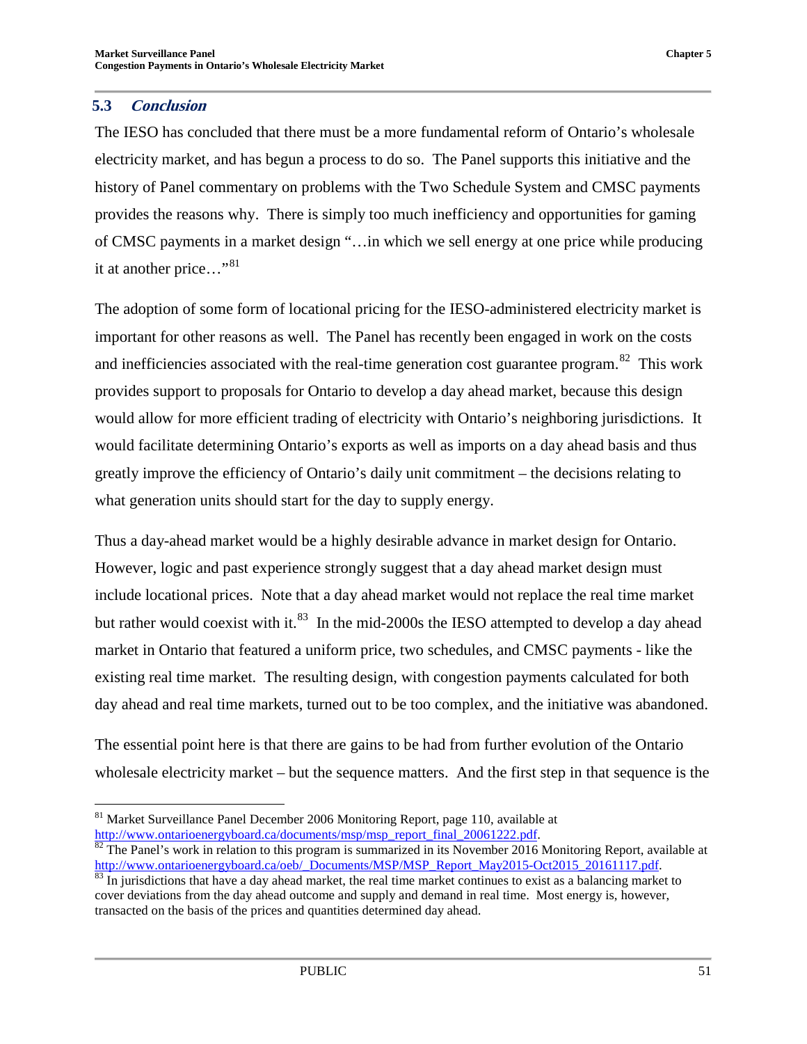## 5.3 *Conclusion*

The IESO has concluded that there must be a more fundamental reform of Ontario's wholesale electricity market, and has begun a process to do so. The Panel supports this initiative and the history of Panel commentary on problems with the Two Schedule System and CMSC payments provides the reasons why. There is simply too much inefficiency and opportunities for gaming of CMSC payments in a market design "…in which we sell energy at one price while producing it at another price…"[81]

The adoption of some form of locational pricing for the IESO-administered electricity market is important for other reasons as well. The Panel has recently been engaged in work on the costs and inefficiencies associated with the real-time generation cost guarantee program.[82] This work provides support to proposals for Ontario to develop a day ahead market, because this design would allow for more efficient trading of electricity with Ontario's neighboring jurisdictions. It would facilitate determining Ontario's exports as well as imports on a day ahead basis and thus greatly improve the efficiency of Ontario's daily unit commitment – the decisions relating to what generation units should start for the day to supply energy.

Thus a day-ahead market would be a highly desirable advance in market design for Ontario. However, logic and past experience strongly suggest that a day ahead market design must include locational prices. Note that a day ahead market would not replace the real time market but rather would coexist with it.[83] In the mid-2000s the IESO attempted to develop a day ahead market in Ontario that featured a uniform price, two schedules, and CMSC payments - like the existing real time market. The resulting design, with congestion payments calculated for both day ahead and real time markets, turned out to be too complex, and the initiative was abandoned.

The essential point here is that there are gains to be had from further evolution of the Ontario wholesale electricity market – but the sequence matters. And the first step in that sequence is the

---

[81] Market Surveillance Panel December 2006 Monitoring Report, page 110, available at http://www.ontarioenergyboard.ca/documents/msp/msp_report_final_20061222.pdf.

[82] The Panel's work in relation to this program is summarized in its November 2016 Monitoring Report, available at http://www.ontarioenergyboard.ca/oeb/_Documents/MSP/MSP_Report_May2015-Oct2015_20161117.pdf.

[83] In jurisdictions that have a day ahead market, the real time market continues to exist as a balancing market to cover deviations from the day ahead outcome and supply and demand in real time. Most energy is, however, transacted on the basis of the prices and quantities determined day ahead.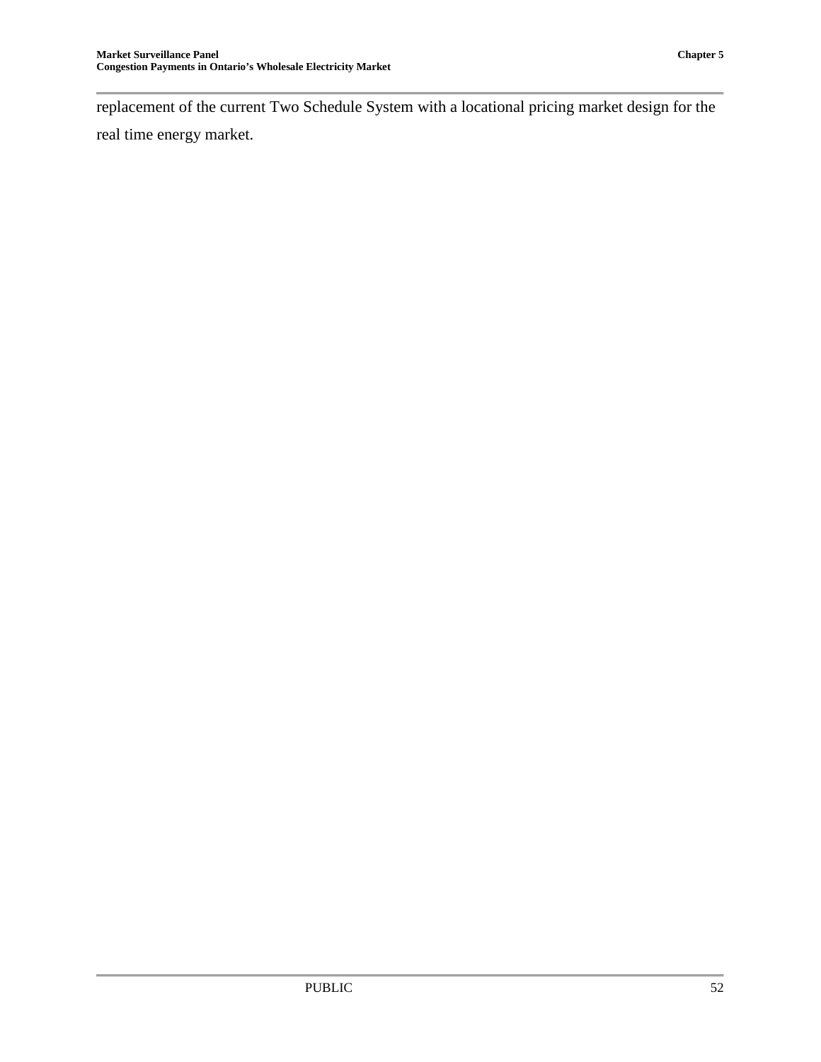replacement of the current Two Schedule System with a locational pricing market design for the real time energy market.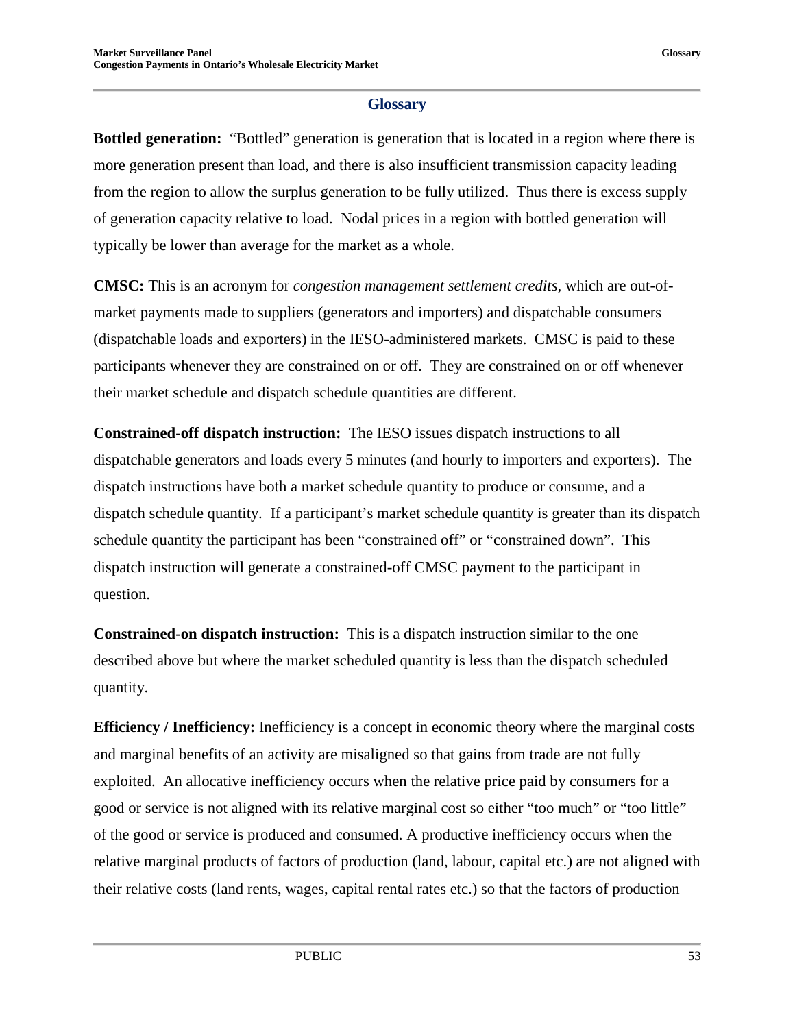## Glossary

**Bottled generation:** "Bottled" generation is generation that is located in a region where there is more generation present than load, and there is also insufficient transmission capacity leading from the region to allow the surplus generation to be fully utilized. Thus there is excess supply of generation capacity relative to load. Nodal prices in a region with bottled generation will typically be lower than average for the market as a whole.

**CMSC:** This is an acronym for *congestion management settlement credits,* which are out-of-market payments made to suppliers (generators and importers) and dispatchable consumers (dispatchable loads and exporters) in the IESO-administered markets. CMSC is paid to these participants whenever they are constrained on or off. They are constrained on or off whenever their market schedule and dispatch schedule quantities are different.

**Constrained-off dispatch instruction:** The IESO issues dispatch instructions to all dispatchable generators and loads every 5 minutes (and hourly to importers and exporters). The dispatch instructions have both a market schedule quantity to produce or consume, and a dispatch schedule quantity. If a participant's market schedule quantity is greater than its dispatch schedule quantity the participant has been "constrained off" or "constrained down". This dispatch instruction will generate a constrained-off CMSC payment to the participant in question.

**Constrained-on dispatch instruction:** This is a dispatch instruction similar to the one described above but where the market scheduled quantity is less than the dispatch scheduled quantity.

**Efficiency / Inefficiency:** Inefficiency is a concept in economic theory where the marginal costs and marginal benefits of an activity are misaligned so that gains from trade are not fully exploited. An allocative inefficiency occurs when the relative price paid by consumers for a good or service is not aligned with its relative marginal cost so either "too much" or "too little" of the good or service is produced and consumed. A productive inefficiency occurs when the relative marginal products of factors of production (land, labour, capital etc.) are not aligned with their relative costs (land rents, wages, capital rental rates etc.) so that the factors of production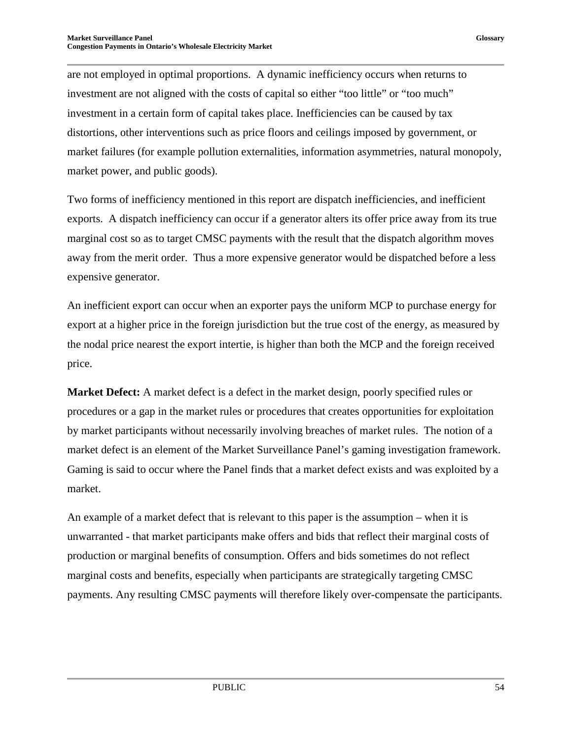are not employed in optimal proportions. A dynamic inefficiency occurs when returns to investment are not aligned with the costs of capital so either "too little" or "too much" investment in a certain form of capital takes place. Inefficiencies can be caused by tax distortions, other interventions such as price floors and ceilings imposed by government, or market failures (for example pollution externalities, information asymmetries, natural monopoly, market power, and public goods).

Two forms of inefficiency mentioned in this report are dispatch inefficiencies, and inefficient exports. A dispatch inefficiency can occur if a generator alters its offer price away from its true marginal cost so as to target CMSC payments with the result that the dispatch algorithm moves away from the merit order. Thus a more expensive generator would be dispatched before a less expensive generator.

An inefficient export can occur when an exporter pays the uniform MCP to purchase energy for export at a higher price in the foreign jurisdiction but the true cost of the energy, as measured by the nodal price nearest the export intertie, is higher than both the MCP and the foreign received price.

**Market Defect:** A market defect is a defect in the market design, poorly specified rules or procedures or a gap in the market rules or procedures that creates opportunities for exploitation by market participants without necessarily involving breaches of market rules. The notion of a market defect is an element of the Market Surveillance Panel's gaming investigation framework. Gaming is said to occur where the Panel finds that a market defect exists and was exploited by a market.

An example of a market defect that is relevant to this paper is the assumption – when it is unwarranted - that market participants make offers and bids that reflect their marginal costs of production or marginal benefits of consumption. Offers and bids sometimes do not reflect marginal costs and benefits, especially when participants are strategically targeting CMSC payments. Any resulting CMSC payments will therefore likely over-compensate the participants.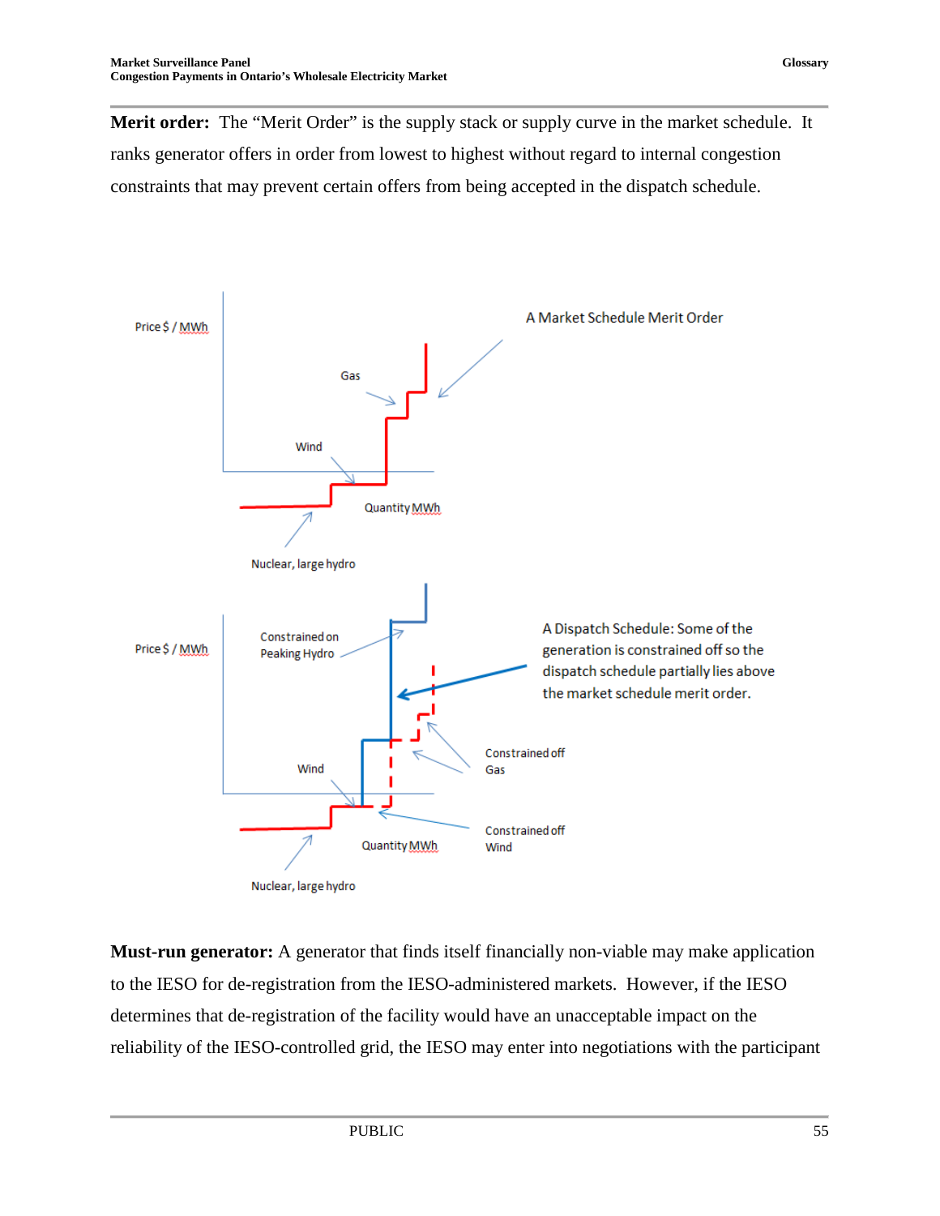**Merit order:** The "Merit Order" is the supply stack or supply curve in the market schedule. It ranks generator offers in order from lowest to highest without regard to internal congestion constraints that may prevent certain offers from being accepted in the dispatch schedule.

**Must-run generator:** A generator that finds itself financially non-viable may make application to the IESO for de-registration from the IESO-administered markets. However, if the IESO determines that de-registration of the facility would have an unacceptable impact on the reliability of the IESO-controlled grid, the IESO may enter into negotiations with the participant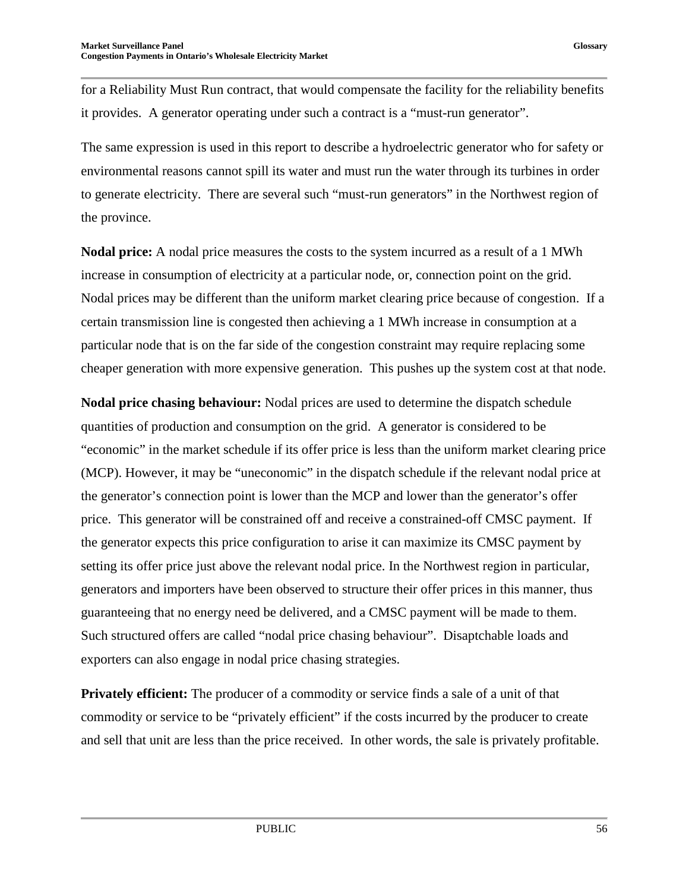for a Reliability Must Run contract, that would compensate the facility for the reliability benefits it provides. A generator operating under such a contract is a "must-run generator".

The same expression is used in this report to describe a hydroelectric generator who for safety or environmental reasons cannot spill its water and must run the water through its turbines in order to generate electricity. There are several such "must-run generators" in the Northwest region of the province.

**Nodal price:** A nodal price measures the costs to the system incurred as a result of a 1 MWh increase in consumption of electricity at a particular node, or, connection point on the grid. Nodal prices may be different than the uniform market clearing price because of congestion. If a certain transmission line is congested then achieving a 1 MWh increase in consumption at a particular node that is on the far side of the congestion constraint may require replacing some cheaper generation with more expensive generation. This pushes up the system cost at that node.

**Nodal price chasing behaviour:** Nodal prices are used to determine the dispatch schedule quantities of production and consumption on the grid. A generator is considered to be "economic" in the market schedule if its offer price is less than the uniform market clearing price (MCP). However, it may be "uneconomic" in the dispatch schedule if the relevant nodal price at the generator's connection point is lower than the MCP and lower than the generator's offer price. This generator will be constrained off and receive a constrained-off CMSC payment. If the generator expects this price configuration to arise it can maximize its CMSC payment by setting its offer price just above the relevant nodal price. In the Northwest region in particular, generators and importers have been observed to structure their offer prices in this manner, thus guaranteeing that no energy need be delivered, and a CMSC payment will be made to them. Such structured offers are called "nodal price chasing behaviour". Disaptchable loads and exporters can also engage in nodal price chasing strategies.

**Privately efficient:** The producer of a commodity or service finds a sale of a unit of that commodity or service to be "privately efficient" if the costs incurred by the producer to create and sell that unit are less than the price received. In other words, the sale is privately profitable.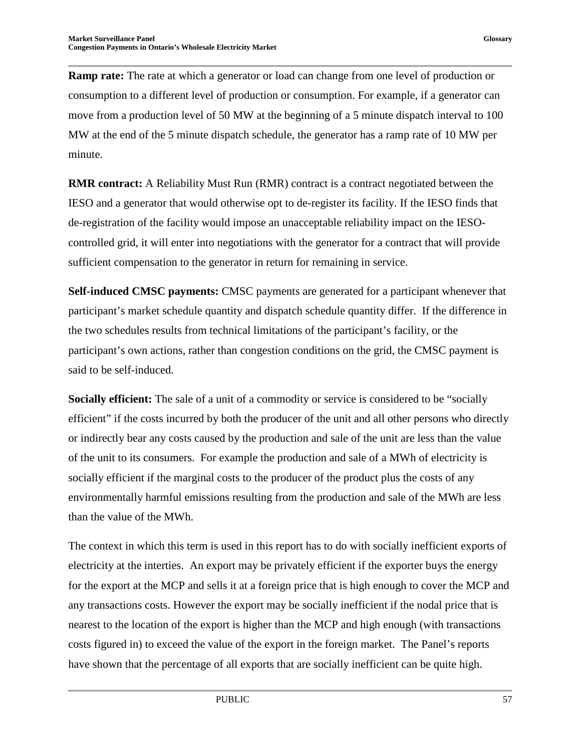**Ramp rate:** The rate at which a generator or load can change from one level of production or consumption to a different level of production or consumption. For example, if a generator can move from a production level of 50 MW at the beginning of a 5 minute dispatch interval to 100 MW at the end of the 5 minute dispatch schedule, the generator has a ramp rate of 10 MW per minute.

**RMR contract:** A Reliability Must Run (RMR) contract is a contract negotiated between the IESO and a generator that would otherwise opt to de-register its facility. If the IESO finds that de-registration of the facility would impose an unacceptable reliability impact on the IESO-controlled grid, it will enter into negotiations with the generator for a contract that will provide sufficient compensation to the generator in return for remaining in service.

**Self-induced CMSC payments:** CMSC payments are generated for a participant whenever that participant's market schedule quantity and dispatch schedule quantity differ. If the difference in the two schedules results from technical limitations of the participant's facility, or the participant's own actions, rather than congestion conditions on the grid, the CMSC payment is said to be self-induced.

**Socially efficient:** The sale of a unit of a commodity or service is considered to be "socially efficient" if the costs incurred by both the producer of the unit and all other persons who directly or indirectly bear any costs caused by the production and sale of the unit are less than the value of the unit to its consumers. For example the production and sale of a MWh of electricity is socially efficient if the marginal costs to the producer of the product plus the costs of any environmentally harmful emissions resulting from the production and sale of the MWh are less than the value of the MWh.

The context in which this term is used in this report has to do with socially inefficient exports of electricity at the interties. An export may be privately efficient if the exporter buys the energy for the export at the MCP and sells it at a foreign price that is high enough to cover the MCP and any transactions costs. However the export may be socially inefficient if the nodal price that is nearest to the location of the export is higher than the MCP and high enough (with transactions costs figured in) to exceed the value of the export in the foreign market. The Panel's reports have shown that the percentage of all exports that are socially inefficient can be quite high.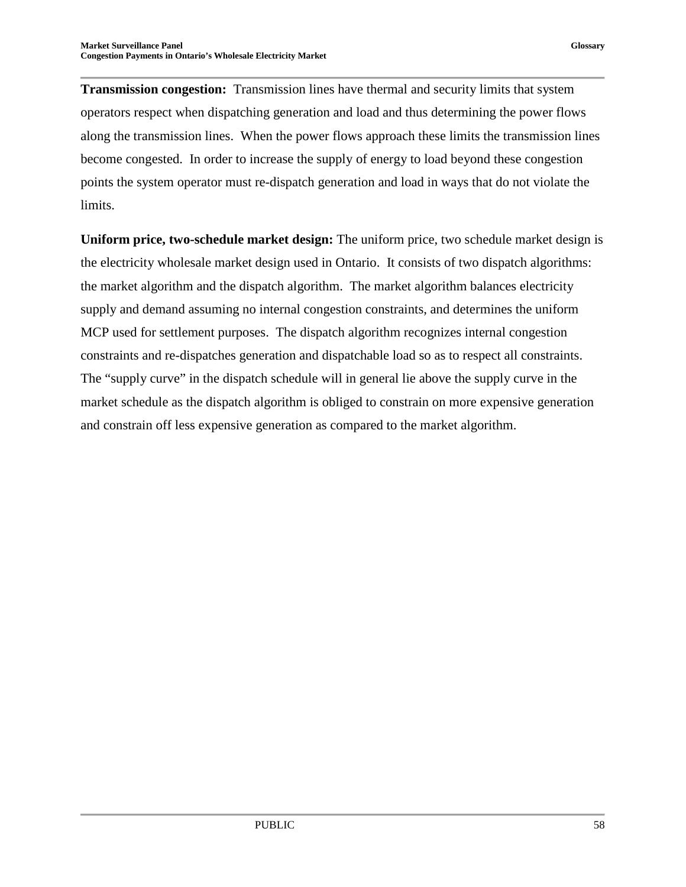**Transmission congestion:** Transmission lines have thermal and security limits that system operators respect when dispatching generation and load and thus determining the power flows along the transmission lines. When the power flows approach these limits the transmission lines become congested. In order to increase the supply of energy to load beyond these congestion points the system operator must re-dispatch generation and load in ways that do not violate the limits.

**Uniform price, two-schedule market design:** The uniform price, two schedule market design is the electricity wholesale market design used in Ontario. It consists of two dispatch algorithms: the market algorithm and the dispatch algorithm. The market algorithm balances electricity supply and demand assuming no internal congestion constraints, and determines the uniform MCP used for settlement purposes. The dispatch algorithm recognizes internal congestion constraints and re-dispatches generation and dispatchable load so as to respect all constraints. The "supply curve" in the dispatch schedule will in general lie above the supply curve in the market schedule as the dispatch algorithm is obliged to constrain on more expensive generation and constrain off less expensive generation as compared to the market algorithm.